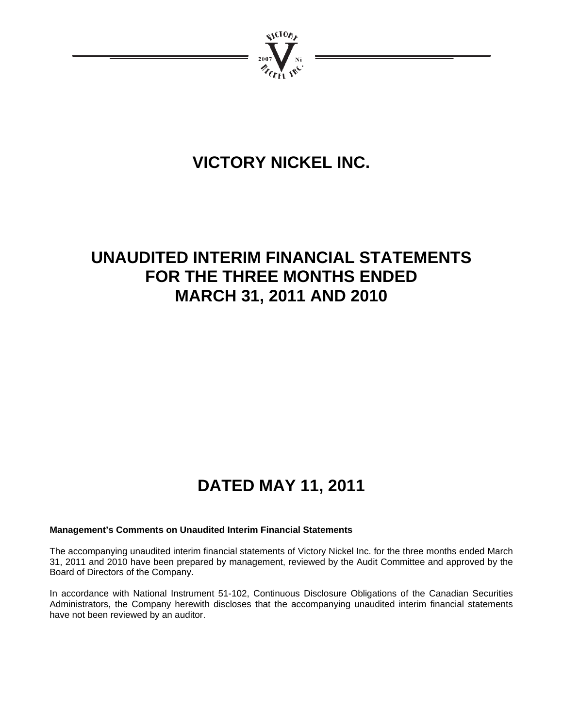# VICTORY NICKEL INC.

# UNAUDITED INTERIM FINANCIAL STATEMENTS FOR THE THREE MONTHS ENDED MARCH 31, 2011 AND 2010

# DATED MAY 11, 2011

**Management's Comments on Unaudited Interim Financial Statements**

The accompanying unaudited interim financial statements of Victory Nickel Inc. for the three months ended March 31, 2011 and 2010 have been prepared by management, reviewed by the Audit Committee and approved by the Board of Directors of the Company.

In accordance with National Instrument 51-102, Continuous Disclosure Obligations of the Canadian Securities Administrators, the Company herewith discloses that the accompanying unaudited interim financial statements have not been reviewed by an auditor.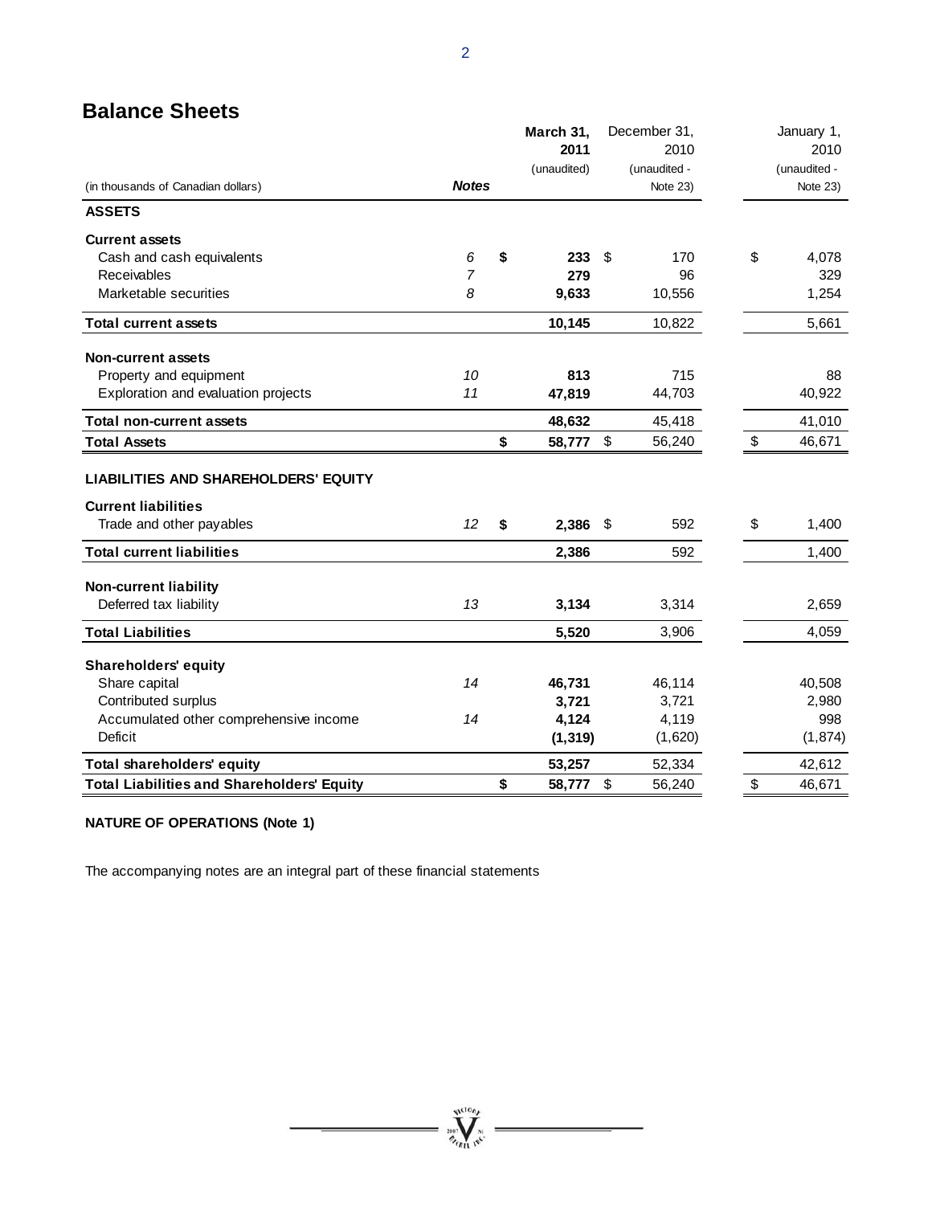## Balance Sheets

| (in thousands of Canadian dollars) | Notes | March 31, 2011 (unaudited) | December 31, 2010 (unaudited - Note 23) | January 1, 2010 (unaudited - Note 23) |
|---|---|---|---|---|
| **ASSETS** | | | | |
| **Current assets** | | | | |
| Cash and cash equivalents | 6 | **$ 233** | $ 170 | $ 4,078 |
| Receivables | 7 | **279** | 96 | 329 |
| Marketable securities | 8 | **9,633** | 10,556 | 1,254 |
| **Total current assets** | | **10,145** | 10,822 | 5,661 |
| **Non-current assets** | | | | |
| Property and equipment | 10 | **813** | 715 | 88 |
| Exploration and evaluation projects | 11 | **47,819** | 44,703 | 40,922 |
| **Total non-current assets** | | **48,632** | 45,418 | 41,010 |
| **Total Assets** | | **$ 58,777** | $ 56,240 | $ 46,671 |
| **LIABILITIES AND SHAREHOLDERS' EQUITY** | | | | |
| **Current liabilities** | | | | |
| Trade and other payables | 12 | **$ 2,386** | $ 592 | $ 1,400 |
| **Total current liabilities** | | **2,386** | 592 | 1,400 |
| **Non-current liability** | | | | |
| Deferred tax liability | 13 | **3,134** | 3,314 | 2,659 |
| **Total Liabilities** | | **5,520** | 3,906 | 4,059 |
| **Shareholders' equity** | | | | |
| Share capital | 14 | **46,731** | 46,114 | 40,508 |
| Contributed surplus | | **3,721** | 3,721 | 2,980 |
| Accumulated other comprehensive income | 14 | **4,124** | 4,119 | 998 |
| Deficit | | **(1,319)** | (1,620) | (1,874) |
| **Total shareholders' equity** | | **53,257** | 52,334 | 42,612 |
| **Total Liabilities and Shareholders' Equity** | | **$ 58,777** | $ 56,240 | $ 46,671 |

**NATURE OF OPERATIONS (Note 1)**

The accompanying notes are an integral part of these financial statements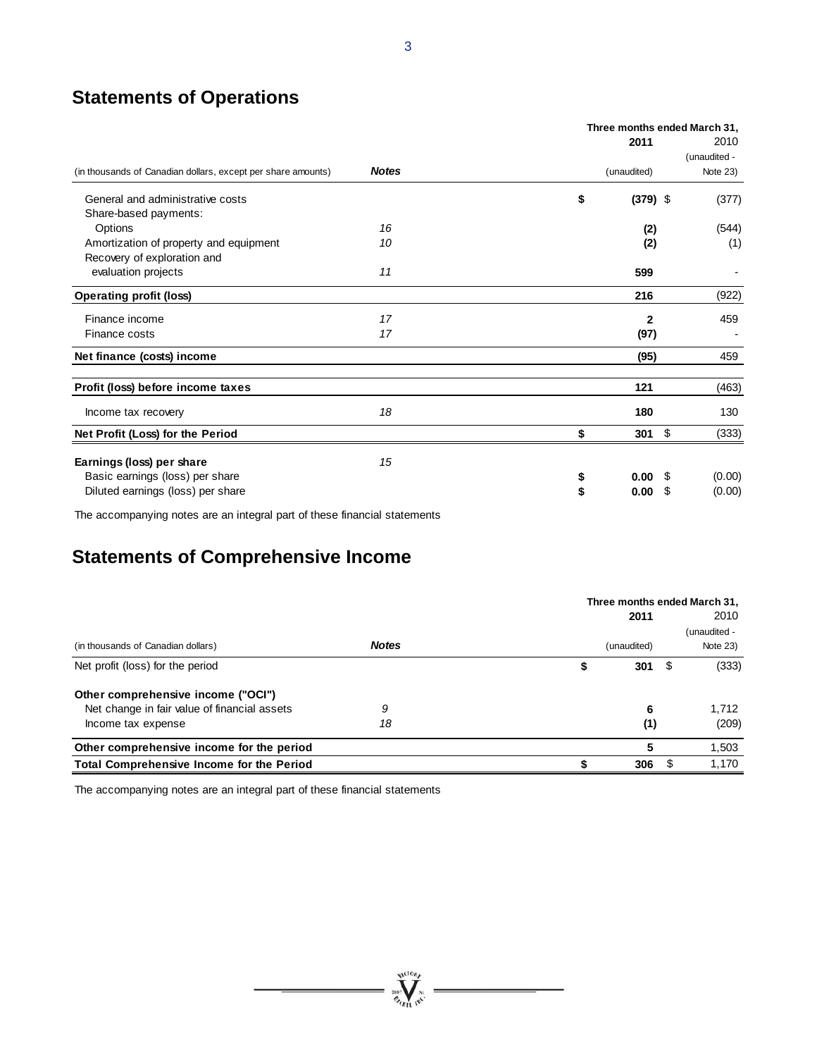## Statements of Operations

| (in thousands of Canadian dollars, except per share amounts) | Notes | Three months ended March 31, 2011 (unaudited) | 2010 (unaudited - Note 23) |
|---|---|---|---|
| General and administrative costs | | **$ (379)** | $ (377) |
| Share-based payments: | | | |
| Options | 16 | **(2)** | (544) |
| Amortization of property and equipment | 10 | **(2)** | (1) |
| Recovery of exploration and evaluation projects | 11 | **599** | - |
| **Operating profit (loss)** | | **216** | (922) |
| Finance income | 17 | **2** | 459 |
| Finance costs | 17 | **(97)** | - |
| **Net finance (costs) income** | | **(95)** | 459 |
| **Profit (loss) before income taxes** | | **121** | (463) |
| Income tax recovery | 18 | **180** | 130 |
| **Net Profit (Loss) for the Period** | | **$ 301** | $ (333) |
| **Earnings (loss) per share** | 15 | | |
| Basic earnings (loss) per share | | **$ 0.00** | $ (0.00) |
| Diluted earnings (loss) per share | | **$ 0.00** | $ (0.00) |

The accompanying notes are an integral part of these financial statements

## Statements of Comprehensive Income

| (in thousands of Canadian dollars) | Notes | Three months ended March 31, 2011 (unaudited) | 2010 (unaudited - Note 23) |
|---|---|---|---|
| Net profit (loss) for the period | | **$ 301** | $ (333) |
| **Other comprehensive income ("OCI")** | | | |
| Net change in fair value of financial assets | 9 | **6** | 1,712 |
| Income tax expense | 18 | **(1)** | (209) |
| **Other comprehensive income for the period** | | **5** | 1,503 |
| **Total Comprehensive Income for the Period** | | **$ 306** | $ 1,170 |

The accompanying notes are an integral part of these financial statements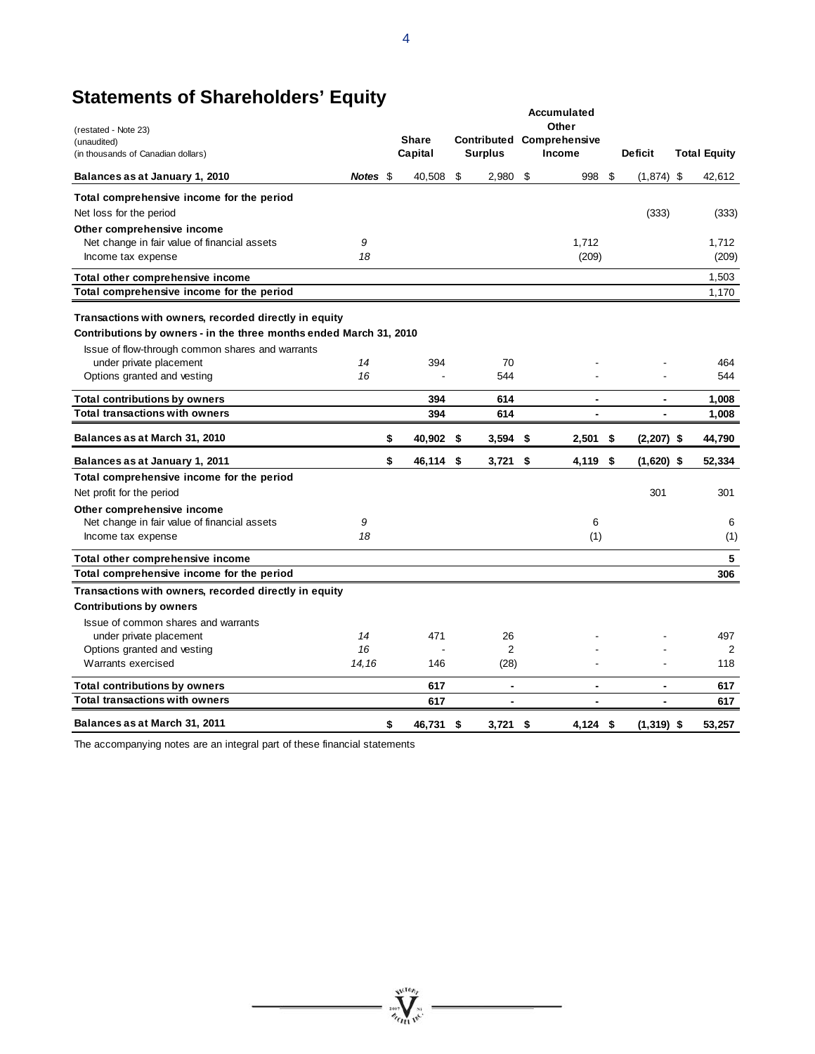# Statements of Shareholders' Equity

(restated - Note 23)
(unaudited)
(in thousands of Canadian dollars)

| | Notes | Share Capital | Contributed Surplus | Accumulated Other Comprehensive Income | Deficit | Total Equity |
|---|---|---|---|---|---|---|
| **Balances as at January 1, 2010** | | $ 40,508 | $ 2,980 | $ 998 | $ (1,874) | $ 42,612 |
| **Total comprehensive income for the period** | | | | | | |
| Net loss for the period | | | | | (333) | (333) |
| **Other comprehensive income** | | | | | | |
| Net change in fair value of financial assets | 9 | | | 1,712 | | 1,712 |
| Income tax expense | 18 | | | (209) | | (209) |
| **Total other comprehensive income** | | | | | | 1,503 |
| **Total comprehensive income for the period** | | | | | | 1,170 |
| **Transactions with owners, recorded directly in equity** | | | | | | |
| **Contributions by owners - in the three months ended March 31, 2010** | | | | | | |
| Issue of flow-through common shares and warrants under private placement | 14 | 394 | 70 | - | - | 464 |
| Options granted and vesting | 16 | - | 544 | - | - | 544 |
| **Total contributions by owners** | | **394** | **614** | **-** | **-** | **1,008** |
| **Total transactions with owners** | | **394** | **614** | **-** | **-** | **1,008** |
| **Balances as at March 31, 2010** | | **$ 40,902** | **$ 3,594** | **$ 2,501** | **$ (2,207)** | **$ 44,790** |
| **Balances as at January 1, 2011** | | **$ 46,114** | **$ 3,721** | **$ 4,119** | **$ (1,620)** | **$ 52,334** |
| **Total comprehensive income for the period** | | | | | | |
| Net profit for the period | | | | | 301 | 301 |
| **Other comprehensive income** | | | | | | |
| Net change in fair value of financial assets | 9 | | | 6 | | 6 |
| Income tax expense | 18 | | | (1) | | (1) |
| **Total other comprehensive income** | | | | | | **5** |
| **Total comprehensive income for the period** | | | | | | **306** |
| **Transactions with owners, recorded directly in equity** | | | | | | |
| **Contributions by owners** | | | | | | |
| Issue of common shares and warrants under private placement | 14 | 471 | 26 | - | - | 497 |
| Options granted and vesting | 16 | - | 2 | - | - | 2 |
| Warrants exercised | 14,16 | 146 | (28) | - | - | 118 |
| **Total contributions by owners** | | **617** | **-** | **-** | **-** | **617** |
| **Total transactions with owners** | | **617** | **-** | **-** | **-** | **617** |
| **Balances as at March 31, 2011** | | **$ 46,731** | **$ 3,721** | **$ 4,124** | **$ (1,319)** | **$ 53,257** |

The accompanying notes are an integral part of these financial statements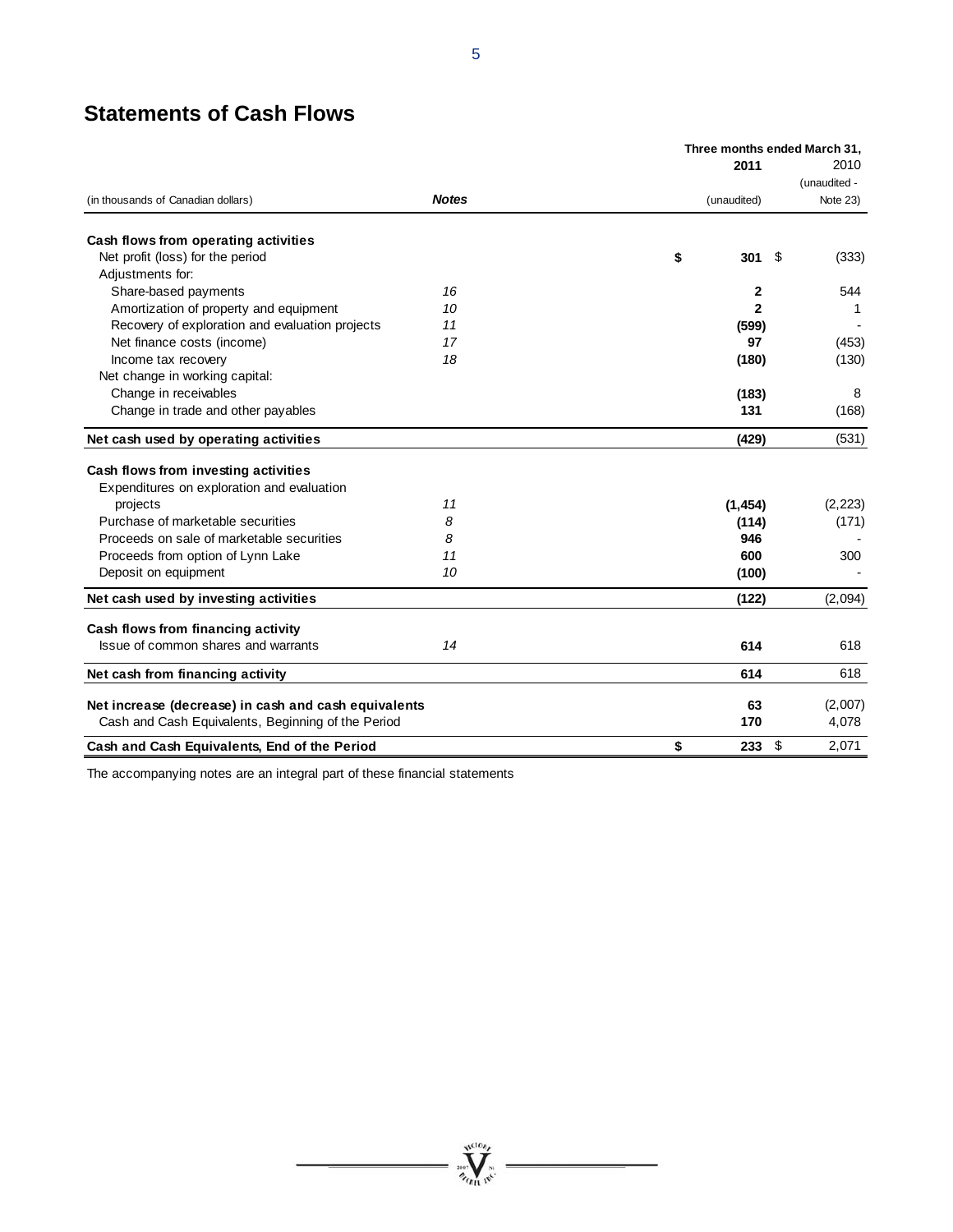## Statements of Cash Flows

| (in thousands of Canadian dollars) | Notes | Three months ended March 31, 2011 (unaudited) | 2010 (unaudited - Note 23) |
|---|---|---|---|
| **Cash flows from operating activities** | | | |
| Net profit (loss) for the period | | **$ 301** | $ (333) |
| Adjustments for: | | | |
| Share-based payments | *16* | **2** | 544 |
| Amortization of property and equipment | *10* | **2** | 1 |
| Recovery of exploration and evaluation projects | *11* | **(599)** | - |
| Net finance costs (income) | *17* | **97** | (453) |
| Income tax recovery | *18* | **(180)** | (130) |
| Net change in working capital: | | | |
| Change in receivables | | **(183)** | 8 |
| Change in trade and other payables | | **131** | (168) |
| **Net cash used by operating activities** | | **(429)** | (531) |
| **Cash flows from investing activities** | | | |
| Expenditures on exploration and evaluation projects | *11* | **(1,454)** | (2,223) |
| Purchase of marketable securities | *8* | **(114)** | (171) |
| Proceeds on sale of marketable securities | *8* | **946** | - |
| Proceeds from option of Lynn Lake | *11* | **600** | 300 |
| Deposit on equipment | *10* | **(100)** | - |
| **Net cash used by investing activities** | | **(122)** | (2,094) |
| **Cash flows from financing activity** | | | |
| Issue of common shares and warrants | *14* | **614** | 618 |
| **Net cash from financing activity** | | **614** | 618 |
| **Net increase (decrease) in cash and cash equivalents** | | **63** | (2,007) |
| Cash and Cash Equivalents, Beginning of the Period | | **170** | 4,078 |
| **Cash and Cash Equivalents, End of the Period** | | **$ 233** | $ 2,071 |

The accompanying notes are an integral part of these financial statements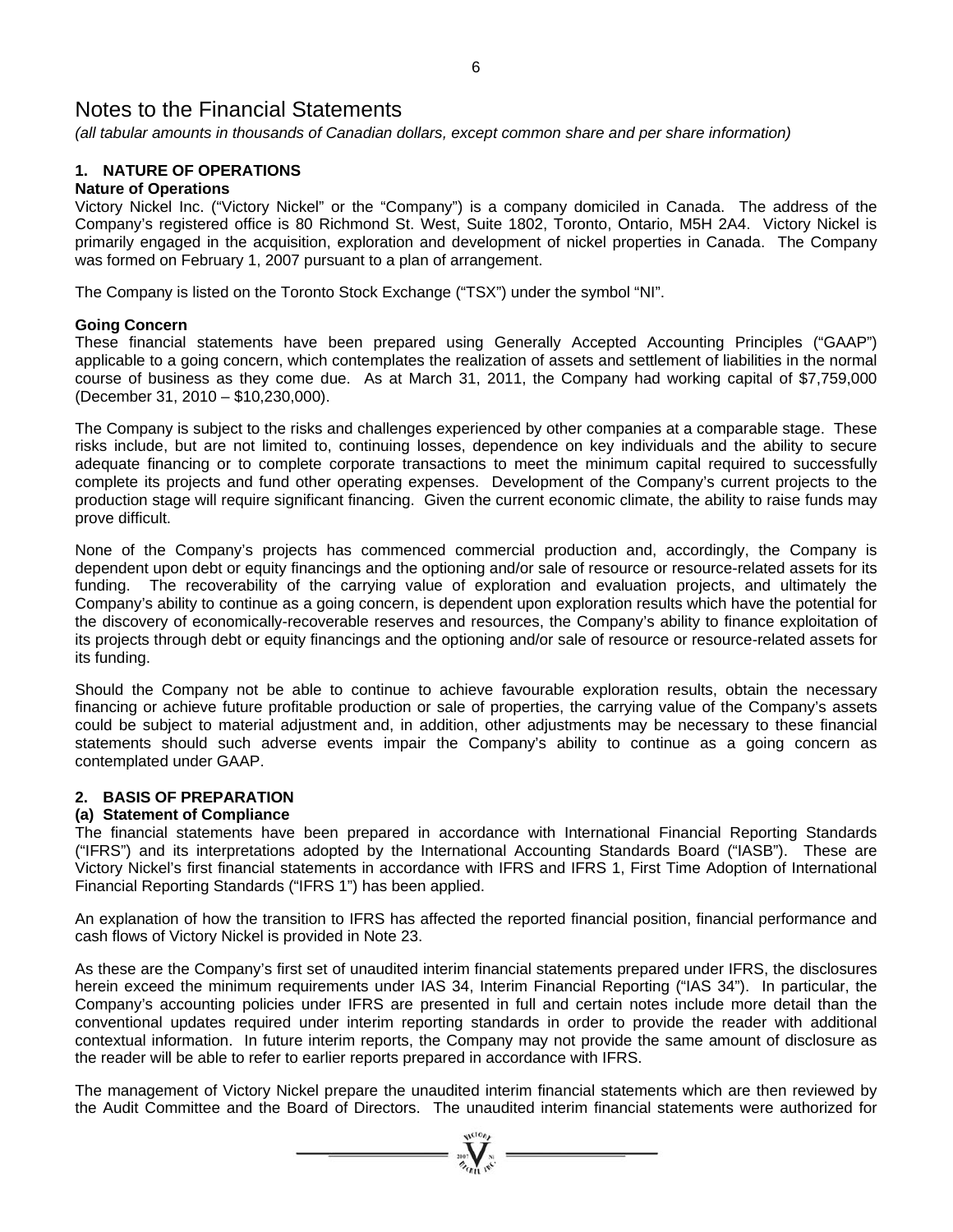# Notes to the Financial Statements

*(all tabular amounts in thousands of Canadian dollars, except common share and per share information)*

## 1. NATURE OF OPERATIONS

### Nature of Operations

Victory Nickel Inc. ("Victory Nickel" or the "Company") is a company domiciled in Canada. The address of the Company's registered office is 80 Richmond St. West, Suite 1802, Toronto, Ontario, M5H 2A4. Victory Nickel is primarily engaged in the acquisition, exploration and development of nickel properties in Canada. The Company was formed on February 1, 2007 pursuant to a plan of arrangement.

The Company is listed on the Toronto Stock Exchange ("TSX") under the symbol "NI".

### Going Concern

These financial statements have been prepared using Generally Accepted Accounting Principles ("GAAP") applicable to a going concern, which contemplates the realization of assets and settlement of liabilities in the normal course of business as they come due. As at March 31, 2011, the Company had working capital of $7,759,000 (December 31, 2010 – $10,230,000).

The Company is subject to the risks and challenges experienced by other companies at a comparable stage. These risks include, but are not limited to, continuing losses, dependence on key individuals and the ability to secure adequate financing or to complete corporate transactions to meet the minimum capital required to successfully complete its projects and fund other operating expenses. Development of the Company's current projects to the production stage will require significant financing. Given the current economic climate, the ability to raise funds may prove difficult.

None of the Company's projects has commenced commercial production and, accordingly, the Company is dependent upon debt or equity financings and the optioning and/or sale of resource or resource-related assets for its funding. The recoverability of the carrying value of exploration and evaluation projects, and ultimately the Company's ability to continue as a going concern, is dependent upon exploration results which have the potential for the discovery of economically-recoverable reserves and resources, the Company's ability to finance exploitation of its projects through debt or equity financings and the optioning and/or sale of resource or resource-related assets for its funding.

Should the Company not be able to continue to achieve favourable exploration results, obtain the necessary financing or achieve future profitable production or sale of properties, the carrying value of the Company's assets could be subject to material adjustment and, in addition, other adjustments may be necessary to these financial statements should such adverse events impair the Company's ability to continue as a going concern as contemplated under GAAP.

## 2. BASIS OF PREPARATION

### (a) Statement of Compliance

The financial statements have been prepared in accordance with International Financial Reporting Standards ("IFRS") and its interpretations adopted by the International Accounting Standards Board ("IASB"). These are Victory Nickel's first financial statements in accordance with IFRS and IFRS 1, First Time Adoption of International Financial Reporting Standards ("IFRS 1") has been applied.

An explanation of how the transition to IFRS has affected the reported financial position, financial performance and cash flows of Victory Nickel is provided in Note 23.

As these are the Company's first set of unaudited interim financial statements prepared under IFRS, the disclosures herein exceed the minimum requirements under IAS 34, Interim Financial Reporting ("IAS 34"). In particular, the Company's accounting policies under IFRS are presented in full and certain notes include more detail than the conventional updates required under interim reporting standards in order to provide the reader with additional contextual information. In future interim reports, the Company may not provide the same amount of disclosure as the reader will be able to refer to earlier reports prepared in accordance with IFRS.

The management of Victory Nickel prepare the unaudited interim financial statements which are then reviewed by the Audit Committee and the Board of Directors. The unaudited interim financial statements were authorized for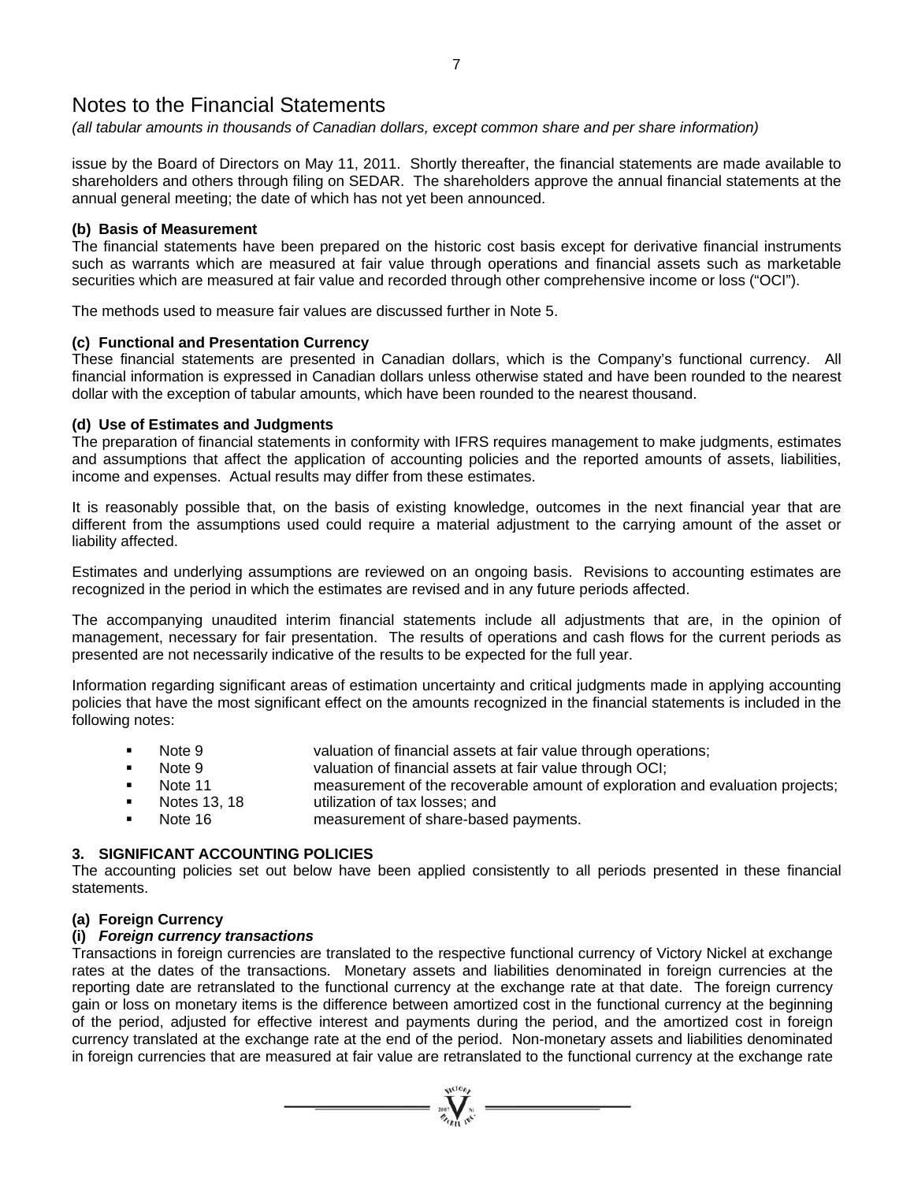# Notes to the Financial Statements

*(all tabular amounts in thousands of Canadian dollars, except common share and per share information)*

issue by the Board of Directors on May 11, 2011. Shortly thereafter, the financial statements are made available to shareholders and others through filing on SEDAR. The shareholders approve the annual financial statements at the annual general meeting; the date of which has not yet been announced.

**(b) Basis of Measurement**

The financial statements have been prepared on the historic cost basis except for derivative financial instruments such as warrants which are measured at fair value through operations and financial assets such as marketable securities which are measured at fair value and recorded through other comprehensive income or loss ("OCI").

The methods used to measure fair values are discussed further in Note 5.

**(c) Functional and Presentation Currency**

These financial statements are presented in Canadian dollars, which is the Company's functional currency. All financial information is expressed in Canadian dollars unless otherwise stated and have been rounded to the nearest dollar with the exception of tabular amounts, which have been rounded to the nearest thousand.

**(d) Use of Estimates and Judgments**

The preparation of financial statements in conformity with IFRS requires management to make judgments, estimates and assumptions that affect the application of accounting policies and the reported amounts of assets, liabilities, income and expenses. Actual results may differ from these estimates.

It is reasonably possible that, on the basis of existing knowledge, outcomes in the next financial year that are different from the assumptions used could require a material adjustment to the carrying amount of the asset or liability affected.

Estimates and underlying assumptions are reviewed on an ongoing basis. Revisions to accounting estimates are recognized in the period in which the estimates are revised and in any future periods affected.

The accompanying unaudited interim financial statements include all adjustments that are, in the opinion of management, necessary for fair presentation. The results of operations and cash flows for the current periods as presented are not necessarily indicative of the results to be expected for the full year.

Information regarding significant areas of estimation uncertainty and critical judgments made in applying accounting policies that have the most significant effect on the amounts recognized in the financial statements is included in the following notes:

- Note 9 — valuation of financial assets at fair value through operations;
- Note 9 — valuation of financial assets at fair value through OCI;
- Note 11 — measurement of the recoverable amount of exploration and evaluation projects;
- Notes 13, 18 — utilization of tax losses; and
- Note 16 — measurement of share-based payments.

## 3. SIGNIFICANT ACCOUNTING POLICIES

The accounting policies set out below have been applied consistently to all periods presented in these financial statements.

**(a) Foreign Currency**

**(i) *Foreign currency transactions***

Transactions in foreign currencies are translated to the respective functional currency of Victory Nickel at exchange rates at the dates of the transactions. Monetary assets and liabilities denominated in foreign currencies at the reporting date are retranslated to the functional currency at the exchange rate at that date. The foreign currency gain or loss on monetary items is the difference between amortized cost in the functional currency at the beginning of the period, adjusted for effective interest and payments during the period, and the amortized cost in foreign currency translated at the exchange rate at the end of the period. Non-monetary assets and liabilities denominated in foreign currencies that are measured at fair value are retranslated to the functional currency at the exchange rate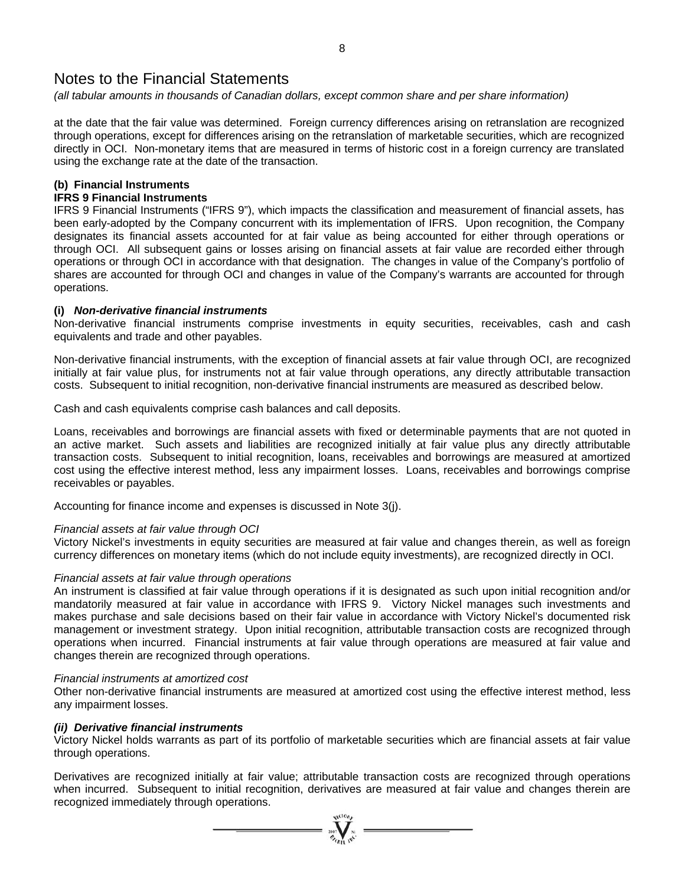# Notes to the Financial Statements

*(all tabular amounts in thousands of Canadian dollars, except common share and per share information)*

at the date that the fair value was determined. Foreign currency differences arising on retranslation are recognized through operations, except for differences arising on the retranslation of marketable securities, which are recognized directly in OCI. Non-monetary items that are measured in terms of historic cost in a foreign currency are translated using the exchange rate at the date of the transaction.

**(b) Financial Instruments**

**IFRS 9 Financial Instruments**

IFRS 9 Financial Instruments ("IFRS 9"), which impacts the classification and measurement of financial assets, has been early-adopted by the Company concurrent with its implementation of IFRS. Upon recognition, the Company designates its financial assets accounted for at fair value as being accounted for either through operations or through OCI. All subsequent gains or losses arising on financial assets at fair value are recorded either through operations or through OCI in accordance with that designation. The changes in value of the Company's portfolio of shares are accounted for through OCI and changes in value of the Company's warrants are accounted for through operations.

**(i)** ***Non-derivative financial instruments***

Non-derivative financial instruments comprise investments in equity securities, receivables, cash and cash equivalents and trade and other payables.

Non-derivative financial instruments, with the exception of financial assets at fair value through OCI, are recognized initially at fair value plus, for instruments not at fair value through operations, any directly attributable transaction costs. Subsequent to initial recognition, non-derivative financial instruments are measured as described below.

Cash and cash equivalents comprise cash balances and call deposits.

Loans, receivables and borrowings are financial assets with fixed or determinable payments that are not quoted in an active market. Such assets and liabilities are recognized initially at fair value plus any directly attributable transaction costs. Subsequent to initial recognition, loans, receivables and borrowings are measured at amortized cost using the effective interest method, less any impairment losses. Loans, receivables and borrowings comprise receivables or payables.

Accounting for finance income and expenses is discussed in Note 3(j).

*Financial assets at fair value through OCI*

Victory Nickel's investments in equity securities are measured at fair value and changes therein, as well as foreign currency differences on monetary items (which do not include equity investments), are recognized directly in OCI.

*Financial assets at fair value through operations*

An instrument is classified at fair value through operations if it is designated as such upon initial recognition and/or mandatorily measured at fair value in accordance with IFRS 9. Victory Nickel manages such investments and makes purchase and sale decisions based on their fair value in accordance with Victory Nickel's documented risk management or investment strategy. Upon initial recognition, attributable transaction costs are recognized through operations when incurred. Financial instruments at fair value through operations are measured at fair value and changes therein are recognized through operations.

*Financial instruments at amortized cost*

Other non-derivative financial instruments are measured at amortized cost using the effective interest method, less any impairment losses.

***(ii) Derivative financial instruments***

Victory Nickel holds warrants as part of its portfolio of marketable securities which are financial assets at fair value through operations.

Derivatives are recognized initially at fair value; attributable transaction costs are recognized through operations when incurred. Subsequent to initial recognition, derivatives are measured at fair value and changes therein are recognized immediately through operations.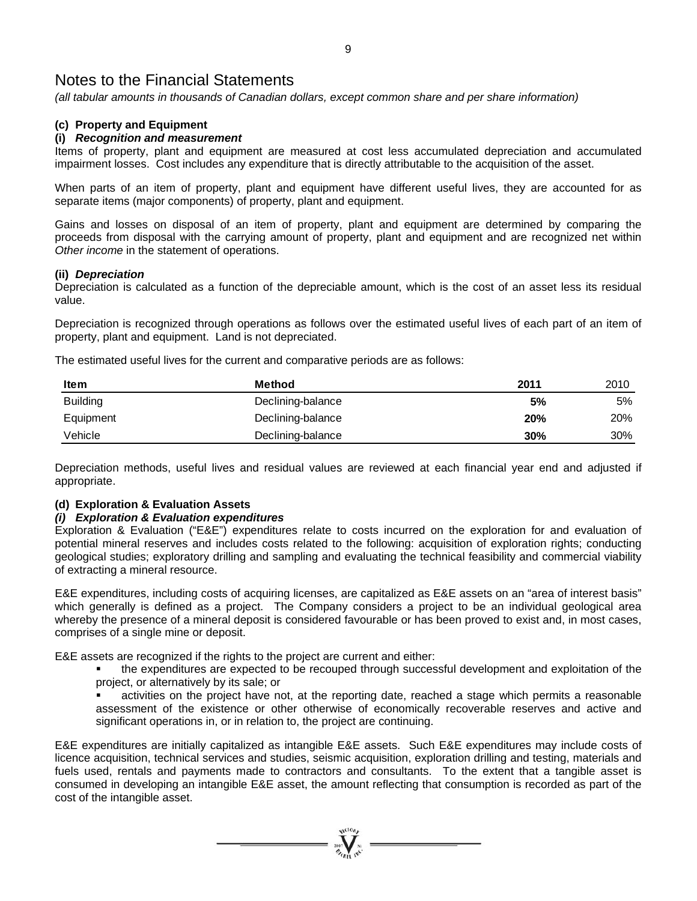# Notes to the Financial Statements

*(all tabular amounts in thousands of Canadian dollars, except common share and per share information)*

### (c) Property and Equipment

#### (i) *Recognition and measurement*

Items of property, plant and equipment are measured at cost less accumulated depreciation and accumulated impairment losses. Cost includes any expenditure that is directly attributable to the acquisition of the asset.

When parts of an item of property, plant and equipment have different useful lives, they are accounted for as separate items (major components) of property, plant and equipment.

Gains and losses on disposal of an item of property, plant and equipment are determined by comparing the proceeds from disposal with the carrying amount of property, plant and equipment and are recognized net within *Other income* in the statement of operations.

#### (ii) *Depreciation*

Depreciation is calculated as a function of the depreciable amount, which is the cost of an asset less its residual value.

Depreciation is recognized through operations as follows over the estimated useful lives of each part of an item of property, plant and equipment. Land is not depreciated.

The estimated useful lives for the current and comparative periods are as follows:

| Item | Method | 2011 | 2010 |
|---|---|---|---|
| Building | Declining-balance | **5%** | 5% |
| Equipment | Declining-balance | **20%** | 20% |
| Vehicle | Declining-balance | **30%** | 30% |

Depreciation methods, useful lives and residual values are reviewed at each financial year end and adjusted if appropriate.

### (d) Exploration & Evaluation Assets

#### *(i) Exploration & Evaluation expenditures*

Exploration & Evaluation ("E&E") expenditures relate to costs incurred on the exploration for and evaluation of potential mineral reserves and includes costs related to the following: acquisition of exploration rights; conducting geological studies; exploratory drilling and sampling and evaluating the technical feasibility and commercial viability of extracting a mineral resource.

E&E expenditures, including costs of acquiring licenses, are capitalized as E&E assets on an "area of interest basis" which generally is defined as a project. The Company considers a project to be an individual geological area whereby the presence of a mineral deposit is considered favourable or has been proved to exist and, in most cases, comprises of a single mine or deposit.

E&E assets are recognized if the rights to the project are current and either:

- the expenditures are expected to be recouped through successful development and exploitation of the project, or alternatively by its sale; or
- activities on the project have not, at the reporting date, reached a stage which permits a reasonable assessment of the existence or other otherwise of economically recoverable reserves and active and significant operations in, or in relation to, the project are continuing.

E&E expenditures are initially capitalized as intangible E&E assets. Such E&E expenditures may include costs of licence acquisition, technical services and studies, seismic acquisition, exploration drilling and testing, materials and fuels used, rentals and payments made to contractors and consultants. To the extent that a tangible asset is consumed in developing an intangible E&E asset, the amount reflecting that consumption is recorded as part of the cost of the intangible asset.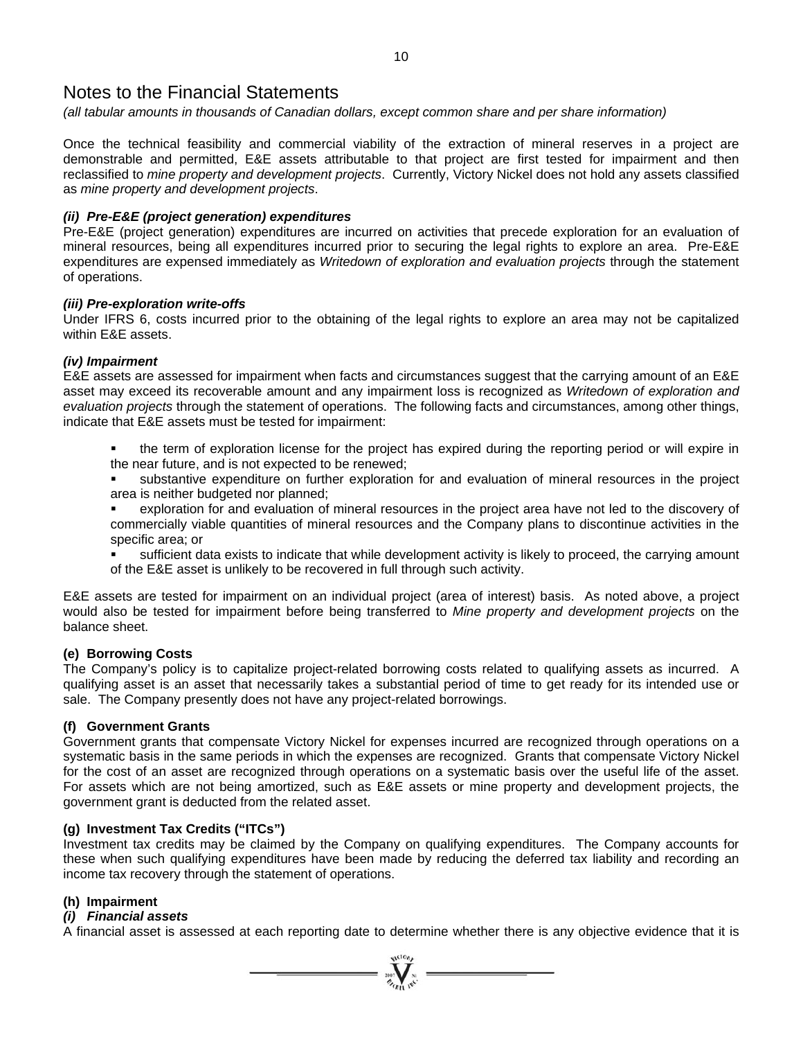# Notes to the Financial Statements

*(all tabular amounts in thousands of Canadian dollars, except common share and per share information)*

Once the technical feasibility and commercial viability of the extraction of mineral reserves in a project are demonstrable and permitted, E&E assets attributable to that project are first tested for impairment and then reclassified to *mine property and development projects*. Currently, Victory Nickel does not hold any assets classified as *mine property and development projects*.

***(ii) Pre-E&E (project generation) expenditures***

Pre-E&E (project generation) expenditures are incurred on activities that precede exploration for an evaluation of mineral resources, being all expenditures incurred prior to securing the legal rights to explore an area. Pre-E&E expenditures are expensed immediately as *Writedown of exploration and evaluation projects* through the statement of operations.

***(iii) Pre-exploration write-offs***

Under IFRS 6, costs incurred prior to the obtaining of the legal rights to explore an area may not be capitalized within E&E assets.

***(iv) Impairment***

E&E assets are assessed for impairment when facts and circumstances suggest that the carrying amount of an E&E asset may exceed its recoverable amount and any impairment loss is recognized as *Writedown of exploration and evaluation projects* through the statement of operations. The following facts and circumstances, among other things, indicate that E&E assets must be tested for impairment:

- the term of exploration license for the project has expired during the reporting period or will expire in the near future, and is not expected to be renewed;
- substantive expenditure on further exploration for and evaluation of mineral resources in the project area is neither budgeted nor planned;
- exploration for and evaluation of mineral resources in the project area have not led to the discovery of commercially viable quantities of mineral resources and the Company plans to discontinue activities in the specific area; or
- sufficient data exists to indicate that while development activity is likely to proceed, the carrying amount of the E&E asset is unlikely to be recovered in full through such activity.

E&E assets are tested for impairment on an individual project (area of interest) basis. As noted above, a project would also be tested for impairment before being transferred to *Mine property and development projects* on the balance sheet.

**(e) Borrowing Costs**

The Company's policy is to capitalize project-related borrowing costs related to qualifying assets as incurred. A qualifying asset is an asset that necessarily takes a substantial period of time to get ready for its intended use or sale. The Company presently does not have any project-related borrowings.

**(f) Government Grants**

Government grants that compensate Victory Nickel for expenses incurred are recognized through operations on a systematic basis in the same periods in which the expenses are recognized. Grants that compensate Victory Nickel for the cost of an asset are recognized through operations on a systematic basis over the useful life of the asset. For assets which are not being amortized, such as E&E assets or mine property and development projects, the government grant is deducted from the related asset.

**(g) Investment Tax Credits ("ITCs")**

Investment tax credits may be claimed by the Company on qualifying expenditures. The Company accounts for these when such qualifying expenditures have been made by reducing the deferred tax liability and recording an income tax recovery through the statement of operations.

**(h) Impairment**

***(i) Financial assets***

A financial asset is assessed at each reporting date to determine whether there is any objective evidence that it is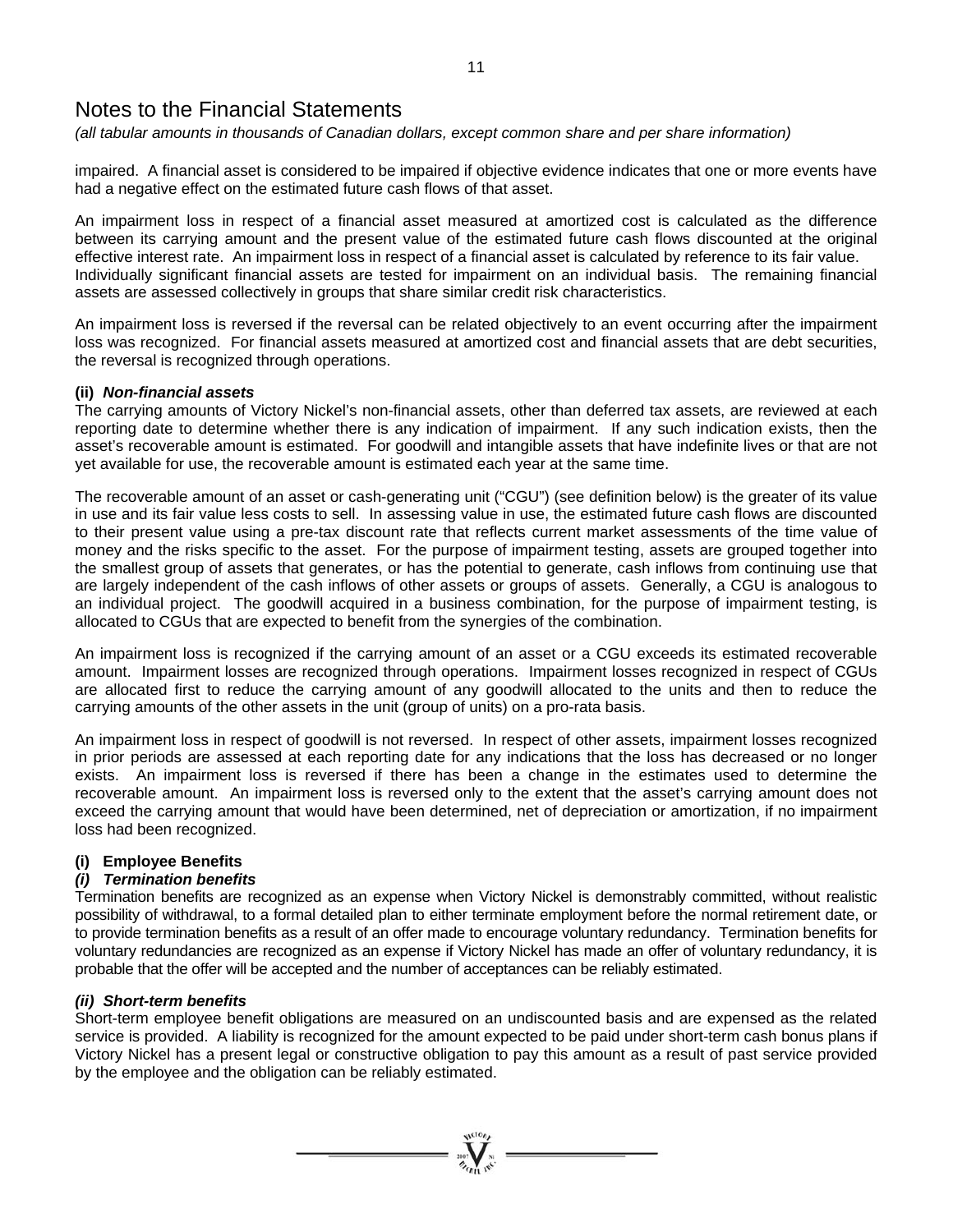# Notes to the Financial Statements

*(all tabular amounts in thousands of Canadian dollars, except common share and per share information)*

impaired. A financial asset is considered to be impaired if objective evidence indicates that one or more events have had a negative effect on the estimated future cash flows of that asset.

An impairment loss in respect of a financial asset measured at amortized cost is calculated as the difference between its carrying amount and the present value of the estimated future cash flows discounted at the original effective interest rate. An impairment loss in respect of a financial asset is calculated by reference to its fair value. Individually significant financial assets are tested for impairment on an individual basis. The remaining financial assets are assessed collectively in groups that share similar credit risk characteristics.

An impairment loss is reversed if the reversal can be related objectively to an event occurring after the impairment loss was recognized. For financial assets measured at amortized cost and financial assets that are debt securities, the reversal is recognized through operations.

**(ii)** ***Non-financial assets***

The carrying amounts of Victory Nickel's non-financial assets, other than deferred tax assets, are reviewed at each reporting date to determine whether there is any indication of impairment. If any such indication exists, then the asset's recoverable amount is estimated. For goodwill and intangible assets that have indefinite lives or that are not yet available for use, the recoverable amount is estimated each year at the same time.

The recoverable amount of an asset or cash-generating unit ("CGU") (see definition below) is the greater of its value in use and its fair value less costs to sell. In assessing value in use, the estimated future cash flows are discounted to their present value using a pre-tax discount rate that reflects current market assessments of the time value of money and the risks specific to the asset. For the purpose of impairment testing, assets are grouped together into the smallest group of assets that generates, or has the potential to generate, cash inflows from continuing use that are largely independent of the cash inflows of other assets or groups of assets. Generally, a CGU is analogous to an individual project. The goodwill acquired in a business combination, for the purpose of impairment testing, is allocated to CGUs that are expected to benefit from the synergies of the combination.

An impairment loss is recognized if the carrying amount of an asset or a CGU exceeds its estimated recoverable amount. Impairment losses are recognized through operations. Impairment losses recognized in respect of CGUs are allocated first to reduce the carrying amount of any goodwill allocated to the units and then to reduce the carrying amounts of the other assets in the unit (group of units) on a pro-rata basis.

An impairment loss in respect of goodwill is not reversed. In respect of other assets, impairment losses recognized in prior periods are assessed at each reporting date for any indications that the loss has decreased or no longer exists. An impairment loss is reversed if there has been a change in the estimates used to determine the recoverable amount. An impairment loss is reversed only to the extent that the asset's carrying amount does not exceed the carrying amount that would have been determined, net of depreciation or amortization, if no impairment loss had been recognized.

**(i) Employee Benefits**

***(i) Termination benefits***

Termination benefits are recognized as an expense when Victory Nickel is demonstrably committed, without realistic possibility of withdrawal, to a formal detailed plan to either terminate employment before the normal retirement date, or to provide termination benefits as a result of an offer made to encourage voluntary redundancy. Termination benefits for voluntary redundancies are recognized as an expense if Victory Nickel has made an offer of voluntary redundancy, it is probable that the offer will be accepted and the number of acceptances can be reliably estimated.

***(ii) Short-term benefits***

Short-term employee benefit obligations are measured on an undiscounted basis and are expensed as the related service is provided. A liability is recognized for the amount expected to be paid under short-term cash bonus plans if Victory Nickel has a present legal or constructive obligation to pay this amount as a result of past service provided by the employee and the obligation can be reliably estimated.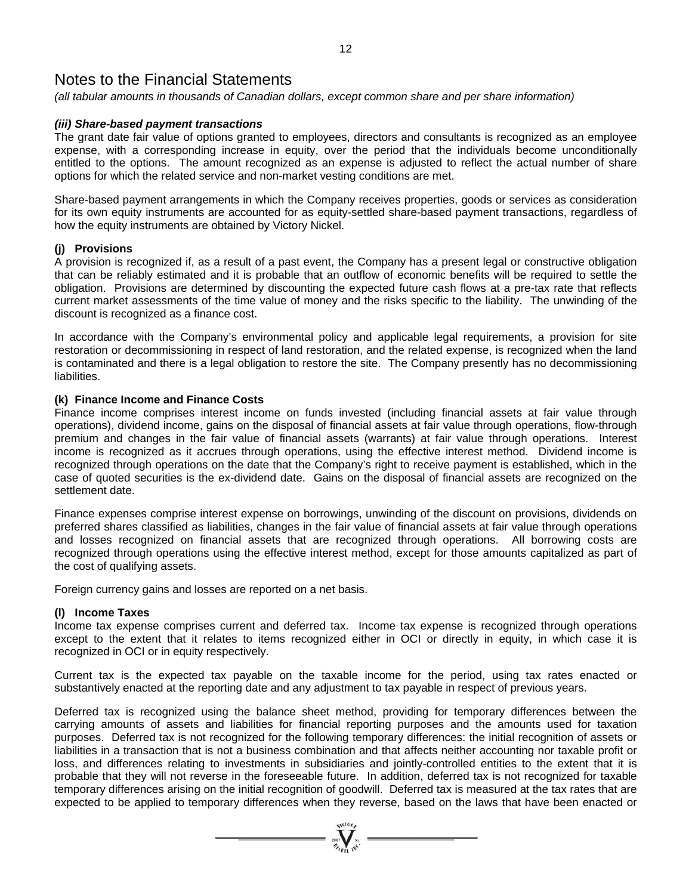# Notes to the Financial Statements

*(all tabular amounts in thousands of Canadian dollars, except common share and per share information)*

***(iii) Share-based payment transactions***

The grant date fair value of options granted to employees, directors and consultants is recognized as an employee expense, with a corresponding increase in equity, over the period that the individuals become unconditionally entitled to the options. The amount recognized as an expense is adjusted to reflect the actual number of share options for which the related service and non-market vesting conditions are met.

Share-based payment arrangements in which the Company receives properties, goods or services as consideration for its own equity instruments are accounted for as equity-settled share-based payment transactions, regardless of how the equity instruments are obtained by Victory Nickel.

### (j) Provisions

A provision is recognized if, as a result of a past event, the Company has a present legal or constructive obligation that can be reliably estimated and it is probable that an outflow of economic benefits will be required to settle the obligation. Provisions are determined by discounting the expected future cash flows at a pre-tax rate that reflects current market assessments of the time value of money and the risks specific to the liability. The unwinding of the discount is recognized as a finance cost.

In accordance with the Company's environmental policy and applicable legal requirements, a provision for site restoration or decommissioning in respect of land restoration, and the related expense, is recognized when the land is contaminated and there is a legal obligation to restore the site. The Company presently has no decommissioning liabilities.

### (k) Finance Income and Finance Costs

Finance income comprises interest income on funds invested (including financial assets at fair value through operations), dividend income, gains on the disposal of financial assets at fair value through operations, flow-through premium and changes in the fair value of financial assets (warrants) at fair value through operations. Interest income is recognized as it accrues through operations, using the effective interest method. Dividend income is recognized through operations on the date that the Company's right to receive payment is established, which in the case of quoted securities is the ex-dividend date. Gains on the disposal of financial assets are recognized on the settlement date.

Finance expenses comprise interest expense on borrowings, unwinding of the discount on provisions, dividends on preferred shares classified as liabilities, changes in the fair value of financial assets at fair value through operations and losses recognized on financial assets that are recognized through operations. All borrowing costs are recognized through operations using the effective interest method, except for those amounts capitalized as part of the cost of qualifying assets.

Foreign currency gains and losses are reported on a net basis.

### (l) Income Taxes

Income tax expense comprises current and deferred tax. Income tax expense is recognized through operations except to the extent that it relates to items recognized either in OCI or directly in equity, in which case it is recognized in OCI or in equity respectively.

Current tax is the expected tax payable on the taxable income for the period, using tax rates enacted or substantively enacted at the reporting date and any adjustment to tax payable in respect of previous years.

Deferred tax is recognized using the balance sheet method, providing for temporary differences between the carrying amounts of assets and liabilities for financial reporting purposes and the amounts used for taxation purposes. Deferred tax is not recognized for the following temporary differences: the initial recognition of assets or liabilities in a transaction that is not a business combination and that affects neither accounting nor taxable profit or loss, and differences relating to investments in subsidiaries and jointly-controlled entities to the extent that it is probable that they will not reverse in the foreseeable future. In addition, deferred tax is not recognized for taxable temporary differences arising on the initial recognition of goodwill. Deferred tax is measured at the tax rates that are expected to be applied to temporary differences when they reverse, based on the laws that have been enacted or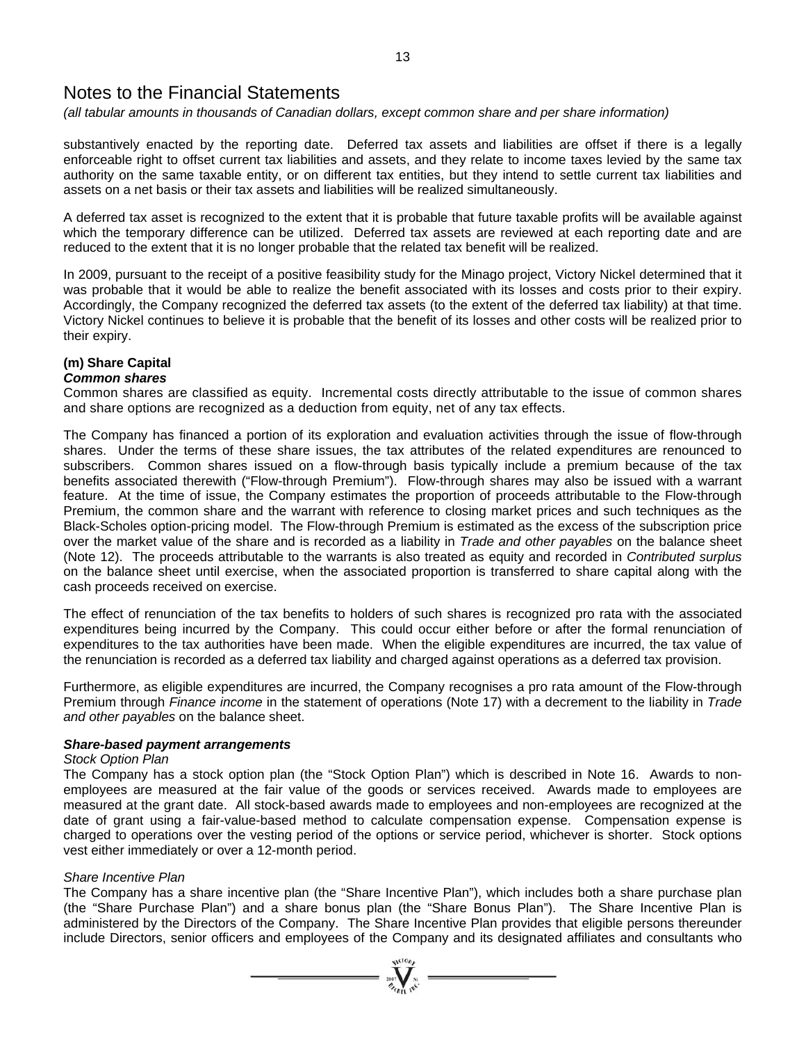# Notes to the Financial Statements

*(all tabular amounts in thousands of Canadian dollars, except common share and per share information)*

substantively enacted by the reporting date. Deferred tax assets and liabilities are offset if there is a legally enforceable right to offset current tax liabilities and assets, and they relate to income taxes levied by the same tax authority on the same taxable entity, or on different tax entities, but they intend to settle current tax liabilities and assets on a net basis or their tax assets and liabilities will be realized simultaneously.

A deferred tax asset is recognized to the extent that it is probable that future taxable profits will be available against which the temporary difference can be utilized. Deferred tax assets are reviewed at each reporting date and are reduced to the extent that it is no longer probable that the related tax benefit will be realized.

In 2009, pursuant to the receipt of a positive feasibility study for the Minago project, Victory Nickel determined that it was probable that it would be able to realize the benefit associated with its losses and costs prior to their expiry. Accordingly, the Company recognized the deferred tax assets (to the extent of the deferred tax liability) at that time. Victory Nickel continues to believe it is probable that the benefit of its losses and other costs will be realized prior to their expiry.

**(m) Share Capital**

***Common shares***

Common shares are classified as equity. Incremental costs directly attributable to the issue of common shares and share options are recognized as a deduction from equity, net of any tax effects.

The Company has financed a portion of its exploration and evaluation activities through the issue of flow-through shares. Under the terms of these share issues, the tax attributes of the related expenditures are renounced to subscribers. Common shares issued on a flow-through basis typically include a premium because of the tax benefits associated therewith ("Flow-through Premium"). Flow-through shares may also be issued with a warrant feature. At the time of issue, the Company estimates the proportion of proceeds attributable to the Flow-through Premium, the common share and the warrant with reference to closing market prices and such techniques as the Black-Scholes option-pricing model. The Flow-through Premium is estimated as the excess of the subscription price over the market value of the share and is recorded as a liability in *Trade and other payables* on the balance sheet (Note 12). The proceeds attributable to the warrants is also treated as equity and recorded in *Contributed surplus* on the balance sheet until exercise, when the associated proportion is transferred to share capital along with the cash proceeds received on exercise.

The effect of renunciation of the tax benefits to holders of such shares is recognized pro rata with the associated expenditures being incurred by the Company. This could occur either before or after the formal renunciation of expenditures to the tax authorities have been made. When the eligible expenditures are incurred, the tax value of the renunciation is recorded as a deferred tax liability and charged against operations as a deferred tax provision.

Furthermore, as eligible expenditures are incurred, the Company recognises a pro rata amount of the Flow-through Premium through *Finance income* in the statement of operations (Note 17) with a decrement to the liability in *Trade and other payables* on the balance sheet.

***Share-based payment arrangements***

*Stock Option Plan*

The Company has a stock option plan (the "Stock Option Plan") which is described in Note 16. Awards to non-employees are measured at the fair value of the goods or services received. Awards made to employees are measured at the grant date. All stock-based awards made to employees and non-employees are recognized at the date of grant using a fair-value-based method to calculate compensation expense. Compensation expense is charged to operations over the vesting period of the options or service period, whichever is shorter. Stock options vest either immediately or over a 12-month period.

*Share Incentive Plan*

The Company has a share incentive plan (the "Share Incentive Plan"), which includes both a share purchase plan (the "Share Purchase Plan") and a share bonus plan (the "Share Bonus Plan"). The Share Incentive Plan is administered by the Directors of the Company. The Share Incentive Plan provides that eligible persons thereunder include Directors, senior officers and employees of the Company and its designated affiliates and consultants who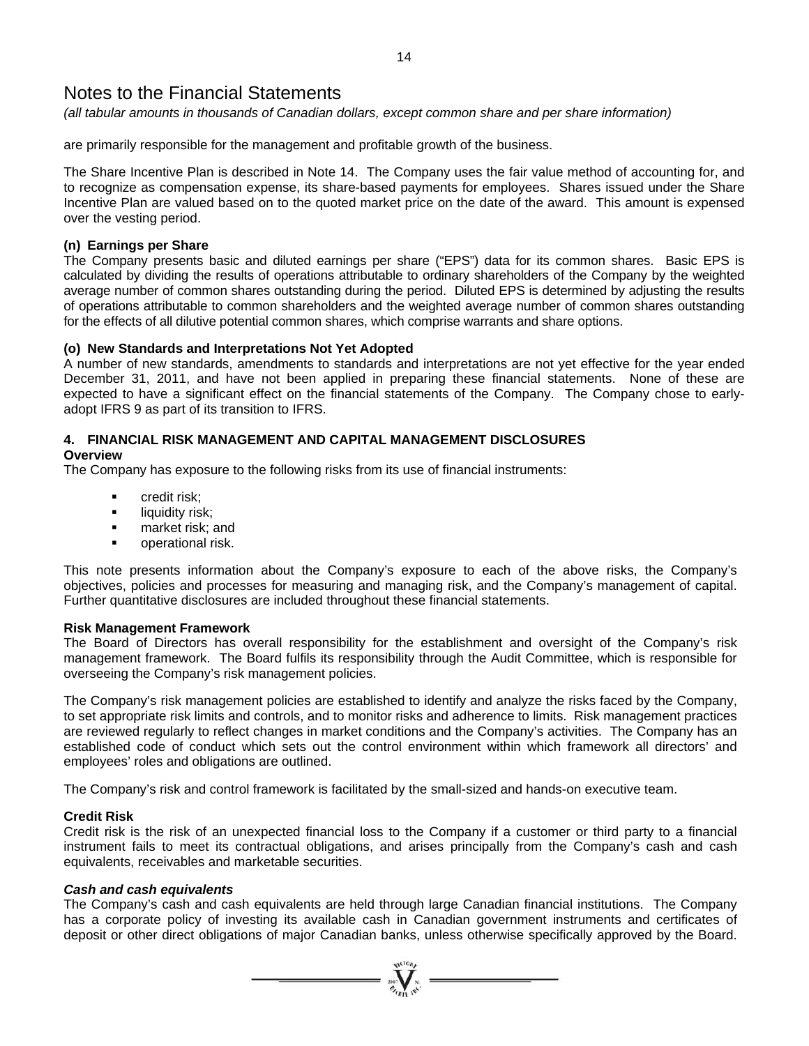# Notes to the Financial Statements

*(all tabular amounts in thousands of Canadian dollars, except common share and per share information)*

are primarily responsible for the management and profitable growth of the business.

The Share Incentive Plan is described in Note 14. The Company uses the fair value method of accounting for, and to recognize as compensation expense, its share-based payments for employees. Shares issued under the Share Incentive Plan are valued based on to the quoted market price on the date of the award. This amount is expensed over the vesting period.

**(n) Earnings per Share**

The Company presents basic and diluted earnings per share ("EPS") data for its common shares. Basic EPS is calculated by dividing the results of operations attributable to ordinary shareholders of the Company by the weighted average number of common shares outstanding during the period. Diluted EPS is determined by adjusting the results of operations attributable to common shareholders and the weighted average number of common shares outstanding for the effects of all dilutive potential common shares, which comprise warrants and share options.

**(o) New Standards and Interpretations Not Yet Adopted**

A number of new standards, amendments to standards and interpretations are not yet effective for the year ended December 31, 2011, and have not been applied in preparing these financial statements. None of these are expected to have a significant effect on the financial statements of the Company. The Company chose to early-adopt IFRS 9 as part of its transition to IFRS.

## 4. FINANCIAL RISK MANAGEMENT AND CAPITAL MANAGEMENT DISCLOSURES

**Overview**

The Company has exposure to the following risks from its use of financial instruments:

- credit risk;
- liquidity risk;
- market risk; and
- operational risk.

This note presents information about the Company's exposure to each of the above risks, the Company's objectives, policies and processes for measuring and managing risk, and the Company's management of capital. Further quantitative disclosures are included throughout these financial statements.

**Risk Management Framework**

The Board of Directors has overall responsibility for the establishment and oversight of the Company's risk management framework. The Board fulfils its responsibility through the Audit Committee, which is responsible for overseeing the Company's risk management policies.

The Company's risk management policies are established to identify and analyze the risks faced by the Company, to set appropriate risk limits and controls, and to monitor risks and adherence to limits. Risk management practices are reviewed regularly to reflect changes in market conditions and the Company's activities. The Company has an established code of conduct which sets out the control environment within which framework all directors' and employees' roles and obligations are outlined.

The Company's risk and control framework is facilitated by the small-sized and hands-on executive team.

**Credit Risk**

Credit risk is the risk of an unexpected financial loss to the Company if a customer or third party to a financial instrument fails to meet its contractual obligations, and arises principally from the Company's cash and cash equivalents, receivables and marketable securities.

***Cash and cash equivalents***

The Company's cash and cash equivalents are held through large Canadian financial institutions. The Company has a corporate policy of investing its available cash in Canadian government instruments and certificates of deposit or other direct obligations of major Canadian banks, unless otherwise specifically approved by the Board.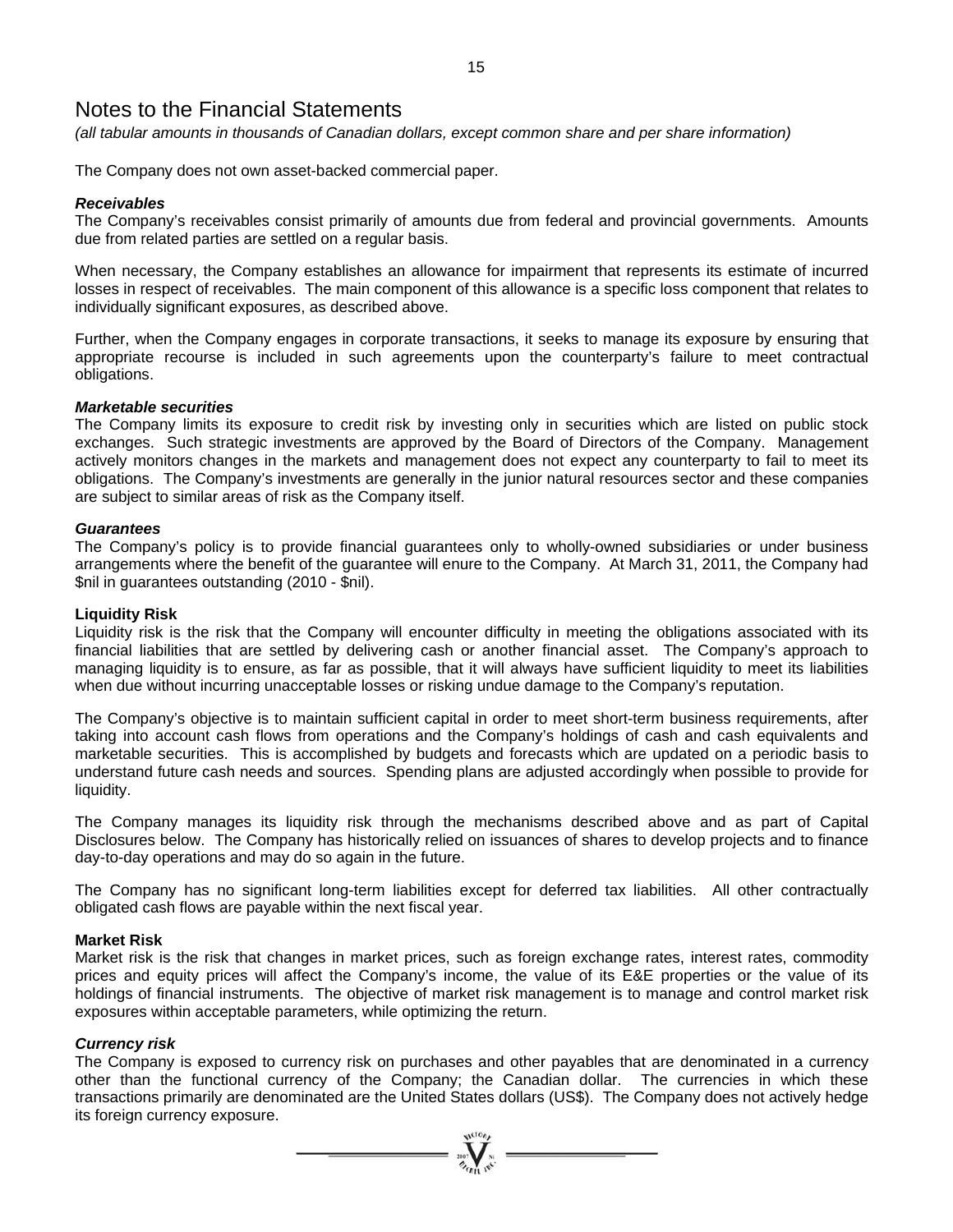# Notes to the Financial Statements

*(all tabular amounts in thousands of Canadian dollars, except common share and per share information)*

The Company does not own asset-backed commercial paper.

***Receivables***

The Company's receivables consist primarily of amounts due from federal and provincial governments. Amounts due from related parties are settled on a regular basis.

When necessary, the Company establishes an allowance for impairment that represents its estimate of incurred losses in respect of receivables. The main component of this allowance is a specific loss component that relates to individually significant exposures, as described above.

Further, when the Company engages in corporate transactions, it seeks to manage its exposure by ensuring that appropriate recourse is included in such agreements upon the counterparty's failure to meet contractual obligations.

***Marketable securities***

The Company limits its exposure to credit risk by investing only in securities which are listed on public stock exchanges. Such strategic investments are approved by the Board of Directors of the Company. Management actively monitors changes in the markets and management does not expect any counterparty to fail to meet its obligations. The Company's investments are generally in the junior natural resources sector and these companies are subject to similar areas of risk as the Company itself.

***Guarantees***

The Company's policy is to provide financial guarantees only to wholly-owned subsidiaries or under business arrangements where the benefit of the guarantee will enure to the Company. At March 31, 2011, the Company had $nil in guarantees outstanding (2010 - $nil).

**Liquidity Risk**

Liquidity risk is the risk that the Company will encounter difficulty in meeting the obligations associated with its financial liabilities that are settled by delivering cash or another financial asset. The Company's approach to managing liquidity is to ensure, as far as possible, that it will always have sufficient liquidity to meet its liabilities when due without incurring unacceptable losses or risking undue damage to the Company's reputation.

The Company's objective is to maintain sufficient capital in order to meet short-term business requirements, after taking into account cash flows from operations and the Company's holdings of cash and cash equivalents and marketable securities. This is accomplished by budgets and forecasts which are updated on a periodic basis to understand future cash needs and sources. Spending plans are adjusted accordingly when possible to provide for liquidity.

The Company manages its liquidity risk through the mechanisms described above and as part of Capital Disclosures below. The Company has historically relied on issuances of shares to develop projects and to finance day-to-day operations and may do so again in the future.

The Company has no significant long-term liabilities except for deferred tax liabilities. All other contractually obligated cash flows are payable within the next fiscal year.

**Market Risk**

Market risk is the risk that changes in market prices, such as foreign exchange rates, interest rates, commodity prices and equity prices will affect the Company's income, the value of its E&E properties or the value of its holdings of financial instruments. The objective of market risk management is to manage and control market risk exposures within acceptable parameters, while optimizing the return.

***Currency risk***

The Company is exposed to currency risk on purchases and other payables that are denominated in a currency other than the functional currency of the Company; the Canadian dollar. The currencies in which these transactions primarily are denominated are the United States dollars (US$). The Company does not actively hedge its foreign currency exposure.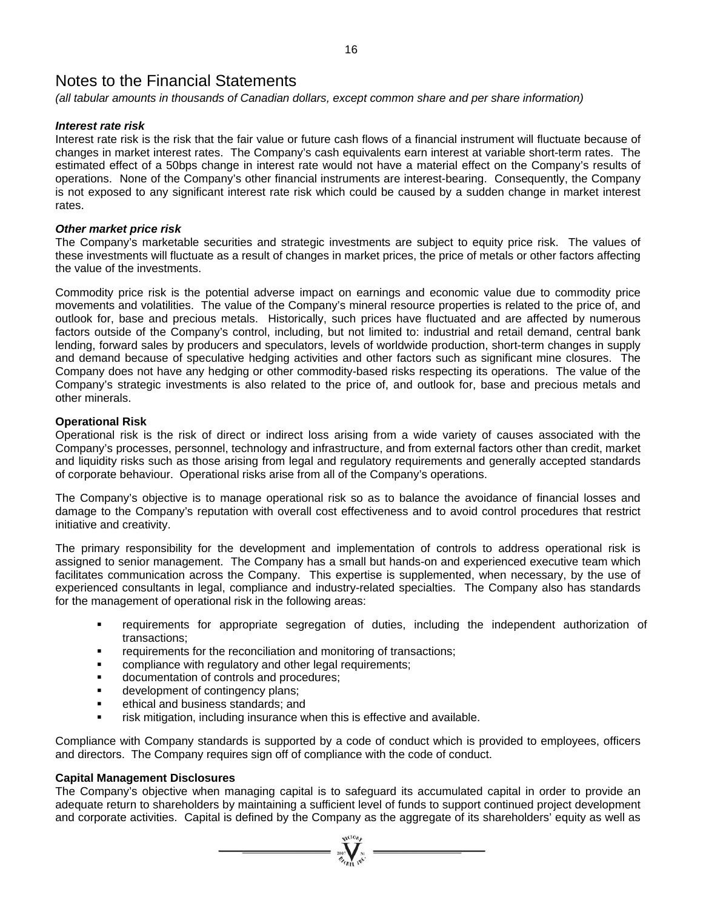# Notes to the Financial Statements

*(all tabular amounts in thousands of Canadian dollars, except common share and per share information)*

***Interest rate risk***

Interest rate risk is the risk that the fair value or future cash flows of a financial instrument will fluctuate because of changes in market interest rates. The Company's cash equivalents earn interest at variable short-term rates. The estimated effect of a 50bps change in interest rate would not have a material effect on the Company's results of operations. None of the Company's other financial instruments are interest-bearing. Consequently, the Company is not exposed to any significant interest rate risk which could be caused by a sudden change in market interest rates.

***Other market price risk***

The Company's marketable securities and strategic investments are subject to equity price risk. The values of these investments will fluctuate as a result of changes in market prices, the price of metals or other factors affecting the value of the investments.

Commodity price risk is the potential adverse impact on earnings and economic value due to commodity price movements and volatilities. The value of the Company's mineral resource properties is related to the price of, and outlook for, base and precious metals. Historically, such prices have fluctuated and are affected by numerous factors outside of the Company's control, including, but not limited to: industrial and retail demand, central bank lending, forward sales by producers and speculators, levels of worldwide production, short-term changes in supply and demand because of speculative hedging activities and other factors such as significant mine closures. The Company does not have any hedging or other commodity-based risks respecting its operations. The value of the Company's strategic investments is also related to the price of, and outlook for, base and precious metals and other minerals.

**Operational Risk**

Operational risk is the risk of direct or indirect loss arising from a wide variety of causes associated with the Company's processes, personnel, technology and infrastructure, and from external factors other than credit, market and liquidity risks such as those arising from legal and regulatory requirements and generally accepted standards of corporate behaviour. Operational risks arise from all of the Company's operations.

The Company's objective is to manage operational risk so as to balance the avoidance of financial losses and damage to the Company's reputation with overall cost effectiveness and to avoid control procedures that restrict initiative and creativity.

The primary responsibility for the development and implementation of controls to address operational risk is assigned to senior management. The Company has a small but hands-on and experienced executive team which facilitates communication across the Company. This expertise is supplemented, when necessary, by the use of experienced consultants in legal, compliance and industry-related specialties. The Company also has standards for the management of operational risk in the following areas:

- requirements for appropriate segregation of duties, including the independent authorization of transactions;
- requirements for the reconciliation and monitoring of transactions;
- compliance with regulatory and other legal requirements;
- documentation of controls and procedures;
- development of contingency plans;
- ethical and business standards; and
- risk mitigation, including insurance when this is effective and available.

Compliance with Company standards is supported by a code of conduct which is provided to employees, officers and directors. The Company requires sign off of compliance with the code of conduct.

**Capital Management Disclosures**

The Company's objective when managing capital is to safeguard its accumulated capital in order to provide an adequate return to shareholders by maintaining a sufficient level of funds to support continued project development and corporate activities. Capital is defined by the Company as the aggregate of its shareholders' equity as well as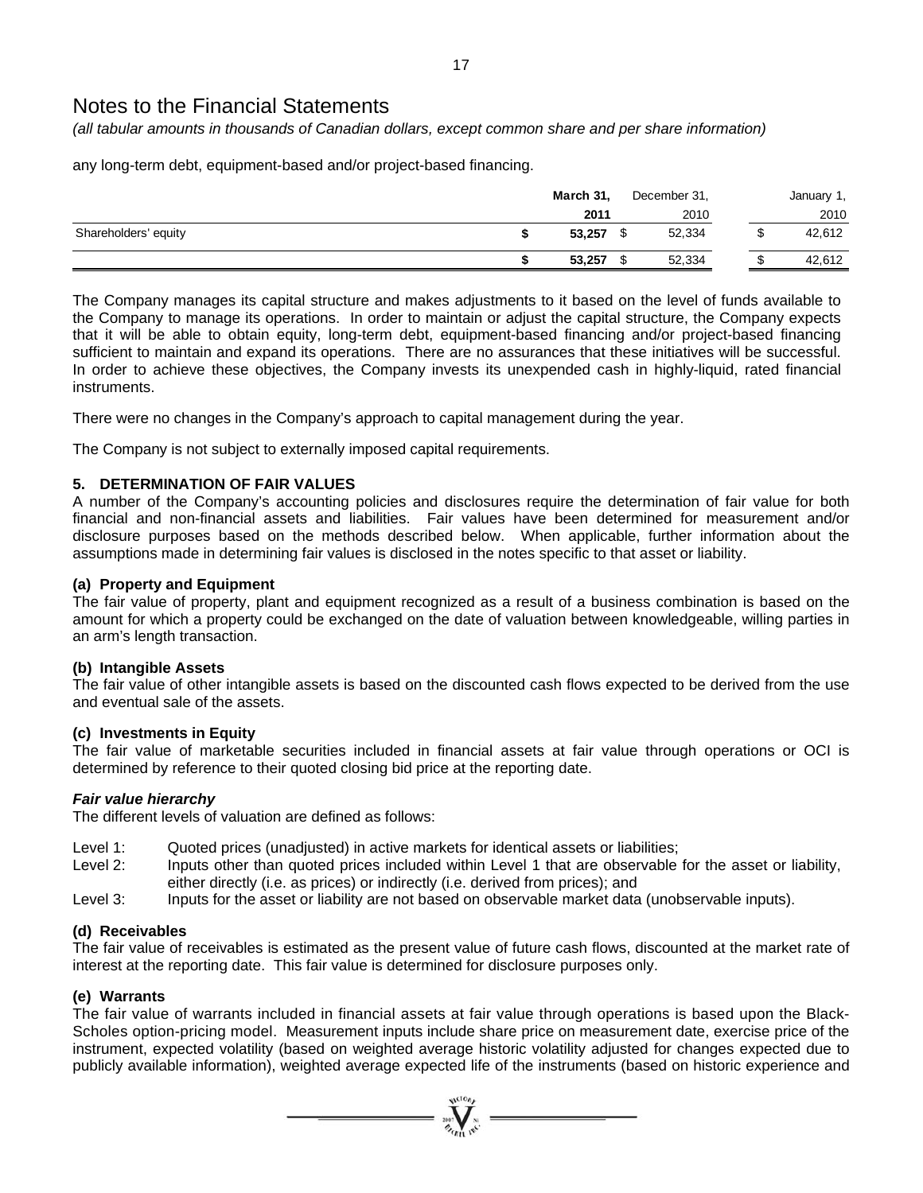# Notes to the Financial Statements

*(all tabular amounts in thousands of Canadian dollars, except common share and per share information)*

any long-term debt, equipment-based and/or project-based financing.

| | **March 31, 2011** | December 31, 2010 | January 1, 2010 |
|---|---|---|---|
| Shareholders' equity | **$ 53,257** | $ 52,334 | $ 42,612 |
| | **$ 53,257** | $ 52,334 | $ 42,612 |

The Company manages its capital structure and makes adjustments to it based on the level of funds available to the Company to manage its operations. In order to maintain or adjust the capital structure, the Company expects that it will be able to obtain equity, long-term debt, equipment-based financing and/or project-based financing sufficient to maintain and expand its operations. There are no assurances that these initiatives will be successful. In order to achieve these objectives, the Company invests its unexpended cash in highly-liquid, rated financial instruments.

There were no changes in the Company's approach to capital management during the year.

The Company is not subject to externally imposed capital requirements.

## 5. DETERMINATION OF FAIR VALUES

A number of the Company's accounting policies and disclosures require the determination of fair value for both financial and non-financial assets and liabilities. Fair values have been determined for measurement and/or disclosure purposes based on the methods described below. When applicable, further information about the assumptions made in determining fair values is disclosed in the notes specific to that asset or liability.

### (a) Property and Equipment

The fair value of property, plant and equipment recognized as a result of a business combination is based on the amount for which a property could be exchanged on the date of valuation between knowledgeable, willing parties in an arm's length transaction.

### (b) Intangible Assets

The fair value of other intangible assets is based on the discounted cash flows expected to be derived from the use and eventual sale of the assets.

### (c) Investments in Equity

The fair value of marketable securities included in financial assets at fair value through operations or OCI is determined by reference to their quoted closing bid price at the reporting date.

***Fair value hierarchy***

The different levels of valuation are defined as follows:

- Level 1: Quoted prices (unadjusted) in active markets for identical assets or liabilities;
- Level 2: Inputs other than quoted prices included within Level 1 that are observable for the asset or liability, either directly (i.e. as prices) or indirectly (i.e. derived from prices); and
- Level 3: Inputs for the asset or liability are not based on observable market data (unobservable inputs).

### (d) Receivables

The fair value of receivables is estimated as the present value of future cash flows, discounted at the market rate of interest at the reporting date. This fair value is determined for disclosure purposes only.

### (e) Warrants

The fair value of warrants included in financial assets at fair value through operations is based upon the Black-Scholes option-pricing model. Measurement inputs include share price on measurement date, exercise price of the instrument, expected volatility (based on weighted average historic volatility adjusted for changes expected due to publicly available information), weighted average expected life of the instruments (based on historic experience and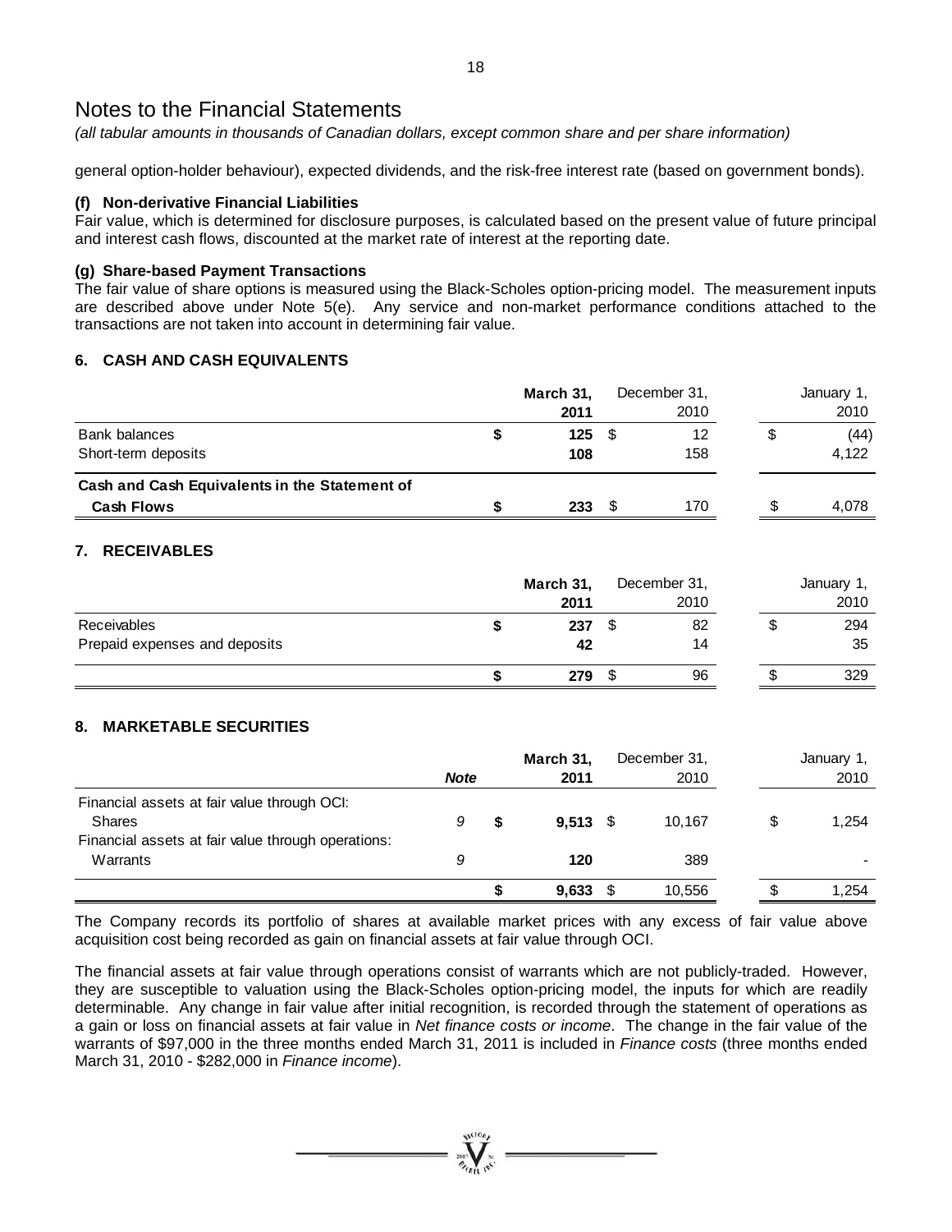# Notes to the Financial Statements

*(all tabular amounts in thousands of Canadian dollars, except common share and per share information)*

general option-holder behaviour), expected dividends, and the risk-free interest rate (based on government bonds).

### (f) Non-derivative Financial Liabilities

Fair value, which is determined for disclosure purposes, is calculated based on the present value of future principal and interest cash flows, discounted at the market rate of interest at the reporting date.

### (g) Share-based Payment Transactions

The fair value of share options is measured using the Black-Scholes option-pricing model. The measurement inputs are described above under Note 5(e). Any service and non-market performance conditions attached to the transactions are not taken into account in determining fair value.

## 6. CASH AND CASH EQUIVALENTS

| | **March 31, 2011** | December 31, 2010 | January 1, 2010 |
|---|---|---|---|
| Bank balances | $ **125** | $ 12 | $ (44) |
| Short-term deposits | **108** | 158 | 4,122 |
| **Cash and Cash Equivalents in the Statement of Cash Flows** | $ **233** | $ 170 | $ 4,078 |

## 7. RECEIVABLES

| | **March 31, 2011** | December 31, 2010 | January 1, 2010 |
|---|---|---|---|
| Receivables | $ **237** | $ 82 | $ 294 |
| Prepaid expenses and deposits | **42** | 14 | 35 |
| | $ **279** | $ 96 | $ 329 |

## 8. MARKETABLE SECURITIES

| | ***Note*** | **March 31, 2011** | December 31, 2010 | January 1, 2010 |
|---|---|---|---|---|
| Financial assets at fair value through OCI: | | | | |
| Shares | *9* | $ **9,513** | $ 10,167 | $ 1,254 |
| Financial assets at fair value through operations: | | | | |
| Warrants | *9* | **120** | 389 | - |
| | | $ **9,633** | $ 10,556 | $ 1,254 |

The Company records its portfolio of shares at available market prices with any excess of fair value above acquisition cost being recorded as gain on financial assets at fair value through OCI.

The financial assets at fair value through operations consist of warrants which are not publicly-traded. However, they are susceptible to valuation using the Black-Scholes option-pricing model, the inputs for which are readily determinable. Any change in fair value after initial recognition, is recorded through the statement of operations as a gain or loss on financial assets at fair value in *Net finance costs or income*. The change in the fair value of the warrants of $97,000 in the three months ended March 31, 2011 is included in *Finance costs* (three months ended March 31, 2010 - $282,000 in *Finance income*).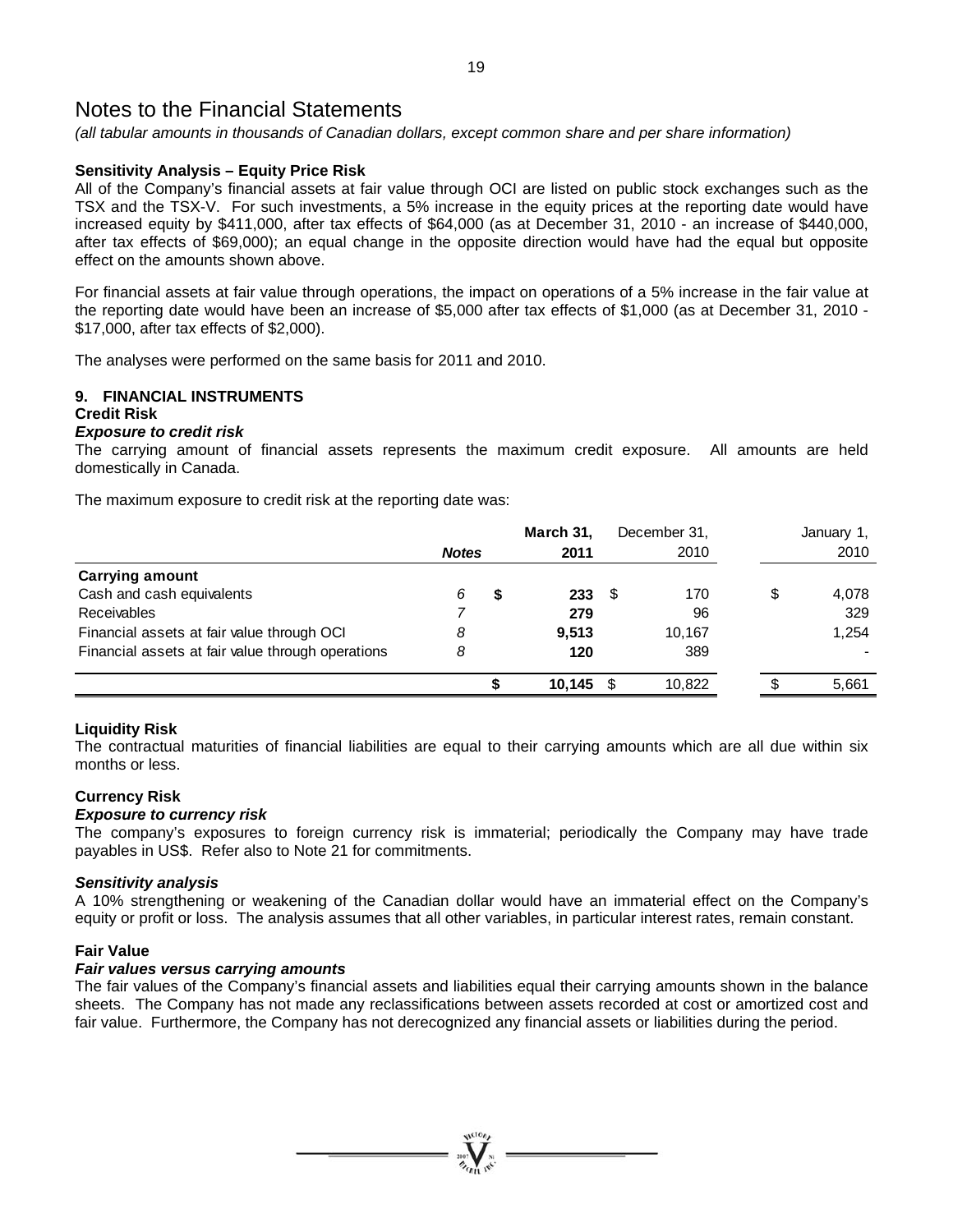# Notes to the Financial Statements

*(all tabular amounts in thousands of Canadian dollars, except common share and per share information)*

**Sensitivity Analysis – Equity Price Risk**

All of the Company's financial assets at fair value through OCI are listed on public stock exchanges such as the TSX and the TSX-V. For such investments, a 5% increase in the equity prices at the reporting date would have increased equity by $411,000, after tax effects of $64,000 (as at December 31, 2010 - an increase of $440,000, after tax effects of $69,000); an equal change in the opposite direction would have had the equal but opposite effect on the amounts shown above.

For financial assets at fair value through operations, the impact on operations of a 5% increase in the fair value at the reporting date would have been an increase of $5,000 after tax effects of $1,000 (as at December 31, 2010 - $17,000, after tax effects of $2,000).

The analyses were performed on the same basis for 2011 and 2010.

## 9. FINANCIAL INSTRUMENTS

**Credit Risk**

***Exposure to credit risk***

The carrying amount of financial assets represents the maximum credit exposure. All amounts are held domestically in Canada.

The maximum exposure to credit risk at the reporting date was:

| | Notes | March 31, 2011 | December 31, 2010 | January 1, 2010 |
|---|---|---|---|---|
| **Carrying amount** | | | | |
| Cash and cash equivalents | 6 | $ **233** | $ 170 | $ 4,078 |
| Receivables | 7 | **279** | 96 | 329 |
| Financial assets at fair value through OCI | 8 | **9,513** | 10,167 | 1,254 |
| Financial assets at fair value through operations | 8 | **120** | 389 | - |
| | | $ **10,145** | $ 10,822 | $ 5,661 |

**Liquidity Risk**

The contractual maturities of financial liabilities are equal to their carrying amounts which are all due within six months or less.

**Currency Risk**

***Exposure to currency risk***

The company's exposures to foreign currency risk is immaterial; periodically the Company may have trade payables in US$. Refer also to Note 21 for commitments.

***Sensitivity analysis***

A 10% strengthening or weakening of the Canadian dollar would have an immaterial effect on the Company's equity or profit or loss. The analysis assumes that all other variables, in particular interest rates, remain constant.

**Fair Value**

***Fair values versus carrying amounts***

The fair values of the Company's financial assets and liabilities equal their carrying amounts shown in the balance sheets. The Company has not made any reclassifications between assets recorded at cost or amortized cost and fair value. Furthermore, the Company has not derecognized any financial assets or liabilities during the period.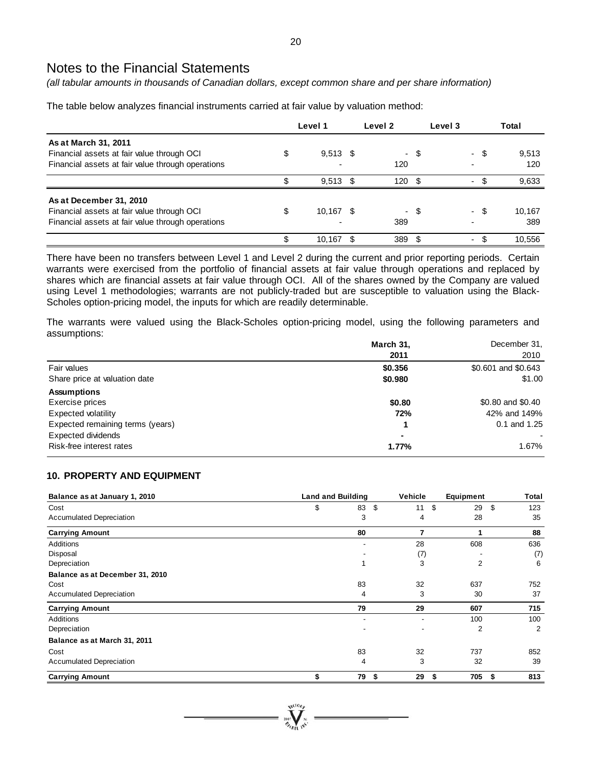# Notes to the Financial Statements

*(all tabular amounts in thousands of Canadian dollars, except common share and per share information)*

The table below analyzes financial instruments carried at fair value by valuation method:

| | Level 1 | Level 2 | Level 3 | Total |
|---|---|---|---|---|
| **As at March 31, 2011** | | | | |
| Financial assets at fair value through OCI | $ 9,513 | $ - | $ - | $ 9,513 |
| Financial assets at fair value through operations | - | 120 | - | 120 |
| | $ 9,513 | $ 120 | $ - | $ 9,633 |
| **As at December 31, 2010** | | | | |
| Financial assets at fair value through OCI | $ 10,167 | $ - | $ - | $ 10,167 |
| Financial assets at fair value through operations | - | 389 | - | 389 |
| | $ 10,167 | $ 389 | $ - | $ 10,556 |

There have been no transfers between Level 1 and Level 2 during the current and prior reporting periods. Certain warrants were exercised from the portfolio of financial assets at fair value through operations and replaced by shares which are financial assets at fair value through OCI. All of the shares owned by the Company are valued using Level 1 methodologies; warrants are not publicly-traded but are susceptible to valuation using the Black-Scholes option-pricing model, the inputs for which are readily determinable.

The warrants were valued using the Black-Scholes option-pricing model, using the following parameters and assumptions:

| | **March 31, 2011** | December 31, 2010 |
|---|---|---|
| Fair values | **$0.356** | $0.601 and $0.643 |
| Share price at valuation date | **$0.980** | $1.00 |
| **Assumptions** | | |
| Exercise prices | **$0.80** | $0.80 and $0.40 |
| Expected volatility | **72%** | 42% and 149% |
| Expected remaining terms (years) | **1** | 0.1 and 1.25 |
| Expected dividends | **-** | - |
| Risk-free interest rates | **1.77%** | 1.67% |

## 10. PROPERTY AND EQUIPMENT

| Balance as at January 1, 2010 | Land and Building | Vehicle | Equipment | Total |
|---|---|---|---|---|
| Cost | $ 83 | $ 11 | $ 29 | $ 123 |
| Accumulated Depreciation | 3 | 4 | 28 | 35 |
| **Carrying Amount** | **80** | **7** | **1** | **88** |
| Additions | - | 28 | 608 | 636 |
| Disposal | - | (7) | - | (7) |
| Depreciation | 1 | 3 | 2 | 6 |
| **Balance as at December 31, 2010** | | | | |
| Cost | 83 | 32 | 637 | 752 |
| Accumulated Depreciation | 4 | 3 | 30 | 37 |
| **Carrying Amount** | **79** | **29** | **607** | **715** |
| Additions | - | - | 100 | 100 |
| Depreciation | - | - | 2 | 2 |
| **Balance as at March 31, 2011** | | | | |
| Cost | 83 | 32 | 737 | 852 |
| Accumulated Depreciation | 4 | 3 | 32 | 39 |
| **Carrying Amount** | **$ 79** | **$ 29** | **$ 705** | **$ 813** |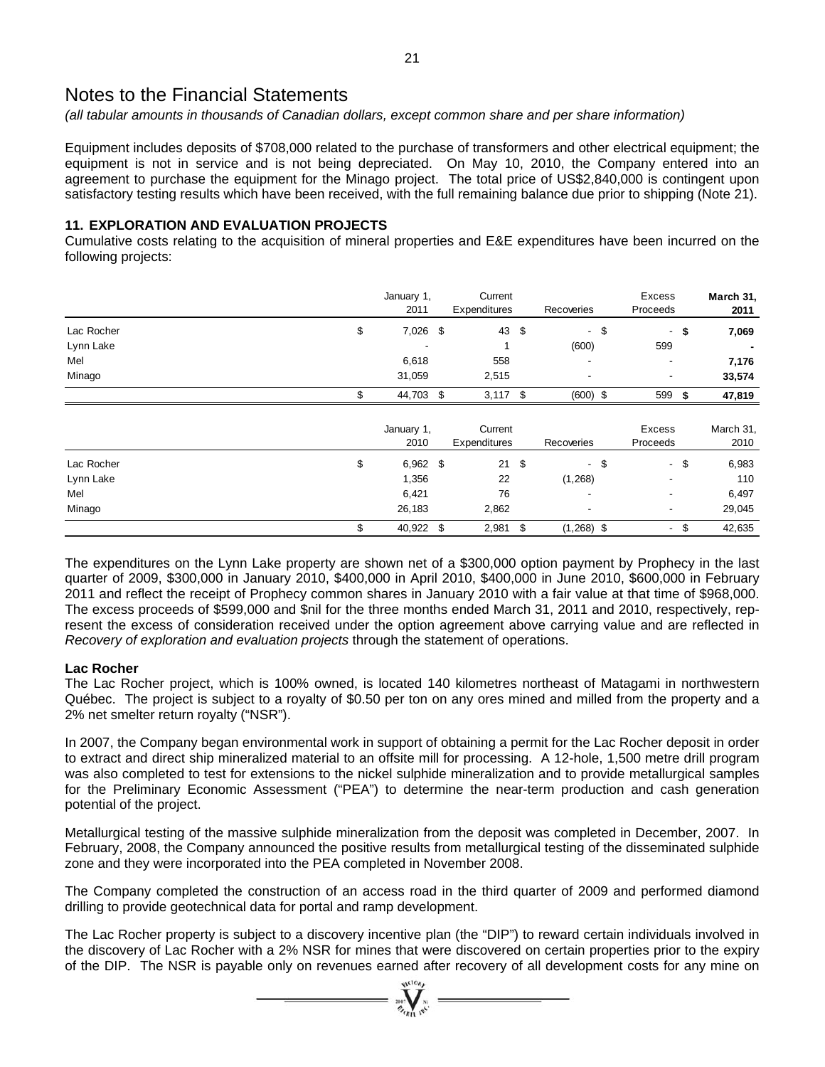# Notes to the Financial Statements

*(all tabular amounts in thousands of Canadian dollars, except common share and per share information)*

Equipment includes deposits of $708,000 related to the purchase of transformers and other electrical equipment; the equipment is not in service and is not being depreciated. On May 10, 2010, the Company entered into an agreement to purchase the equipment for the Minago project. The total price of US$2,840,000 is contingent upon satisfactory testing results which have been received, with the full remaining balance due prior to shipping (Note 21).

## 11. EXPLORATION AND EVALUATION PROJECTS

Cumulative costs relating to the acquisition of mineral properties and E&E expenditures have been incurred on the following projects:

| | January 1, 2011 | Current Expenditures | Recoveries | Excess Proceeds | **March 31, 2011** |
|---|---|---|---|---|---|
| Lac Rocher | $ 7,026 | $ 43 | $ - | $ - | **$ 7,069** |
| Lynn Lake | - | 1 | (600) | 599 | **-** |
| Mel | 6,618 | 558 | - | - | **7,176** |
| Minago | 31,059 | 2,515 | - | - | **33,574** |
| | $ 44,703 | $ 3,117 | $ (600) | $ 599 | **$ 47,819** |

| | January 1, 2010 | Current Expenditures | Recoveries | Excess Proceeds | March 31, 2010 |
|---|---|---|---|---|---|
| Lac Rocher | $ 6,962 | $ 21 | $ - | $ - | $ 6,983 |
| Lynn Lake | 1,356 | 22 | (1,268) | - | 110 |
| Mel | 6,421 | 76 | - | - | 6,497 |
| Minago | 26,183 | 2,862 | - | - | 29,045 |
| | $ 40,922 | $ 2,981 | $ (1,268) | $ - | $ 42,635 |

The expenditures on the Lynn Lake property are shown net of a $300,000 option payment by Prophecy in the last quarter of 2009, $300,000 in January 2010, $400,000 in April 2010, $400,000 in June 2010, $600,000 in February 2011 and reflect the receipt of Prophecy common shares in January 2010 with a fair value at that time of $968,000. The excess proceeds of $599,000 and $nil for the three months ended March 31, 2011 and 2010, respectively, represent the excess of consideration received under the option agreement above carrying value and are reflected in *Recovery of exploration and evaluation projects* through the statement of operations.

### Lac Rocher

The Lac Rocher project, which is 100% owned, is located 140 kilometres northeast of Matagami in northwestern Québec. The project is subject to a royalty of $0.50 per ton on any ores mined and milled from the property and a 2% net smelter return royalty ("NSR").

In 2007, the Company began environmental work in support of obtaining a permit for the Lac Rocher deposit in order to extract and direct ship mineralized material to an offsite mill for processing. A 12-hole, 1,500 metre drill program was also completed to test for extensions to the nickel sulphide mineralization and to provide metallurgical samples for the Preliminary Economic Assessment ("PEA") to determine the near-term production and cash generation potential of the project.

Metallurgical testing of the massive sulphide mineralization from the deposit was completed in December, 2007. In February, 2008, the Company announced the positive results from metallurgical testing of the disseminated sulphide zone and they were incorporated into the PEA completed in November 2008.

The Company completed the construction of an access road in the third quarter of 2009 and performed diamond drilling to provide geotechnical data for portal and ramp development.

The Lac Rocher property is subject to a discovery incentive plan (the "DIP") to reward certain individuals involved in the discovery of Lac Rocher with a 2% NSR for mines that were discovered on certain properties prior to the expiry of the DIP. The NSR is payable only on revenues earned after recovery of all development costs for any mine on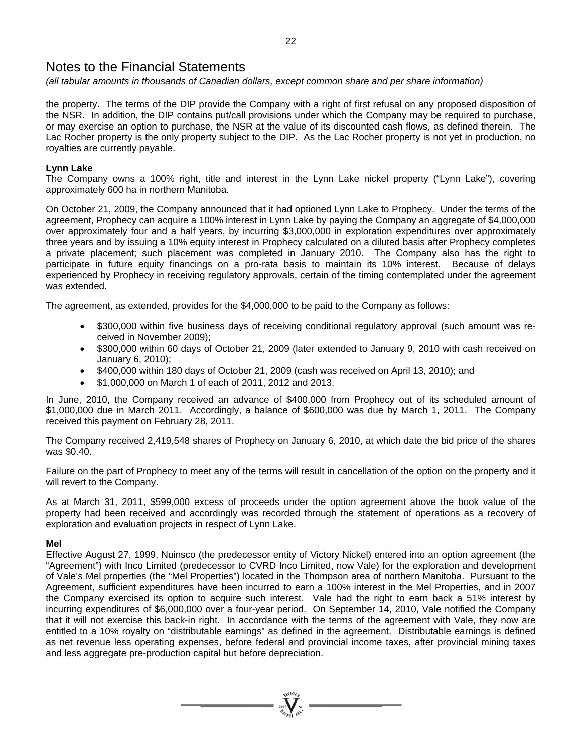# Notes to the Financial Statements

*(all tabular amounts in thousands of Canadian dollars, except common share and per share information)*

the property. The terms of the DIP provide the Company with a right of first refusal on any proposed disposition of the NSR. In addition, the DIP contains put/call provisions under which the Company may be required to purchase, or may exercise an option to purchase, the NSR at the value of its discounted cash flows, as defined therein. The Lac Rocher property is the only property subject to the DIP. As the Lac Rocher property is not yet in production, no royalties are currently payable.

**Lynn Lake**

The Company owns a 100% right, title and interest in the Lynn Lake nickel property ("Lynn Lake"), covering approximately 600 ha in northern Manitoba.

On October 21, 2009, the Company announced that it had optioned Lynn Lake to Prophecy. Under the terms of the agreement, Prophecy can acquire a 100% interest in Lynn Lake by paying the Company an aggregate of $4,000,000 over approximately four and a half years, by incurring $3,000,000 in exploration expenditures over approximately three years and by issuing a 10% equity interest in Prophecy calculated on a diluted basis after Prophecy completes a private placement; such placement was completed in January 2010. The Company also has the right to participate in future equity financings on a pro-rata basis to maintain its 10% interest. Because of delays experienced by Prophecy in receiving regulatory approvals, certain of the timing contemplated under the agreement was extended.

The agreement, as extended, provides for the $4,000,000 to be paid to the Company as follows:

- $300,000 within five business days of receiving conditional regulatory approval (such amount was received in November 2009);
- $300,000 within 60 days of October 21, 2009 (later extended to January 9, 2010 with cash received on January 6, 2010);
- $400,000 within 180 days of October 21, 2009 (cash was received on April 13, 2010); and
- $1,000,000 on March 1 of each of 2011, 2012 and 2013.

In June, 2010, the Company received an advance of $400,000 from Prophecy out of its scheduled amount of $1,000,000 due in March 2011. Accordingly, a balance of $600,000 was due by March 1, 2011. The Company received this payment on February 28, 2011.

The Company received 2,419,548 shares of Prophecy on January 6, 2010, at which date the bid price of the shares was $0.40.

Failure on the part of Prophecy to meet any of the terms will result in cancellation of the option on the property and it will revert to the Company.

As at March 31, 2011, $599,000 excess of proceeds under the option agreement above the book value of the property had been received and accordingly was recorded through the statement of operations as a recovery of exploration and evaluation projects in respect of Lynn Lake.

**Mel**

Effective August 27, 1999, Nuinsco (the predecessor entity of Victory Nickel) entered into an option agreement (the "Agreement") with Inco Limited (predecessor to CVRD Inco Limited, now Vale) for the exploration and development of Vale's Mel properties (the "Mel Properties") located in the Thompson area of northern Manitoba. Pursuant to the Agreement, sufficient expenditures have been incurred to earn a 100% interest in the Mel Properties, and in 2007 the Company exercised its option to acquire such interest. Vale had the right to earn back a 51% interest by incurring expenditures of $6,000,000 over a four-year period. On September 14, 2010, Vale notified the Company that it will not exercise this back-in right. In accordance with the terms of the agreement with Vale, they now are entitled to a 10% royalty on "distributable earnings" as defined in the agreement. Distributable earnings is defined as net revenue less operating expenses, before federal and provincial income taxes, after provincial mining taxes and less aggregate pre-production capital but before depreciation.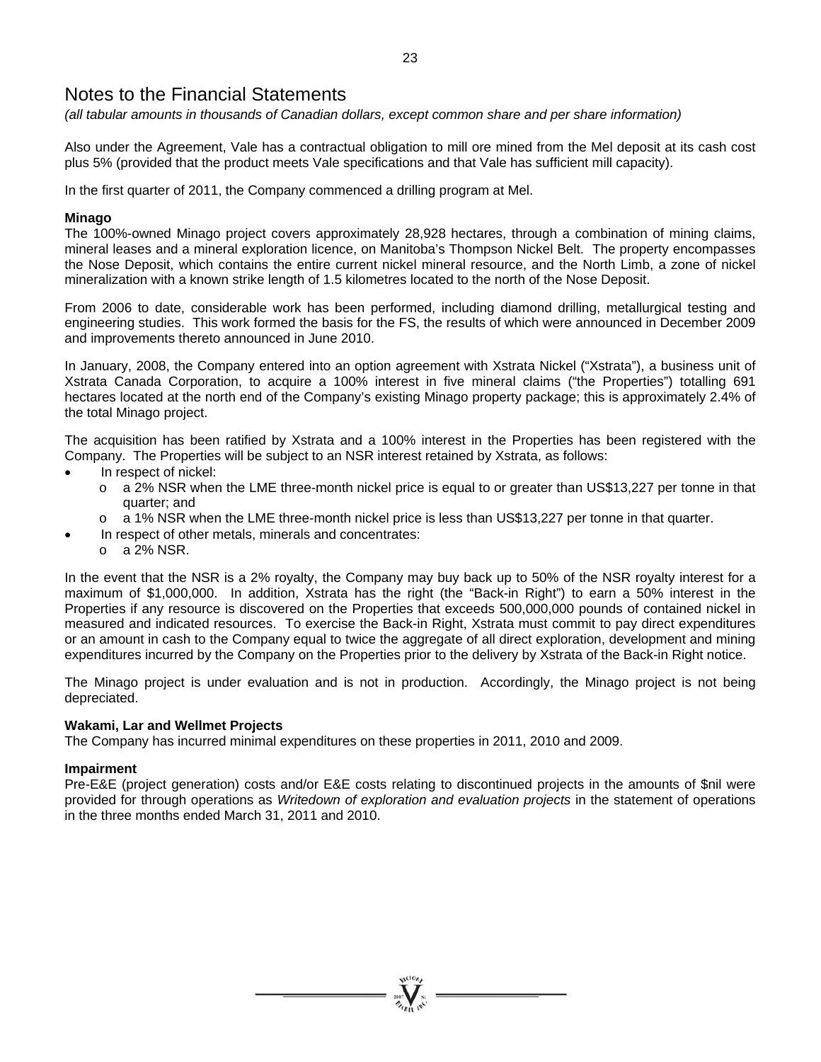# Notes to the Financial Statements

*(all tabular amounts in thousands of Canadian dollars, except common share and per share information)*

Also under the Agreement, Vale has a contractual obligation to mill ore mined from the Mel deposit at its cash cost plus 5% (provided that the product meets Vale specifications and that Vale has sufficient mill capacity).

In the first quarter of 2011, the Company commenced a drilling program at Mel.

**Minago**

The 100%-owned Minago project covers approximately 28,928 hectares, through a combination of mining claims, mineral leases and a mineral exploration licence, on Manitoba's Thompson Nickel Belt. The property encompasses the Nose Deposit, which contains the entire current nickel mineral resource, and the North Limb, a zone of nickel mineralization with a known strike length of 1.5 kilometres located to the north of the Nose Deposit.

From 2006 to date, considerable work has been performed, including diamond drilling, metallurgical testing and engineering studies. This work formed the basis for the FS, the results of which were announced in December 2009 and improvements thereto announced in June 2010.

In January, 2008, the Company entered into an option agreement with Xstrata Nickel ("Xstrata"), a business unit of Xstrata Canada Corporation, to acquire a 100% interest in five mineral claims ("the Properties") totalling 691 hectares located at the north end of the Company's existing Minago property package; this is approximately 2.4% of the total Minago project.

The acquisition has been ratified by Xstrata and a 100% interest in the Properties has been registered with the Company. The Properties will be subject to an NSR interest retained by Xstrata, as follows:

- In respect of nickel:
  - a 2% NSR when the LME three-month nickel price is equal to or greater than US$13,227 per tonne in that quarter; and
  - a 1% NSR when the LME three-month nickel price is less than US$13,227 per tonne in that quarter.
- In respect of other metals, minerals and concentrates:
  - a 2% NSR.

In the event that the NSR is a 2% royalty, the Company may buy back up to 50% of the NSR royalty interest for a maximum of $1,000,000. In addition, Xstrata has the right (the "Back-in Right") to earn a 50% interest in the Properties if any resource is discovered on the Properties that exceeds 500,000,000 pounds of contained nickel in measured and indicated resources. To exercise the Back-in Right, Xstrata must commit to pay direct expenditures or an amount in cash to the Company equal to twice the aggregate of all direct exploration, development and mining expenditures incurred by the Company on the Properties prior to the delivery by Xstrata of the Back-in Right notice.

The Minago project is under evaluation and is not in production. Accordingly, the Minago project is not being depreciated.

**Wakami, Lar and Wellmet Projects**

The Company has incurred minimal expenditures on these properties in 2011, 2010 and 2009.

**Impairment**

Pre-E&E (project generation) costs and/or E&E costs relating to discontinued projects in the amounts of $nil were provided for through operations as *Writedown of exploration and evaluation projects* in the statement of operations in the three months ended March 31, 2011 and 2010.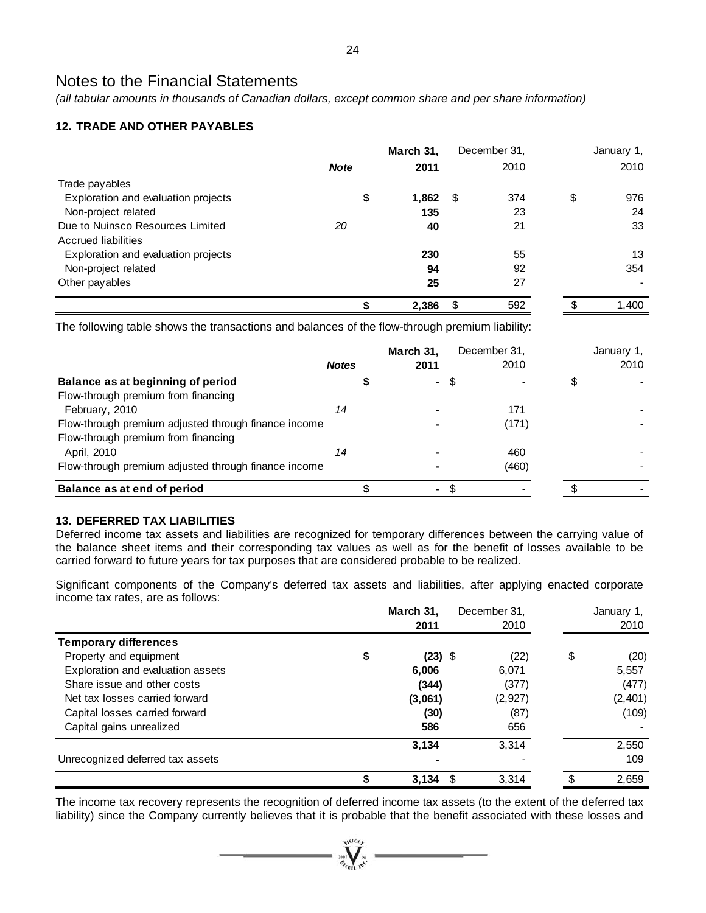# Notes to the Financial Statements

*(all tabular amounts in thousands of Canadian dollars, except common share and per share information)*

### 12. TRADE AND OTHER PAYABLES

| | Note | March 31, 2011 | December 31, 2010 | January 1, 2010 |
|---|---|---|---|---|
| Trade payables | | | | |
| Exploration and evaluation projects | | **$ 1,862** | $ 374 | $ 976 |
| Non-project related | | **135** | 23 | 24 |
| Due to Nuinsco Resources Limited | *20* | **40** | 21 | 33 |
| Accrued liabilities | | | | |
| Exploration and evaluation projects | | **230** | 55 | 13 |
| Non-project related | | **94** | 92 | 354 |
| Other payables | | **25** | 27 | - |
| | | **$ 2,386** | $ 592 | $ 1,400 |

The following table shows the transactions and balances of the flow-through premium liability:

| | Notes | March 31, 2011 | December 31, 2010 | January 1, 2010 |
|---|---|---|---|---|
| **Balance as at beginning of period** | | **$ -** | $ - | $ - |
| Flow-through premium from financing February, 2010 | *14* | **-** | 171 | - |
| Flow-through premium adjusted through finance income | | **-** | (171) | - |
| Flow-through premium from financing April, 2010 | *14* | **-** | 460 | - |
| Flow-through premium adjusted through finance income | | **-** | (460) | - |
| **Balance as at end of period** | | **$ -** | $ - | $ - |

### 13. DEFERRED TAX LIABILITIES

Deferred income tax assets and liabilities are recognized for temporary differences between the carrying value of the balance sheet items and their corresponding tax values as well as for the benefit of losses available to be carried forward to future years for tax purposes that are considered probable to be realized.

Significant components of the Company's deferred tax assets and liabilities, after applying enacted corporate income tax rates, are as follows:

| | March 31, 2011 | December 31, 2010 | January 1, 2010 |
|---|---|---|---|
| **Temporary differences** | | | |
| Property and equipment | **$ (23)** | $ (22) | $ (20) |
| Exploration and evaluation assets | **6,006** | 6,071 | 5,557 |
| Share issue and other costs | **(344)** | (377) | (477) |
| Net tax losses carried forward | **(3,061)** | (2,927) | (2,401) |
| Capital losses carried forward | **(30)** | (87) | (109) |
| Capital gains unrealized | **586** | 656 | - |
| | **3,134** | 3,314 | 2,550 |
| Unrecognized deferred tax assets | **-** | - | 109 |
| | **$ 3,134** | $ 3,314 | $ 2,659 |

The income tax recovery represents the recognition of deferred income tax assets (to the extent of the deferred tax liability) since the Company currently believes that it is probable that the benefit associated with these losses and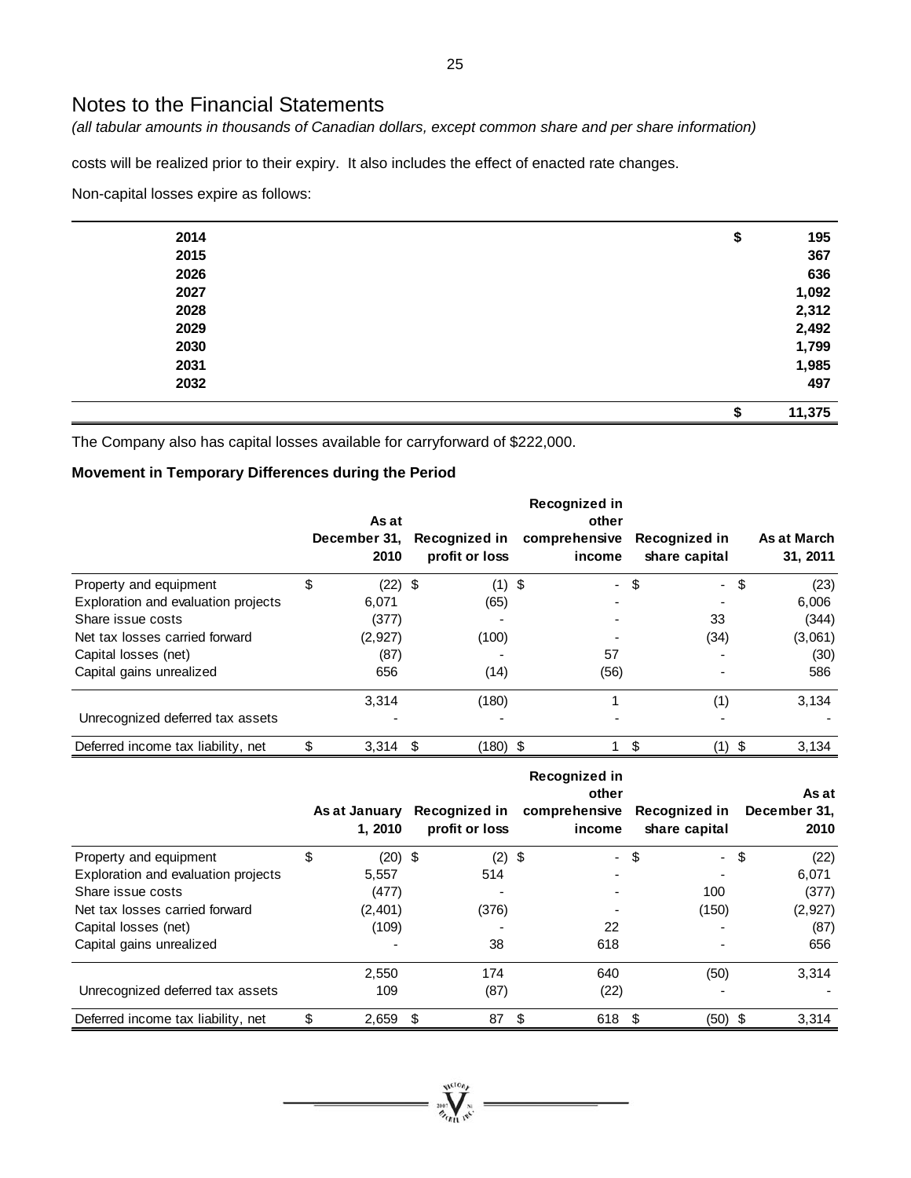# Notes to the Financial Statements

*(all tabular amounts in thousands of Canadian dollars, except common share and per share information)*

costs will be realized prior to their expiry. It also includes the effect of enacted rate changes.

Non-capital losses expire as follows:

| | |
|---|---|
| **2014** | **$ 195** |
| **2015** | **367** |
| **2026** | **636** |
| **2027** | **1,092** |
| **2028** | **2,312** |
| **2029** | **2,492** |
| **2030** | **1,799** |
| **2031** | **1,985** |
| **2032** | **497** |
| | **$ 11,375** |

The Company also has capital losses available for carryforward of $222,000.

**Movement in Temporary Differences during the Period**

| | As at December 31, 2010 | Recognized in profit or loss | Recognized in other comprehensive income | Recognized in share capital | As at March 31, 2011 |
|---|---|---|---|---|---|
| Property and equipment | $ (22) | $ (1) | $ - | $ - | $ (23) |
| Exploration and evaluation projects | 6,071 | (65) | - | - | 6,006 |
| Share issue costs | (377) | - | - | 33 | (344) |
| Net tax losses carried forward | (2,927) | (100) | - | (34) | (3,061) |
| Capital losses (net) | (87) | - | 57 | - | (30) |
| Capital gains unrealized | 656 | (14) | (56) | - | 586 |
| | 3,314 | (180) | 1 | (1) | 3,134 |
| Unrecognized deferred tax assets | - | - | - | - | - |
| Deferred income tax liability, net | $ 3,314 | $ (180) | $ 1 | $ (1) | $ 3,134 |

| | As at January 1, 2010 | Recognized in profit or loss | Recognized in other comprehensive income | Recognized in share capital | As at December 31, 2010 |
|---|---|---|---|---|---|
| Property and equipment | $ (20) | $ (2) | $ - | $ - | $ (22) |
| Exploration and evaluation projects | 5,557 | 514 | - | - | 6,071 |
| Share issue costs | (477) | - | - | 100 | (377) |
| Net tax losses carried forward | (2,401) | (376) | - | (150) | (2,927) |
| Capital losses (net) | (109) | - | 22 | - | (87) |
| Capital gains unrealized | - | 38 | 618 | - | 656 |
| | 2,550 | 174 | 640 | (50) | 3,314 |
| Unrecognized deferred tax assets | 109 | (87) | (22) | - | - |
| Deferred income tax liability, net | $ 2,659 | $ 87 | $ 618 | $ (50) | $ 3,314 |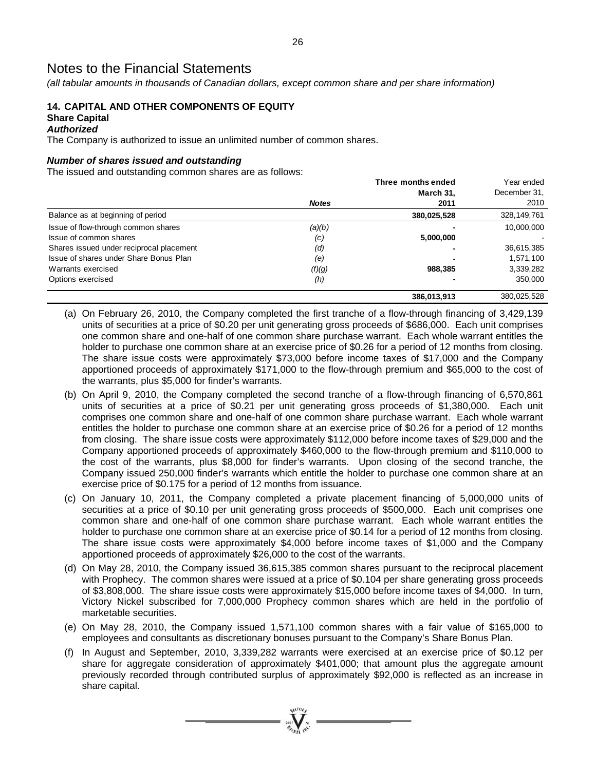# Notes to the Financial Statements

*(all tabular amounts in thousands of Canadian dollars, except common share and per share information)*

## 14. CAPITAL AND OTHER COMPONENTS OF EQUITY

### Share Capital

#### *Authorized*

The Company is authorized to issue an unlimited number of common shares.

#### *Number of shares issued and outstanding*

The issued and outstanding common shares are as follows:

| | *Notes* | **Three months ended March 31, 2011** | Year ended December 31, 2010 |
|---|---|---|---|
| Balance as at beginning of period | | **380,025,528** | 328,149,761 |
| Issue of flow-through common shares | *(a)(b)* | **-** | 10,000,000 |
| Issue of common shares | *(c)* | **5,000,000** | - |
| Shares issued under reciprocal placement | *(d)* | **-** | 36,615,385 |
| Issue of shares under Share Bonus Plan | *(e)* | **-** | 1,571,100 |
| Warrants exercised | *(f)(g)* | **988,385** | 3,339,282 |
| Options exercised | *(h)* | **-** | 350,000 |
| | | **386,013,913** | 380,025,528 |

(a) On February 26, 2010, the Company completed the first tranche of a flow-through financing of 3,429,139 units of securities at a price of $0.20 per unit generating gross proceeds of $686,000. Each unit comprises one common share and one-half of one common share purchase warrant. Each whole warrant entitles the holder to purchase one common share at an exercise price of $0.26 for a period of 12 months from closing. The share issue costs were approximately $73,000 before income taxes of $17,000 and the Company apportioned proceeds of approximately $171,000 to the flow-through premium and $65,000 to the cost of the warrants, plus $5,000 for finder's warrants.

(b) On April 9, 2010, the Company completed the second tranche of a flow-through financing of 6,570,861 units of securities at a price of $0.21 per unit generating gross proceeds of $1,380,000. Each unit comprises one common share and one-half of one common share purchase warrant. Each whole warrant entitles the holder to purchase one common share at an exercise price of $0.26 for a period of 12 months from closing. The share issue costs were approximately $112,000 before income taxes of $29,000 and the Company apportioned proceeds of approximately $460,000 to the flow-through premium and $110,000 to the cost of the warrants, plus $8,000 for finder's warrants. Upon closing of the second tranche, the Company issued 250,000 finder's warrants which entitle the holder to purchase one common share at an exercise price of $0.175 for a period of 12 months from issuance.

(c) On January 10, 2011, the Company completed a private placement financing of 5,000,000 units of securities at a price of $0.10 per unit generating gross proceeds of $500,000. Each unit comprises one common share and one-half of one common share purchase warrant. Each whole warrant entitles the holder to purchase one common share at an exercise price of $0.14 for a period of 12 months from closing. The share issue costs were approximately $4,000 before income taxes of $1,000 and the Company apportioned proceeds of approximately $26,000 to the cost of the warrants.

(d) On May 28, 2010, the Company issued 36,615,385 common shares pursuant to the reciprocal placement with Prophecy. The common shares were issued at a price of $0.104 per share generating gross proceeds of $3,808,000. The share issue costs were approximately $15,000 before income taxes of $4,000. In turn, Victory Nickel subscribed for 7,000,000 Prophecy common shares which are held in the portfolio of marketable securities.

(e) On May 28, 2010, the Company issued 1,571,100 common shares with a fair value of $165,000 to employees and consultants as discretionary bonuses pursuant to the Company's Share Bonus Plan.

(f) In August and September, 2010, 3,339,282 warrants were exercised at an exercise price of $0.12 per share for aggregate consideration of approximately $401,000; that amount plus the aggregate amount previously recorded through contributed surplus of approximately $92,000 is reflected as an increase in share capital.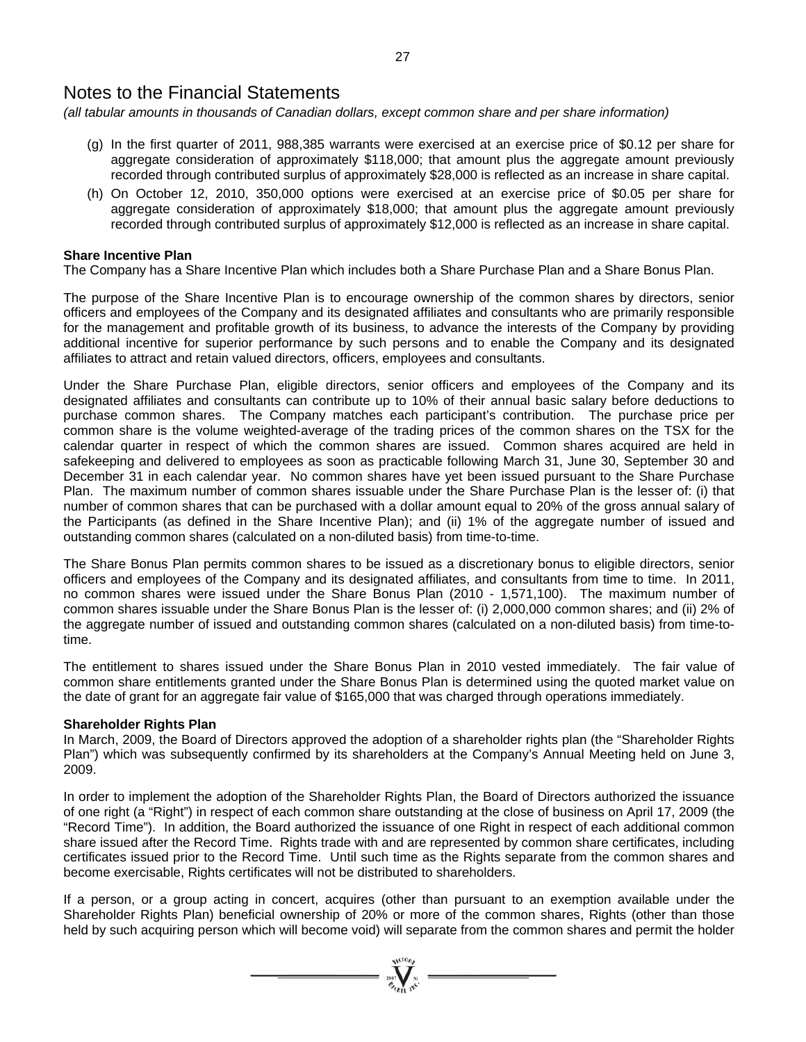# Notes to the Financial Statements

*(all tabular amounts in thousands of Canadian dollars, except common share and per share information)*

(g) In the first quarter of 2011, 988,385 warrants were exercised at an exercise price of $0.12 per share for aggregate consideration of approximately $118,000; that amount plus the aggregate amount previously recorded through contributed surplus of approximately $28,000 is reflected as an increase in share capital.

(h) On October 12, 2010, 350,000 options were exercised at an exercise price of $0.05 per share for aggregate consideration of approximately $18,000; that amount plus the aggregate amount previously recorded through contributed surplus of approximately $12,000 is reflected as an increase in share capital.

**Share Incentive Plan**

The Company has a Share Incentive Plan which includes both a Share Purchase Plan and a Share Bonus Plan.

The purpose of the Share Incentive Plan is to encourage ownership of the common shares by directors, senior officers and employees of the Company and its designated affiliates and consultants who are primarily responsible for the management and profitable growth of its business, to advance the interests of the Company by providing additional incentive for superior performance by such persons and to enable the Company and its designated affiliates to attract and retain valued directors, officers, employees and consultants.

Under the Share Purchase Plan, eligible directors, senior officers and employees of the Company and its designated affiliates and consultants can contribute up to 10% of their annual basic salary before deductions to purchase common shares. The Company matches each participant's contribution. The purchase price per common share is the volume weighted-average of the trading prices of the common shares on the TSX for the calendar quarter in respect of which the common shares are issued. Common shares acquired are held in safekeeping and delivered to employees as soon as practicable following March 31, June 30, September 30 and December 31 in each calendar year. No common shares have yet been issued pursuant to the Share Purchase Plan. The maximum number of common shares issuable under the Share Purchase Plan is the lesser of: (i) that number of common shares that can be purchased with a dollar amount equal to 20% of the gross annual salary of the Participants (as defined in the Share Incentive Plan); and (ii) 1% of the aggregate number of issued and outstanding common shares (calculated on a non-diluted basis) from time-to-time.

The Share Bonus Plan permits common shares to be issued as a discretionary bonus to eligible directors, senior officers and employees of the Company and its designated affiliates, and consultants from time to time. In 2011, no common shares were issued under the Share Bonus Plan (2010 - 1,571,100). The maximum number of common shares issuable under the Share Bonus Plan is the lesser of: (i) 2,000,000 common shares; and (ii) 2% of the aggregate number of issued and outstanding common shares (calculated on a non-diluted basis) from time-to-time.

The entitlement to shares issued under the Share Bonus Plan in 2010 vested immediately. The fair value of common share entitlements granted under the Share Bonus Plan is determined using the quoted market value on the date of grant for an aggregate fair value of $165,000 that was charged through operations immediately.

**Shareholder Rights Plan**

In March, 2009, the Board of Directors approved the adoption of a shareholder rights plan (the "Shareholder Rights Plan") which was subsequently confirmed by its shareholders at the Company's Annual Meeting held on June 3, 2009.

In order to implement the adoption of the Shareholder Rights Plan, the Board of Directors authorized the issuance of one right (a "Right") in respect of each common share outstanding at the close of business on April 17, 2009 (the "Record Time"). In addition, the Board authorized the issuance of one Right in respect of each additional common share issued after the Record Time. Rights trade with and are represented by common share certificates, including certificates issued prior to the Record Time. Until such time as the Rights separate from the common shares and become exercisable, Rights certificates will not be distributed to shareholders.

If a person, or a group acting in concert, acquires (other than pursuant to an exemption available under the Shareholder Rights Plan) beneficial ownership of 20% or more of the common shares, Rights (other than those held by such acquiring person which will become void) will separate from the common shares and permit the holder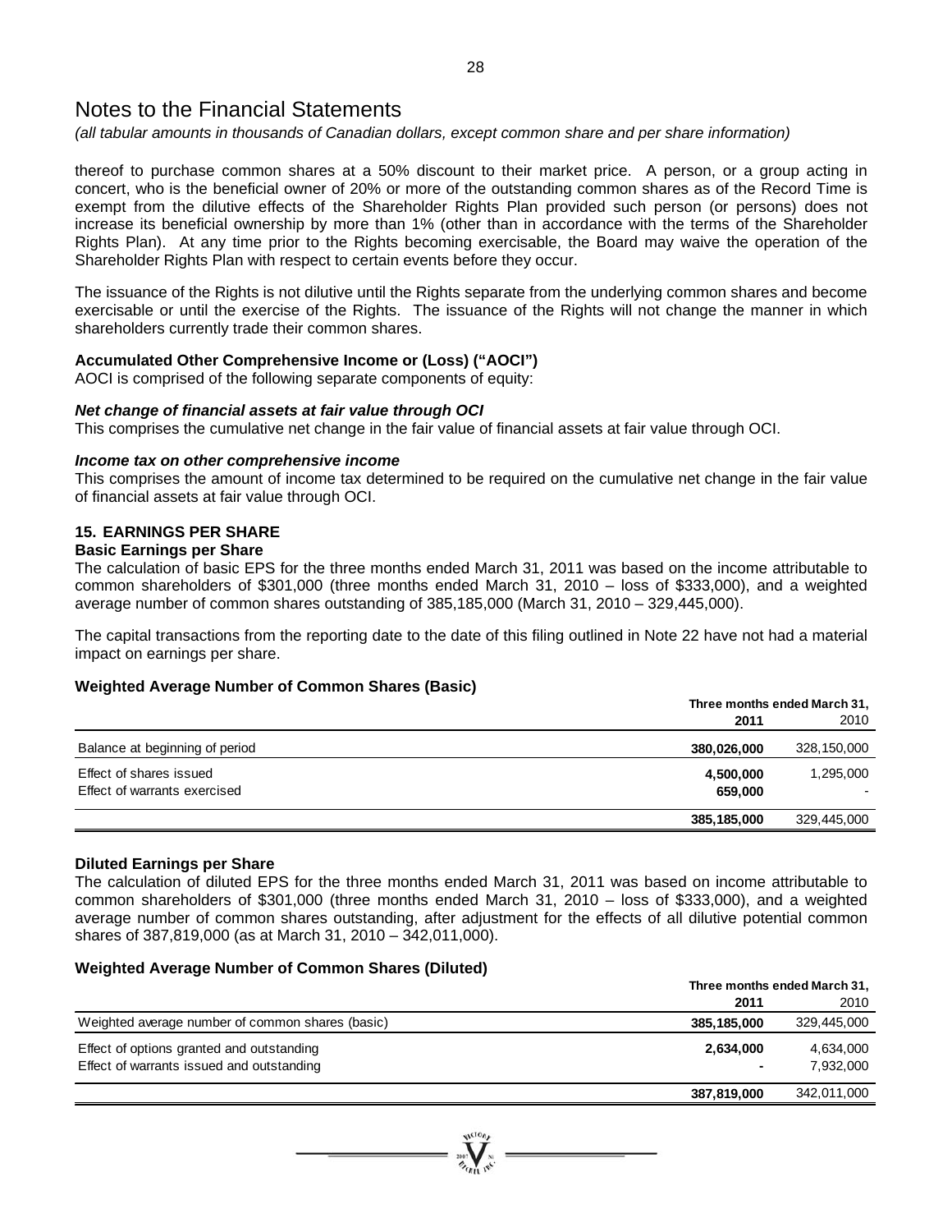# Notes to the Financial Statements

*(all tabular amounts in thousands of Canadian dollars, except common share and per share information)*

thereof to purchase common shares at a 50% discount to their market price. A person, or a group acting in concert, who is the beneficial owner of 20% or more of the outstanding common shares as of the Record Time is exempt from the dilutive effects of the Shareholder Rights Plan provided such person (or persons) does not increase its beneficial ownership by more than 1% (other than in accordance with the terms of the Shareholder Rights Plan). At any time prior to the Rights becoming exercisable, the Board may waive the operation of the Shareholder Rights Plan with respect to certain events before they occur.

The issuance of the Rights is not dilutive until the Rights separate from the underlying common shares and become exercisable or until the exercise of the Rights. The issuance of the Rights will not change the manner in which shareholders currently trade their common shares.

**Accumulated Other Comprehensive Income or (Loss) ("AOCI")**

AOCI is comprised of the following separate components of equity:

***Net change of financial assets at fair value through OCI***

This comprises the cumulative net change in the fair value of financial assets at fair value through OCI.

***Income tax on other comprehensive income***

This comprises the amount of income tax determined to be required on the cumulative net change in the fair value of financial assets at fair value through OCI.

## 15. EARNINGS PER SHARE

**Basic Earnings per Share**

The calculation of basic EPS for the three months ended March 31, 2011 was based on the income attributable to common shareholders of $301,000 (three months ended March 31, 2010 – loss of $333,000), and a weighted average number of common shares outstanding of 385,185,000 (March 31, 2010 – 329,445,000).

The capital transactions from the reporting date to the date of this filing outlined in Note 22 have not had a material impact on earnings per share.

**Weighted Average Number of Common Shares (Basic)**

| | Three months ended March 31, | |
|---|---|---|
| | **2011** | 2010 |
| Balance at beginning of period | **380,026,000** | 328,150,000 |
| Effect of shares issued | **4,500,000** | 1,295,000 |
| Effect of warrants exercised | **659,000** | - |
| | **385,185,000** | 329,445,000 |

**Diluted Earnings per Share**

The calculation of diluted EPS for the three months ended March 31, 2011 was based on income attributable to common shareholders of $301,000 (three months ended March 31, 2010 – loss of $333,000), and a weighted average number of common shares outstanding, after adjustment for the effects of all dilutive potential common shares of 387,819,000 (as at March 31, 2010 – 342,011,000).

**Weighted Average Number of Common Shares (Diluted)**

| | Three months ended March 31, | |
|---|---|---|
| | **2011** | 2010 |
| Weighted average number of common shares (basic) | **385,185,000** | 329,445,000 |
| Effect of options granted and outstanding | **2,634,000** | 4,634,000 |
| Effect of warrants issued and outstanding | **-** | 7,932,000 |
| | **387,819,000** | 342,011,000 |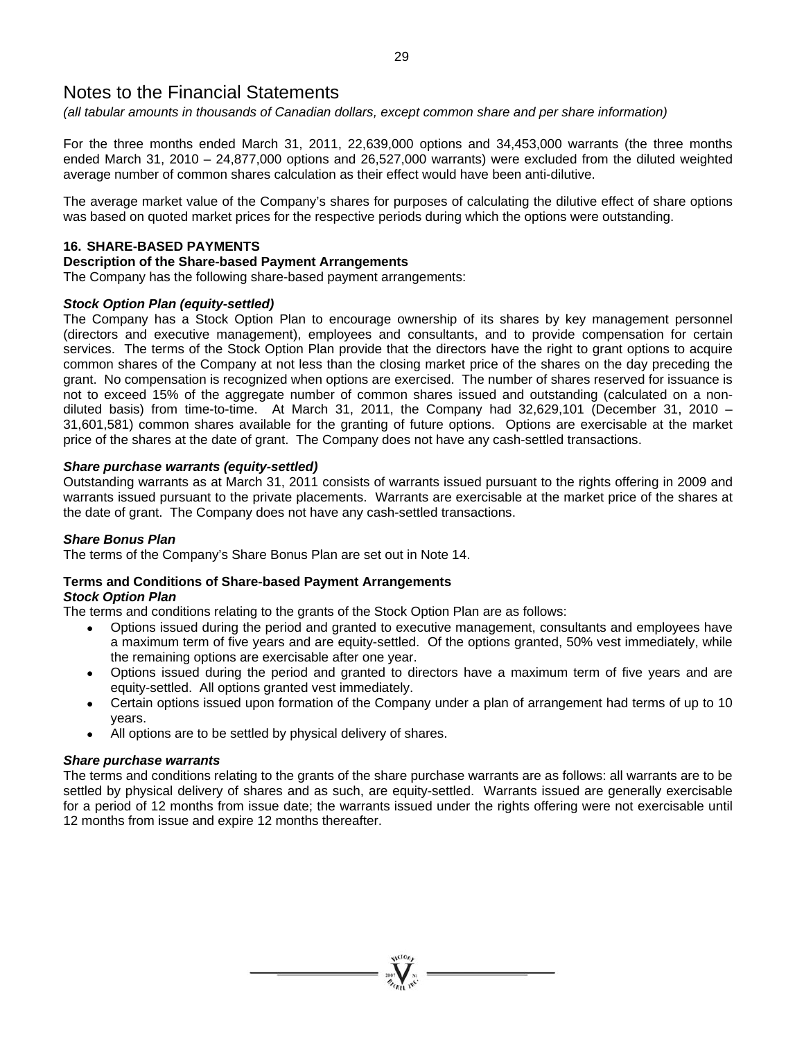# Notes to the Financial Statements

*(all tabular amounts in thousands of Canadian dollars, except common share and per share information)*

For the three months ended March 31, 2011, 22,639,000 options and 34,453,000 warrants (the three months ended March 31, 2010 – 24,877,000 options and 26,527,000 warrants) were excluded from the diluted weighted average number of common shares calculation as their effect would have been anti-dilutive.

The average market value of the Company's shares for purposes of calculating the dilutive effect of share options was based on quoted market prices for the respective periods during which the options were outstanding.

## 16. SHARE-BASED PAYMENTS

**Description of the Share-based Payment Arrangements**

The Company has the following share-based payment arrangements:

***Stock Option Plan (equity-settled)***

The Company has a Stock Option Plan to encourage ownership of its shares by key management personnel (directors and executive management), employees and consultants, and to provide compensation for certain services. The terms of the Stock Option Plan provide that the directors have the right to grant options to acquire common shares of the Company at not less than the closing market price of the shares on the day preceding the grant. No compensation is recognized when options are exercised. The number of shares reserved for issuance is not to exceed 15% of the aggregate number of common shares issued and outstanding (calculated on a non-diluted basis) from time-to-time. At March 31, 2011, the Company had 32,629,101 (December 31, 2010 – 31,601,581) common shares available for the granting of future options. Options are exercisable at the market price of the shares at the date of grant. The Company does not have any cash-settled transactions.

***Share purchase warrants (equity-settled)***

Outstanding warrants as at March 31, 2011 consists of warrants issued pursuant to the rights offering in 2009 and warrants issued pursuant to the private placements. Warrants are exercisable at the market price of the shares at the date of grant. The Company does not have any cash-settled transactions.

***Share Bonus Plan***

The terms of the Company's Share Bonus Plan are set out in Note 14.

**Terms and Conditions of Share-based Payment Arrangements**

***Stock Option Plan***

The terms and conditions relating to the grants of the Stock Option Plan are as follows:

- Options issued during the period and granted to executive management, consultants and employees have a maximum term of five years and are equity-settled. Of the options granted, 50% vest immediately, while the remaining options are exercisable after one year.
- Options issued during the period and granted to directors have a maximum term of five years and are equity-settled. All options granted vest immediately.
- Certain options issued upon formation of the Company under a plan of arrangement had terms of up to 10 years.
- All options are to be settled by physical delivery of shares.

***Share purchase warrants***

The terms and conditions relating to the grants of the share purchase warrants are as follows: all warrants are to be settled by physical delivery of shares and as such, are equity-settled. Warrants issued are generally exercisable for a period of 12 months from issue date; the warrants issued under the rights offering were not exercisable until 12 months from issue and expire 12 months thereafter.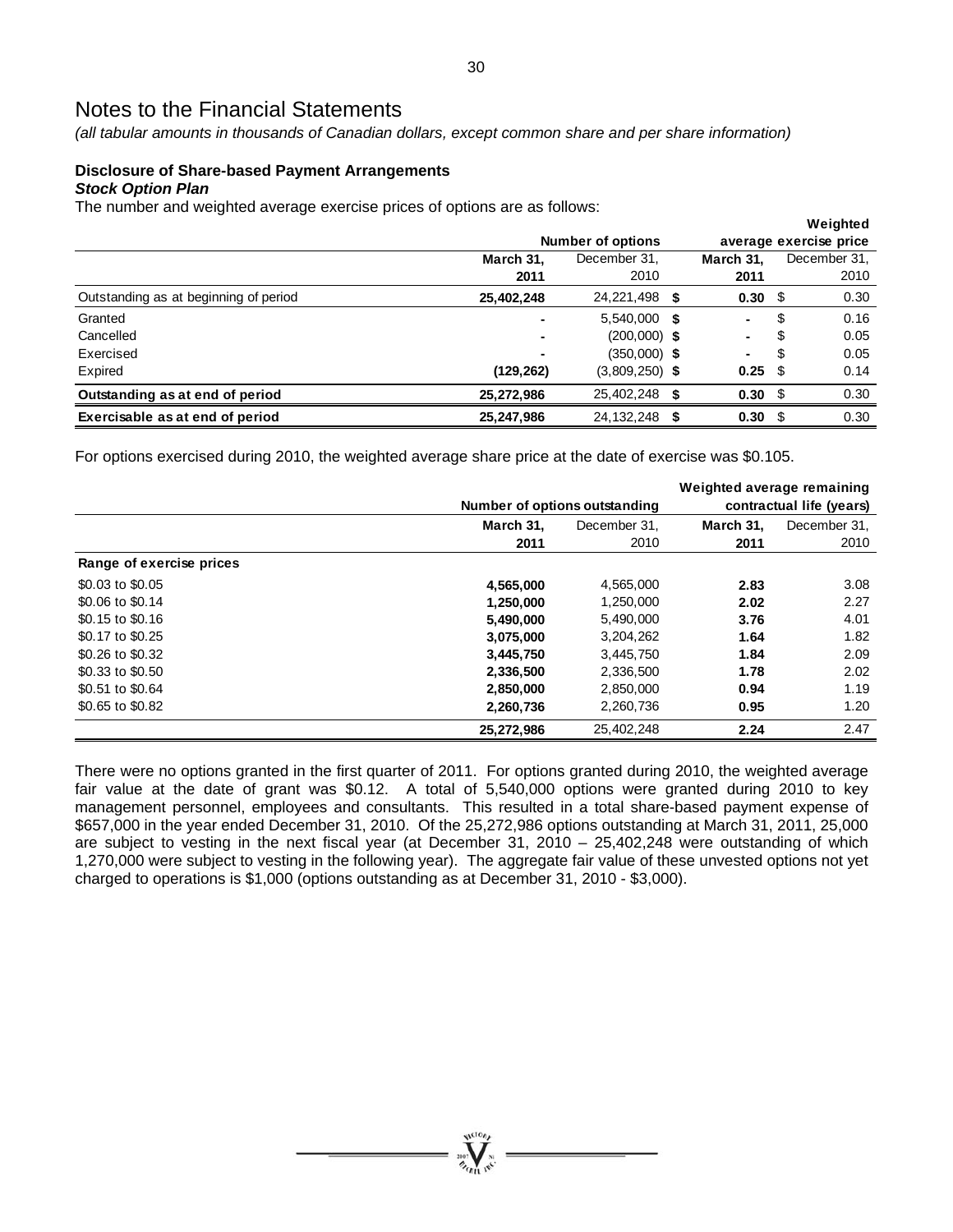# Notes to the Financial Statements

*(all tabular amounts in thousands of Canadian dollars, except common share and per share information)*

**Disclosure of Share-based Payment Arrangements**

***Stock Option Plan***

The number and weighted average exercise prices of options are as follows:

| | Number of options | | Weighted average exercise price | |
|---|---|---|---|---|
| | **March 31, 2011** | December 31, 2010 | **March 31, 2011** | December 31, 2010 |
| Outstanding as at beginning of period | **25,402,248** | 24,221,498 | **$ 0.30** | $ 0.30 |
| Granted | **-** | 5,540,000 | **$ -** | $ 0.16 |
| Cancelled | **-** | (200,000) | **$ -** | $ 0.05 |
| Exercised | **-** | (350,000) | **$ -** | $ 0.05 |
| Expired | **(129,262)** | (3,809,250) | **$ 0.25** | $ 0.14 |
| **Outstanding as at end of period** | **25,272,986** | 25,402,248 | **$ 0.30** | $ 0.30 |
| **Exercisable as at end of period** | **25,247,986** | 24,132,248 | **$ 0.30** | $ 0.30 |

For options exercised during 2010, the weighted average share price at the date of exercise was $0.105.

| | Number of options outstanding | | Weighted average remaining contractual life (years) | |
|---|---|---|---|---|
| | **March 31, 2011** | December 31, 2010 | **March 31, 2011** | December 31, 2010 |
| **Range of exercise prices** | | | | |
| $0.03 to $0.05 | **4,565,000** | 4,565,000 | **2.83** | 3.08 |
| $0.06 to $0.14 | **1,250,000** | 1,250,000 | **2.02** | 2.27 |
| $0.15 to $0.16 | **5,490,000** | 5,490,000 | **3.76** | 4.01 |
| $0.17 to $0.25 | **3,075,000** | 3,204,262 | **1.64** | 1.82 |
| $0.26 to $0.32 | **3,445,750** | 3,445,750 | **1.84** | 2.09 |
| $0.33 to $0.50 | **2,336,500** | 2,336,500 | **1.78** | 2.02 |
| $0.51 to $0.64 | **2,850,000** | 2,850,000 | **0.94** | 1.19 |
| $0.65 to $0.82 | **2,260,736** | 2,260,736 | **0.95** | 1.20 |
| | **25,272,986** | 25,402,248 | **2.24** | 2.47 |

There were no options granted in the first quarter of 2011. For options granted during 2010, the weighted average fair value at the date of grant was $0.12. A total of 5,540,000 options were granted during 2010 to key management personnel, employees and consultants. This resulted in a total share-based payment expense of $657,000 in the year ended December 31, 2010. Of the 25,272,986 options outstanding at March 31, 2011, 25,000 are subject to vesting in the next fiscal year (at December 31, 2010 – 25,402,248 were outstanding of which 1,270,000 were subject to vesting in the following year). The aggregate fair value of these unvested options not yet charged to operations is $1,000 (options outstanding as at December 31, 2010 - $3,000).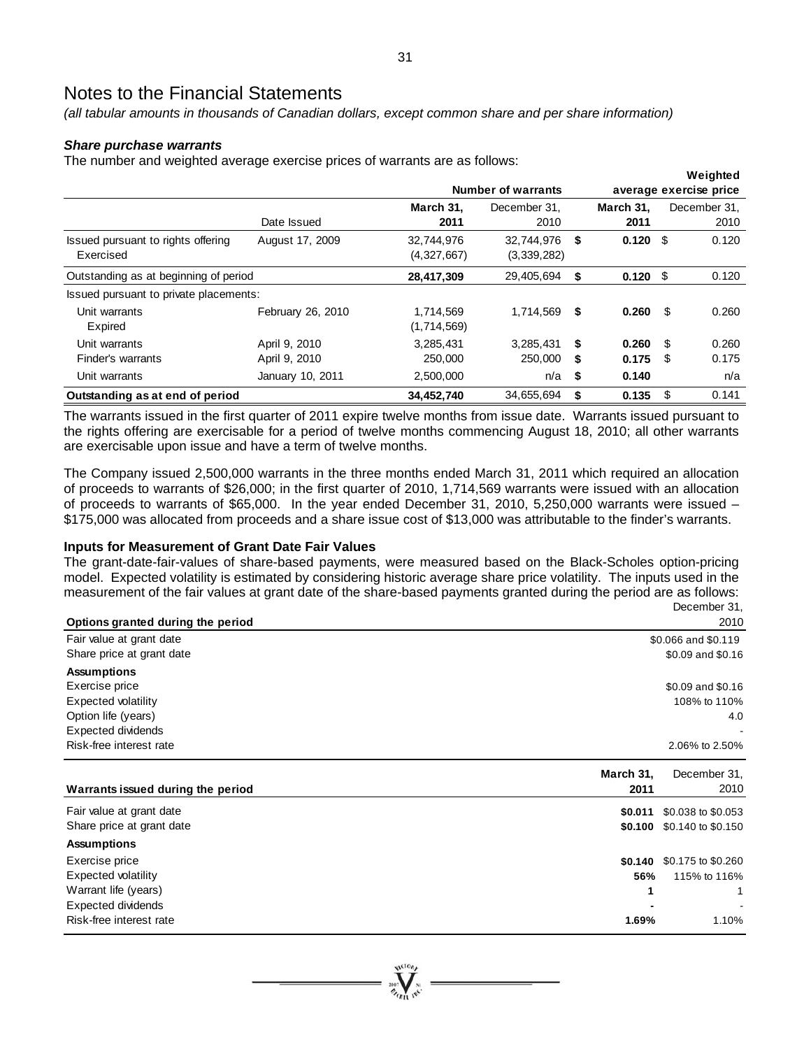# Notes to the Financial Statements

*(all tabular amounts in thousands of Canadian dollars, except common share and per share information)*

***Share purchase warrants***

The number and weighted average exercise prices of warrants are as follows:

| | | Number of warrants | | Weighted average exercise price | |
|---|---|---|---|---|---|
| | Date Issued | **March 31, 2011** | December 31, 2010 | **March 31, 2011** | December 31, 2010 |
| Issued pursuant to rights offering | August 17, 2009 | 32,744,976 | 32,744,976 | **$ 0.120** | $ 0.120 |
| Exercised | | (4,327,667) | (3,339,282) | | |
| Outstanding as at beginning of period | | **28,417,309** | 29,405,694 | **$ 0.120** | $ 0.120 |
| Issued pursuant to private placements: | | | | | |
| Unit warrants | February 26, 2010 | 1,714,569 | 1,714,569 | **$ 0.260** | $ 0.260 |
| Expired | | (1,714,569) | | | |
| Unit warrants | April 9, 2010 | 3,285,431 | 3,285,431 | **$ 0.260** | $ 0.260 |
| Finder's warrants | April 9, 2010 | 250,000 | 250,000 | **$ 0.175** | $ 0.175 |
| Unit warrants | January 10, 2011 | 2,500,000 | n/a | **$ 0.140** | n/a |
| **Outstanding as at end of period** | | **34,452,740** | 34,655,694 | **$ 0.135** | $ 0.141 |

The warrants issued in the first quarter of 2011 expire twelve months from issue date. Warrants issued pursuant to the rights offering are exercisable for a period of twelve months commencing August 18, 2010; all other warrants are exercisable upon issue and have a term of twelve months.

The Company issued 2,500,000 warrants in the three months ended March 31, 2011 which required an allocation of proceeds to warrants of $26,000; in the first quarter of 2010, 1,714,569 warrants were issued with an allocation of proceeds to warrants of $65,000. In the year ended December 31, 2010, 5,250,000 warrants were issued – $175,000 was allocated from proceeds and a share issue cost of $13,000 was attributable to the finder's warrants.

**Inputs for Measurement of Grant Date Fair Values**

The grant-date-fair-values of share-based payments, were measured based on the Black-Scholes option-pricing model. Expected volatility is estimated by considering historic average share price volatility. The inputs used in the measurement of the fair values at grant date of the share-based payments granted during the period are as follows:

| **Options granted during the period** | December 31, 2010 |
|---|---|
| Fair value at grant date | $0.066 and $0.119 |
| Share price at grant date | $0.09 and $0.16 |
| **Assumptions** | |
| Exercise price | $0.09 and $0.16 |
| Expected volatility | 108% to 110% |
| Option life (years) | 4.0 |
| Expected dividends | - |
| Risk-free interest rate | 2.06% to 2.50% |

| **Warrants issued during the period** | **March 31, 2011** | December 31, 2010 |
|---|---|---|
| Fair value at grant date | **$0.011** | $0.038 to $0.053 |
| Share price at grant date | **$0.100** | $0.140 to $0.150 |
| **Assumptions** | | |
| Exercise price | **$0.140** | $0.175 to $0.260 |
| Expected volatility | **56%** | 115% to 116% |
| Warrant life (years) | **1** | 1 |
| Expected dividends | **-** | - |
| Risk-free interest rate | **1.69%** | 1.10% |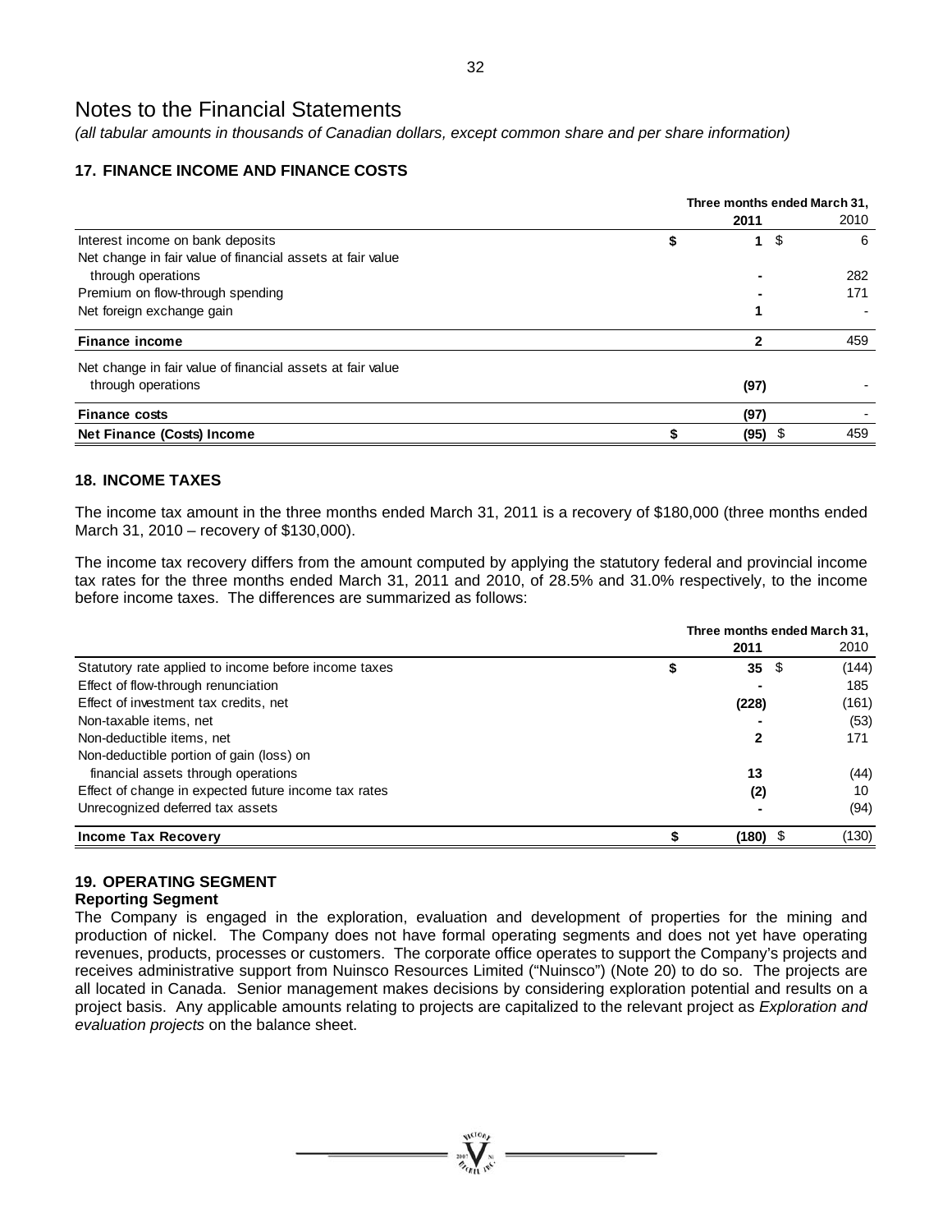# Notes to the Financial Statements

*(all tabular amounts in thousands of Canadian dollars, except common share and per share information)*

## 17. FINANCE INCOME AND FINANCE COSTS

| | Three months ended March 31, | |
|---|---|---|
| | **2011** | 2010 |
| Interest income on bank deposits | **$ 1** | $ 6 |
| Net change in fair value of financial assets at fair value through operations | **-** | 282 |
| Premium on flow-through spending | **-** | 171 |
| Net foreign exchange gain | **1** | - |
| **Finance income** | **2** | 459 |
| Net change in fair value of financial assets at fair value through operations | **(97)** | - |
| **Finance costs** | **(97)** | - |
| **Net Finance (Costs) Income** | **$ (95)** | $ 459 |

## 18. INCOME TAXES

The income tax amount in the three months ended March 31, 2011 is a recovery of $180,000 (three months ended March 31, 2010 – recovery of $130,000).

The income tax recovery differs from the amount computed by applying the statutory federal and provincial income tax rates for the three months ended March 31, 2011 and 2010, of 28.5% and 31.0% respectively, to the income before income taxes. The differences are summarized as follows:

| | Three months ended March 31, | |
|---|---|---|
| | **2011** | 2010 |
| Statutory rate applied to income before income taxes | **$ 35** | $ (144) |
| Effect of flow-through renunciation | **-** | 185 |
| Effect of investment tax credits, net | **(228)** | (161) |
| Non-taxable items, net | **-** | (53) |
| Non-deductible items, net | **2** | 171 |
| Non-deductible portion of gain (loss) on financial assets through operations | **13** | (44) |
| Effect of change in expected future income tax rates | **(2)** | 10 |
| Unrecognized deferred tax assets | **-** | (94) |
| **Income Tax Recovery** | **$ (180)** | $ (130) |

## 19. OPERATING SEGMENT

### Reporting Segment

The Company is engaged in the exploration, evaluation and development of properties for the mining and production of nickel. The Company does not have formal operating segments and does not yet have operating revenues, products, processes or customers. The corporate office operates to support the Company's projects and receives administrative support from Nuinsco Resources Limited ("Nuinsco") (Note 20) to do so. The projects are all located in Canada. Senior management makes decisions by considering exploration potential and results on a project basis. Any applicable amounts relating to projects are capitalized to the relevant project as *Exploration and evaluation projects* on the balance sheet.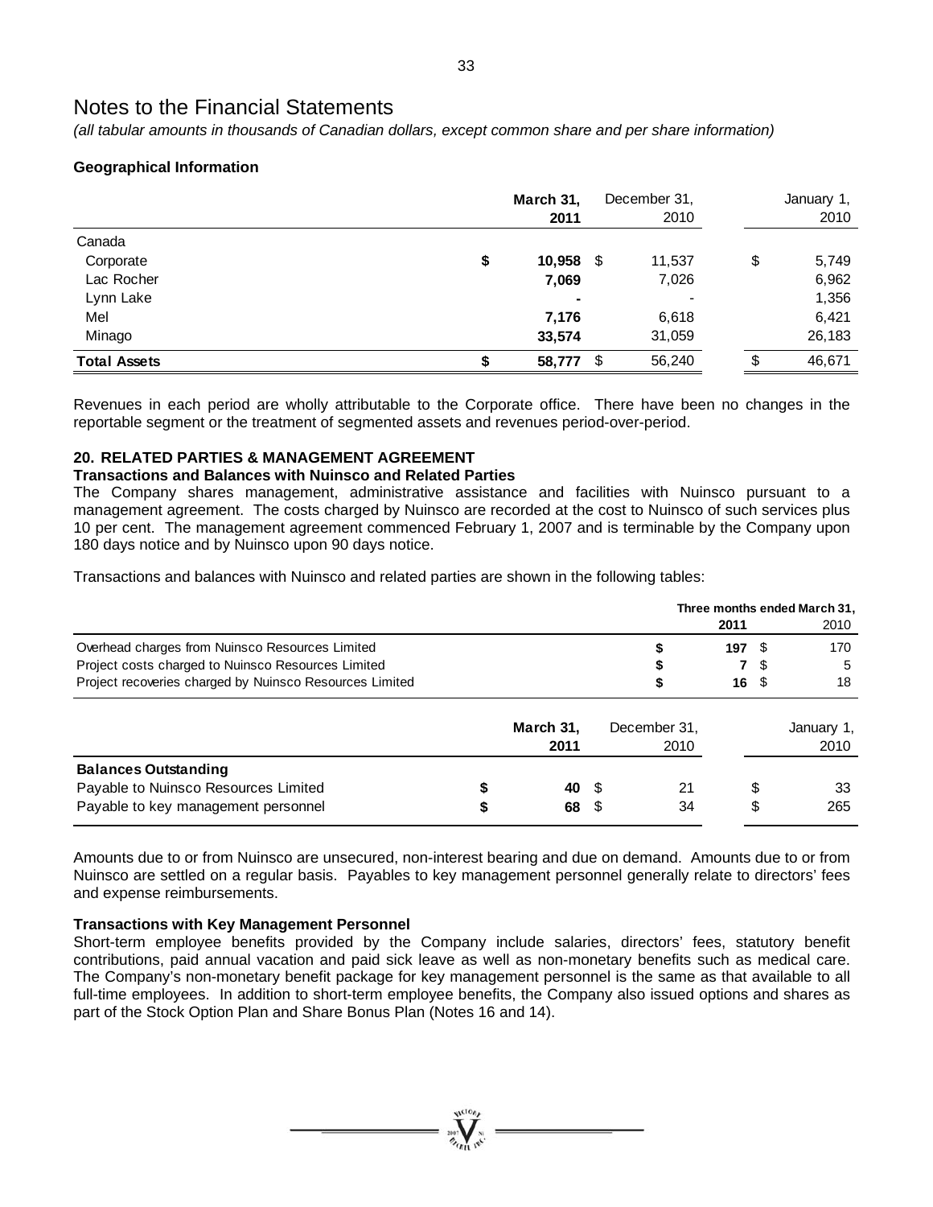# Notes to the Financial Statements

*(all tabular amounts in thousands of Canadian dollars, except common share and per share information)*

### Geographical Information

| | **March 31, 2011** | December 31, 2010 | January 1, 2010 |
|---|---|---|---|
| Canada | | | |
| Corporate | **$ 10,958** | $ 11,537 | $ 5,749 |
| Lac Rocher | **7,069** | 7,026 | 6,962 |
| Lynn Lake | **-** | - | 1,356 |
| Mel | **7,176** | 6,618 | 6,421 |
| Minago | **33,574** | 31,059 | 26,183 |
| **Total Assets** | **$ 58,777** | $ 56,240 | $ 46,671 |

Revenues in each period are wholly attributable to the Corporate office. There have been no changes in the reportable segment or the treatment of segmented assets and revenues period-over-period.

## 20. RELATED PARTIES & MANAGEMENT AGREEMENT

### Transactions and Balances with Nuinsco and Related Parties

The Company shares management, administrative assistance and facilities with Nuinsco pursuant to a management agreement. The costs charged by Nuinsco are recorded at the cost to Nuinsco of such services plus 10 per cent. The management agreement commenced February 1, 2007 and is terminable by the Company upon 180 days notice and by Nuinsco upon 90 days notice.

Transactions and balances with Nuinsco and related parties are shown in the following tables:

| | **Three months ended March 31, 2011** | 2010 |
|---|---|---|
| Overhead charges from Nuinsco Resources Limited | **$ 197** | $ 170 |
| Project costs charged to Nuinsco Resources Limited | **$ 7** | $ 5 |
| Project recoveries charged by Nuinsco Resources Limited | **$ 16** | $ 18 |

| | **March 31, 2011** | December 31, 2010 | January 1, 2010 |
|---|---|---|---|
| **Balances Outstanding** | | | |
| Payable to Nuinsco Resources Limited | **$ 40** | $ 21 | $ 33 |
| Payable to key management personnel | **$ 68** | $ 34 | $ 265 |

Amounts due to or from Nuinsco are unsecured, non-interest bearing and due on demand. Amounts due to or from Nuinsco are settled on a regular basis. Payables to key management personnel generally relate to directors' fees and expense reimbursements.

### Transactions with Key Management Personnel

Short-term employee benefits provided by the Company include salaries, directors' fees, statutory benefit contributions, paid annual vacation and paid sick leave as well as non-monetary benefits such as medical care. The Company's non-monetary benefit package for key management personnel is the same as that available to all full-time employees. In addition to short-term employee benefits, the Company also issued options and shares as part of the Stock Option Plan and Share Bonus Plan (Notes 16 and 14).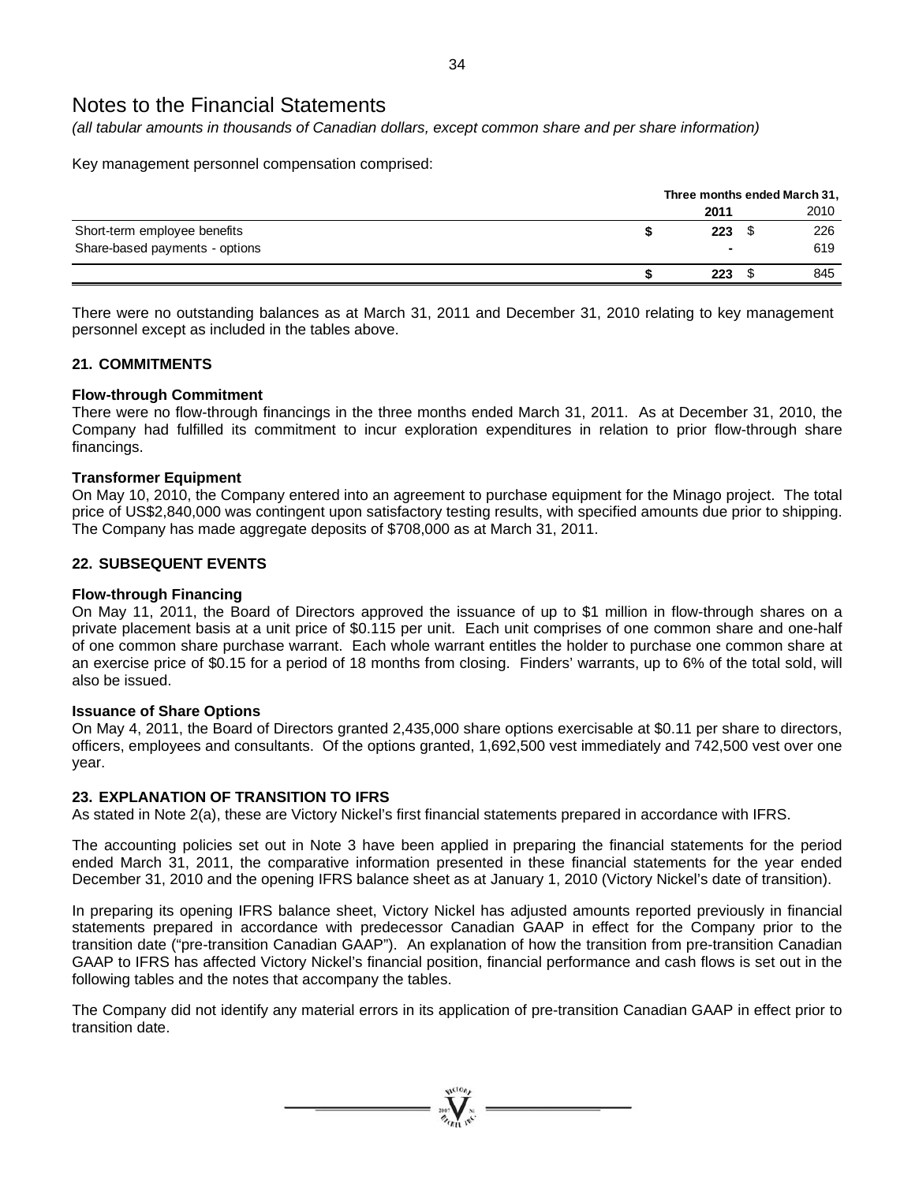# Notes to the Financial Statements

*(all tabular amounts in thousands of Canadian dollars, except common share and per share information)*

Key management personnel compensation comprised:

| | Three months ended March 31, | |
|---|---|---|
| | **2011** | 2010 |
| Short-term employee benefits | **$ 223** | $ 226 |
| Share-based payments - options | **-** | 619 |
| | **$ 223** | $ 845 |

There were no outstanding balances as at March 31, 2011 and December 31, 2010 relating to key management personnel except as included in the tables above.

## 21. COMMITMENTS

**Flow-through Commitment**

There were no flow-through financings in the three months ended March 31, 2011. As at December 31, 2010, the Company had fulfilled its commitment to incur exploration expenditures in relation to prior flow-through share financings.

**Transformer Equipment**

On May 10, 2010, the Company entered into an agreement to purchase equipment for the Minago project. The total price of US$2,840,000 was contingent upon satisfactory testing results, with specified amounts due prior to shipping. The Company has made aggregate deposits of $708,000 as at March 31, 2011.

## 22. SUBSEQUENT EVENTS

**Flow-through Financing**

On May 11, 2011, the Board of Directors approved the issuance of up to $1 million in flow-through shares on a private placement basis at a unit price of $0.115 per unit. Each unit comprises of one common share and one-half of one common share purchase warrant. Each whole warrant entitles the holder to purchase one common share at an exercise price of $0.15 for a period of 18 months from closing. Finders' warrants, up to 6% of the total sold, will also be issued.

**Issuance of Share Options**

On May 4, 2011, the Board of Directors granted 2,435,000 share options exercisable at $0.11 per share to directors, officers, employees and consultants. Of the options granted, 1,692,500 vest immediately and 742,500 vest over one year.

## 23. EXPLANATION OF TRANSITION TO IFRS

As stated in Note 2(a), these are Victory Nickel's first financial statements prepared in accordance with IFRS.

The accounting policies set out in Note 3 have been applied in preparing the financial statements for the period ended March 31, 2011, the comparative information presented in these financial statements for the year ended December 31, 2010 and the opening IFRS balance sheet as at January 1, 2010 (Victory Nickel's date of transition).

In preparing its opening IFRS balance sheet, Victory Nickel has adjusted amounts reported previously in financial statements prepared in accordance with predecessor Canadian GAAP in effect for the Company prior to the transition date ("pre-transition Canadian GAAP"). An explanation of how the transition from pre-transition Canadian GAAP to IFRS has affected Victory Nickel's financial position, financial performance and cash flows is set out in the following tables and the notes that accompany the tables.

The Company did not identify any material errors in its application of pre-transition Canadian GAAP in effect prior to transition date.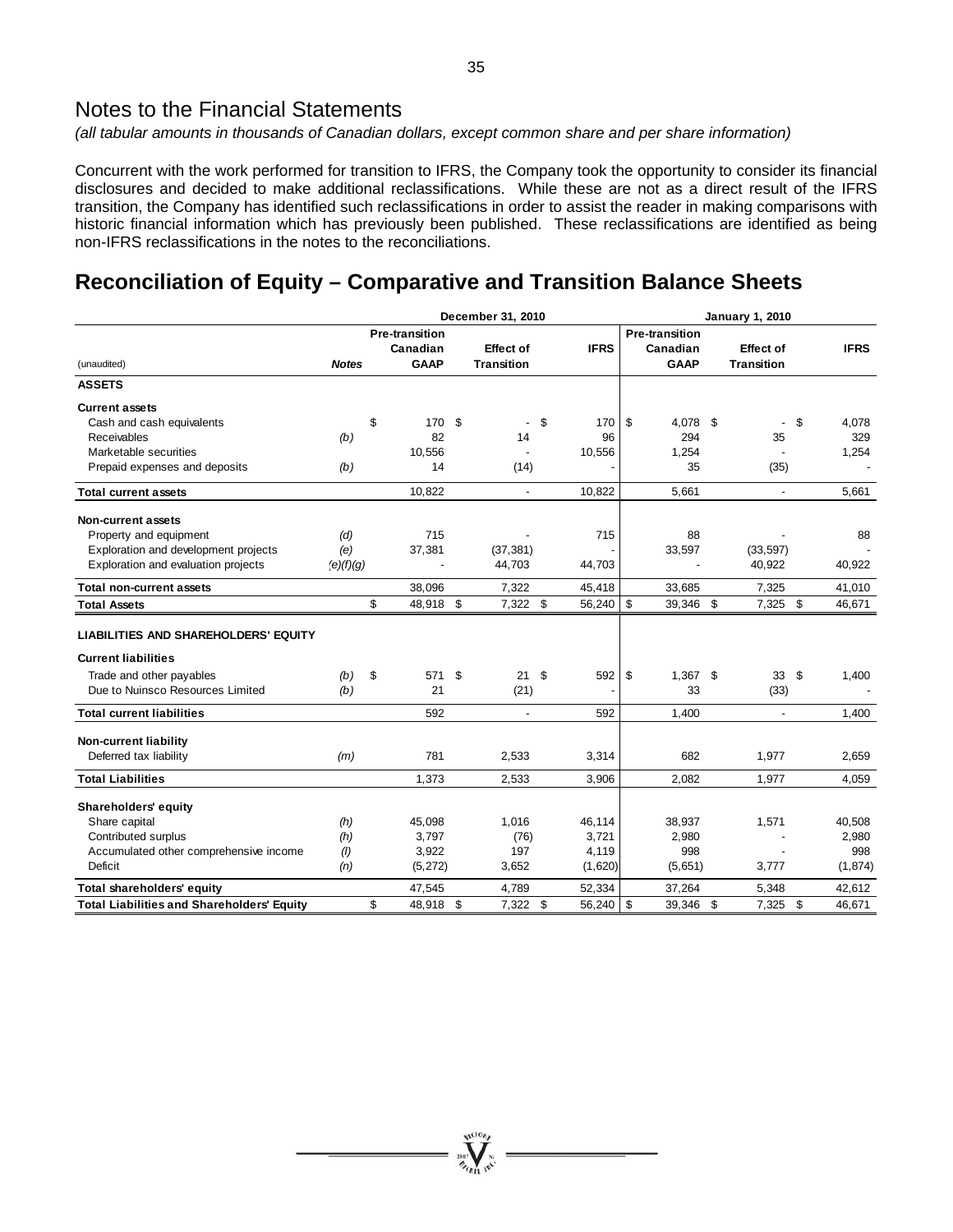# Notes to the Financial Statements

*(all tabular amounts in thousands of Canadian dollars, except common share and per share information)*

Concurrent with the work performed for transition to IFRS, the Company took the opportunity to consider its financial disclosures and decided to make additional reclassifications. While these are not as a direct result of the IFRS transition, the Company has identified such reclassifications in order to assist the reader in making comparisons with historic financial information which has previously been published. These reclassifications are identified as being non-IFRS reclassifications in the notes to the reconciliations.

## Reconciliation of Equity – Comparative and Transition Balance Sheets

| | | December 31, 2010 | | | January 1, 2010 | | |
|---|---|---|---|---|---|---|---|
| (unaudited) | ***Notes*** | **Pre-transition Canadian GAAP** | **Effect of Transition** | **IFRS** | **Pre-transition Canadian GAAP** | **Effect of Transition** | **IFRS** |
| **ASSETS** | | | | | | | |
| **Current assets** | | | | | | | |
| Cash and cash equivalents | | $ 170 | $ - | $ 170 | $ 4,078 | $ - | $ 4,078 |
| Receivables | *(b)* | 82 | 14 | 96 | 294 | 35 | 329 |
| Marketable securities | | 10,556 | - | 10,556 | 1,254 | - | 1,254 |
| Prepaid expenses and deposits | *(b)* | 14 | (14) | - | 35 | (35) | - |
| **Total current assets** | | 10,822 | - | 10,822 | 5,661 | - | 5,661 |
| **Non-current assets** | | | | | | | |
| Property and equipment | *(d)* | 715 | - | 715 | 88 | - | 88 |
| Exploration and development projects | *(e)* | 37,381 | (37,381) | - | 33,597 | (33,597) | - |
| Exploration and evaluation projects | *(e)(f)(g)* | - | 44,703 | 44,703 | - | 40,922 | 40,922 |
| **Total non-current assets** | | 38,096 | 7,322 | 45,418 | 33,685 | 7,325 | 41,010 |
| **Total Assets** | | $ 48,918 | $ 7,322 | $ 56,240 | $ 39,346 | $ 7,325 | $ 46,671 |
| **LIABILITIES AND SHAREHOLDERS' EQUITY** | | | | | | | |
| **Current liabilities** | | | | | | | |
| Trade and other payables | *(b)* | $ 571 | $ 21 | $ 592 | $ 1,367 | $ 33 | $ 1,400 |
| Due to Nuinsco Resources Limited | *(b)* | 21 | (21) | - | 33 | (33) | - |
| **Total current liabilities** | | 592 | - | 592 | 1,400 | - | 1,400 |
| **Non-current liability** | | | | | | | |
| Deferred tax liability | *(m)* | 781 | 2,533 | 3,314 | 682 | 1,977 | 2,659 |
| **Total Liabilities** | | 1,373 | 2,533 | 3,906 | 2,082 | 1,977 | 4,059 |
| **Shareholders' equity** | | | | | | | |
| Share capital | *(h)* | 45,098 | 1,016 | 46,114 | 38,937 | 1,571 | 40,508 |
| Contributed surplus | *(h)* | 3,797 | (76) | 3,721 | 2,980 | - | 2,980 |
| Accumulated other comprehensive income | *(l)* | 3,922 | 197 | 4,119 | 998 | - | 998 |
| Deficit | *(n)* | (5,272) | 3,652 | (1,620) | (5,651) | 3,777 | (1,874) |
| **Total shareholders' equity** | | 47,545 | 4,789 | 52,334 | 37,264 | 5,348 | 42,612 |
| **Total Liabilities and Shareholders' Equity** | | $ 48,918 | $ 7,322 | $ 56,240 | $ 39,346 | $ 7,325 | $ 46,671 |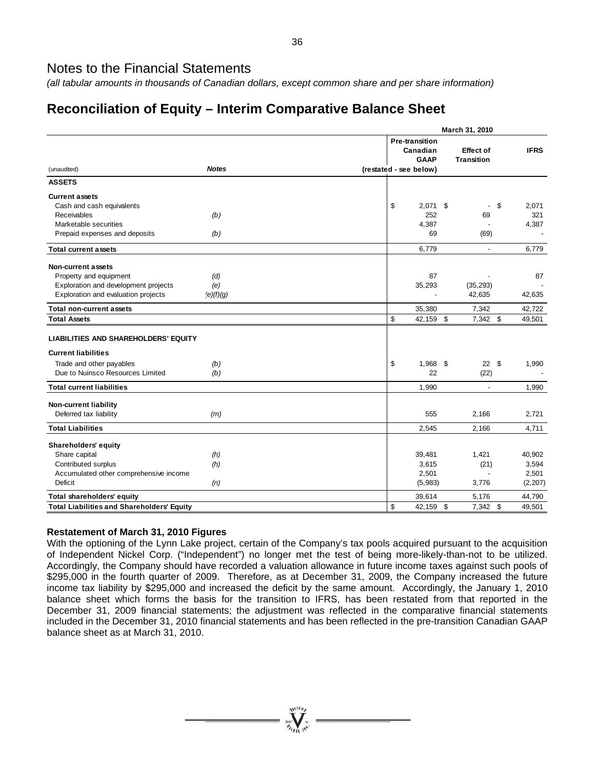# Notes to the Financial Statements

*(all tabular amounts in thousands of Canadian dollars, except common share and per share information)*

## Reconciliation of Equity – Interim Comparative Balance Sheet

| (unaudited) | *Notes* | Pre-transition Canadian GAAP (restated - see below) | Effect of Transition | IFRS |
|---|---|---|---|---|
| | | **March 31, 2010** | | |
| **ASSETS** | | | | |
| **Current assets** | | | | |
| Cash and cash equivalents | | $ 2,071 | $ - | $ 2,071 |
| Receivables | *(b)* | 252 | 69 | 321 |
| Marketable securities | | 4,387 | - | 4,387 |
| Prepaid expenses and deposits | *(b)* | 69 | (69) | - |
| **Total current assets** | | 6,779 | - | 6,779 |
| **Non-current assets** | | | | |
| Property and equipment | *(d)* | 87 | - | 87 |
| Exploration and development projects | *(e)* | 35,293 | (35,293) | - |
| Exploration and evaluation projects | *(e)(f)(g)* | - | 42,635 | 42,635 |
| **Total non-current assets** | | 35,380 | 7,342 | 42,722 |
| **Total Assets** | | $ 42,159 | $ 7,342 | $ 49,501 |
| **LIABILITIES AND SHAREHOLDERS' EQUITY** | | | | |
| **Current liabilities** | | | | |
| Trade and other payables | *(b)* | $ 1,968 | $ 22 | $ 1,990 |
| Due to Nuinsco Resources Limited | *(b)* | 22 | (22) | - |
| **Total current liabilities** | | 1,990 | - | 1,990 |
| **Non-current liability** | | | | |
| Deferred tax liability | *(m)* | 555 | 2,166 | 2,721 |
| **Total Liabilities** | | 2,545 | 2,166 | 4,711 |
| **Shareholders' equity** | | | | |
| Share capital | *(h)* | 39,481 | 1,421 | 40,902 |
| Contributed surplus | *(h)* | 3,615 | (21) | 3,594 |
| Accumulated other comprehensive income | | 2,501 | - | 2,501 |
| Deficit | *(n)* | (5,983) | 3,776 | (2,207) |
| **Total shareholders' equity** | | 39,614 | 5,176 | 44,790 |
| **Total Liabilities and Shareholders' Equity** | | $ 42,159 | $ 7,342 | $ 49,501 |

**Restatement of March 31, 2010 Figures**

With the optioning of the Lynn Lake project, certain of the Company's tax pools acquired pursuant to the acquisition of Independent Nickel Corp. ("Independent") no longer met the test of being more-likely-than-not to be utilized. Accordingly, the Company should have recorded a valuation allowance in future income taxes against such pools of $295,000 in the fourth quarter of 2009. Therefore, as at December 31, 2009, the Company increased the future income tax liability by $295,000 and increased the deficit by the same amount. Accordingly, the January 1, 2010 balance sheet which forms the basis for the transition to IFRS, has been restated from that reported in the December 31, 2009 financial statements; the adjustment was reflected in the comparative financial statements included in the December 31, 2010 financial statements and has been reflected in the pre-transition Canadian GAAP balance sheet as at March 31, 2010.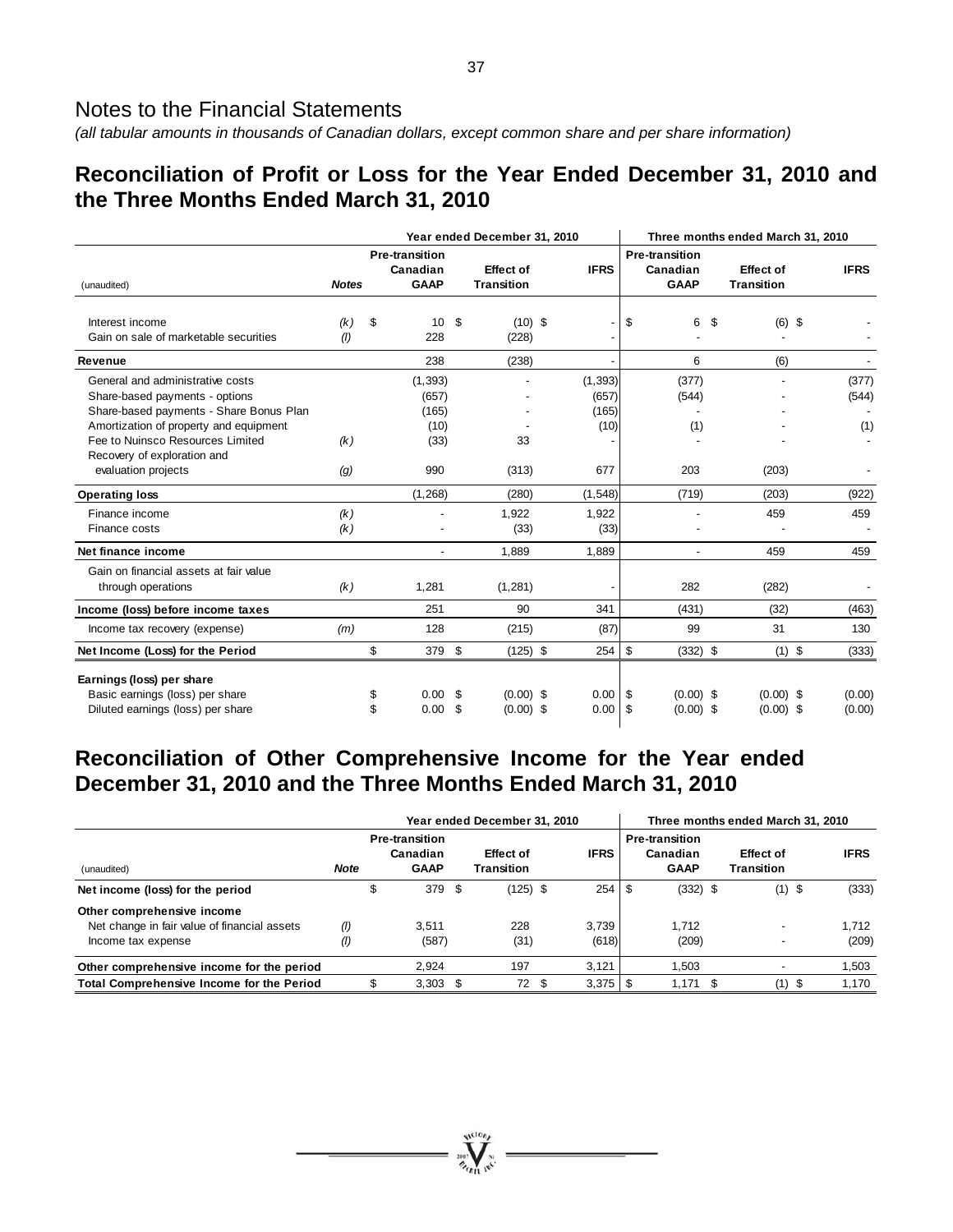# Notes to the Financial Statements

*(all tabular amounts in thousands of Canadian dollars, except common share and per share information)*

## Reconciliation of Profit or Loss for the Year Ended December 31, 2010 and the Three Months Ended March 31, 2010

| | | Year ended December 31, 2010 | | | Three months ended March 31, 2010 | | |
|---|---|---|---|---|---|---|---|
| (unaudited) | **Notes** | **Pre-transition Canadian GAAP** | **Effect of Transition** | **IFRS** | **Pre-transition Canadian GAAP** | **Effect of Transition** | **IFRS** |
| Interest income | *(k)* | $ 10 | $ (10) | $ - | $ 6 | $ (6) | $ - |
| Gain on sale of marketable securities | *(l)* | 228 | (228) | - | - | - | - |
| **Revenue** | | 238 | (238) | - | 6 | (6) | - |
| General and administrative costs | | (1,393) | - | (1,393) | (377) | - | (377) |
| Share-based payments - options | | (657) | - | (657) | (544) | - | (544) |
| Share-based payments - Share Bonus Plan | | (165) | - | (165) | - | - | - |
| Amortization of property and equipment | | (10) | - | (10) | (1) | - | (1) |
| Fee to Nuinsco Resources Limited | *(k)* | (33) | 33 | - | - | - | - |
| Recovery of exploration and evaluation projects | *(g)* | 990 | (313) | 677 | 203 | (203) | - |
| **Operating loss** | | (1,268) | (280) | (1,548) | (719) | (203) | (922) |
| Finance income | *(k)* | - | 1,922 | 1,922 | - | 459 | 459 |
| Finance costs | *(k)* | - | (33) | (33) | - | - | - |
| **Net finance income** | | - | 1,889 | 1,889 | - | 459 | 459 |
| Gain on financial assets at fair value through operations | *(k)* | 1,281 | (1,281) | - | 282 | (282) | - |
| **Income (loss) before income taxes** | | 251 | 90 | 341 | (431) | (32) | (463) |
| Income tax recovery (expense) | *(m)* | 128 | (215) | (87) | 99 | 31 | 130 |
| **Net Income (Loss) for the Period** | | $ 379 | $ (125) | $ 254 | $ (332) | $ (1) | $ (333) |
| **Earnings (loss) per share** | | | | | | | |
| Basic earnings (loss) per share | | $ 0.00 | $ (0.00) | $ 0.00 | $ (0.00) | $ (0.00) | $ (0.00) |
| Diluted earnings (loss) per share | | $ 0.00 | $ (0.00) | $ 0.00 | $ (0.00) | $ (0.00) | $ (0.00) |

## Reconciliation of Other Comprehensive Income for the Year ended December 31, 2010 and the Three Months Ended March 31, 2010

| | | Year ended December 31, 2010 | | | Three months ended March 31, 2010 | | |
|---|---|---|---|---|---|---|---|
| (unaudited) | **Note** | **Pre-transition Canadian GAAP** | **Effect of Transition** | **IFRS** | **Pre-transition Canadian GAAP** | **Effect of Transition** | **IFRS** |
| **Net income (loss) for the period** | | $ 379 | $ (125) | $ 254 | $ (332) | $ (1) | $ (333) |
| **Other comprehensive income** | | | | | | | |
| Net change in fair value of financial assets | *(l)* | 3,511 | 228 | 3,739 | 1,712 | - | 1,712 |
| Income tax expense | *(l)* | (587) | (31) | (618) | (209) | - | (209) |
| **Other comprehensive income for the period** | | 2,924 | 197 | 3,121 | 1,503 | - | 1,503 |
| **Total Comprehensive Income for the Period** | | $ 3,303 | $ 72 | $ 3,375 | $ 1,171 | $ (1) | $ 1,170 |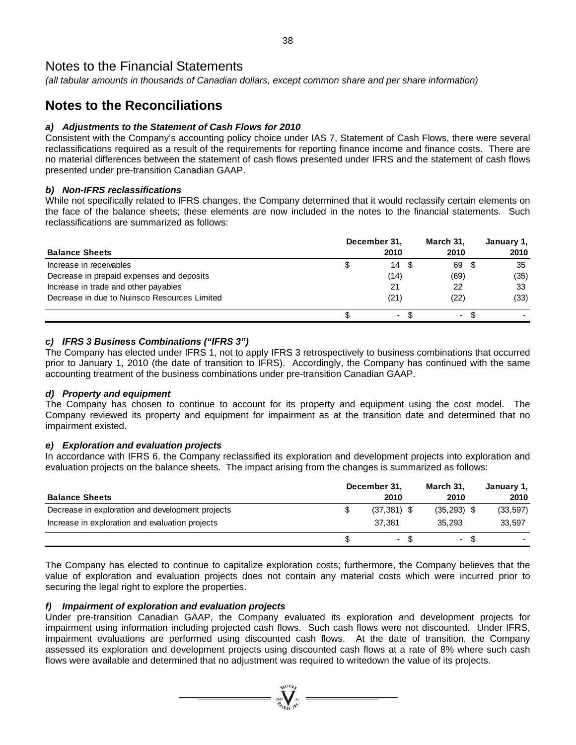# Notes to the Financial Statements

*(all tabular amounts in thousands of Canadian dollars, except common share and per share information)*

## Notes to the Reconciliations

### *a) Adjustments to the Statement of Cash Flows for 2010*

Consistent with the Company's accounting policy choice under IAS 7, Statement of Cash Flows, there were several reclassifications required as a result of the requirements for reporting finance income and finance costs. There are no material differences between the statement of cash flows presented under IFRS and the statement of cash flows presented under pre-transition Canadian GAAP.

### *b) Non-IFRS reclassifications*

While not specifically related to IFRS changes, the Company determined that it would reclassify certain elements on the face of the balance sheets; these elements are now included in the notes to the financial statements. Such reclassifications are summarized as follows:

| Balance Sheets | December 31, 2010 | March 31, 2010 | January 1, 2010 |
|---|---|---|---|
| Increase in receivables | $ 14 | $ 69 | $ 35 |
| Decrease in prepaid expenses and deposits | (14) | (69) | (35) |
| Increase in trade and other payables | 21 | 22 | 33 |
| Decrease in due to Nuinsco Resources Limited | (21) | (22) | (33) |
| | $ - | $ - | $ - |

### *c) IFRS 3 Business Combinations ("IFRS 3")*

The Company has elected under IFRS 1, not to apply IFRS 3 retrospectively to business combinations that occurred prior to January 1, 2010 (the date of transition to IFRS). Accordingly, the Company has continued with the same accounting treatment of the business combinations under pre-transition Canadian GAAP.

### *d) Property and equipment*

The Company has chosen to continue to account for its property and equipment using the cost model. The Company reviewed its property and equipment for impairment as at the transition date and determined that no impairment existed.

### *e) Exploration and evaluation projects*

In accordance with IFRS 6, the Company reclassified its exploration and development projects into exploration and evaluation projects on the balance sheets. The impact arising from the changes is summarized as follows:

| Balance Sheets | December 31, 2010 | March 31, 2010 | January 1, 2010 |
|---|---|---|---|
| Decrease in exploration and development projects | $ (37,381) | $ (35,293) | $ (33,597) |
| Increase in exploration and evaluation projects | 37,381 | 35,293 | 33,597 |
| | $ - | $ - | $ - |

The Company has elected to continue to capitalize exploration costs; furthermore, the Company believes that the value of exploration and evaluation projects does not contain any material costs which were incurred prior to securing the legal right to explore the properties.

### *f) Impairment of exploration and evaluation projects*

Under pre-transition Canadian GAAP, the Company evaluated its exploration and development projects for impairment using information including projected cash flows. Such cash flows were not discounted. Under IFRS, impairment evaluations are performed using discounted cash flows. At the date of transition, the Company assessed its exploration and development projects using discounted cash flows at a rate of 8% where such cash flows were available and determined that no adjustment was required to writedown the value of its projects.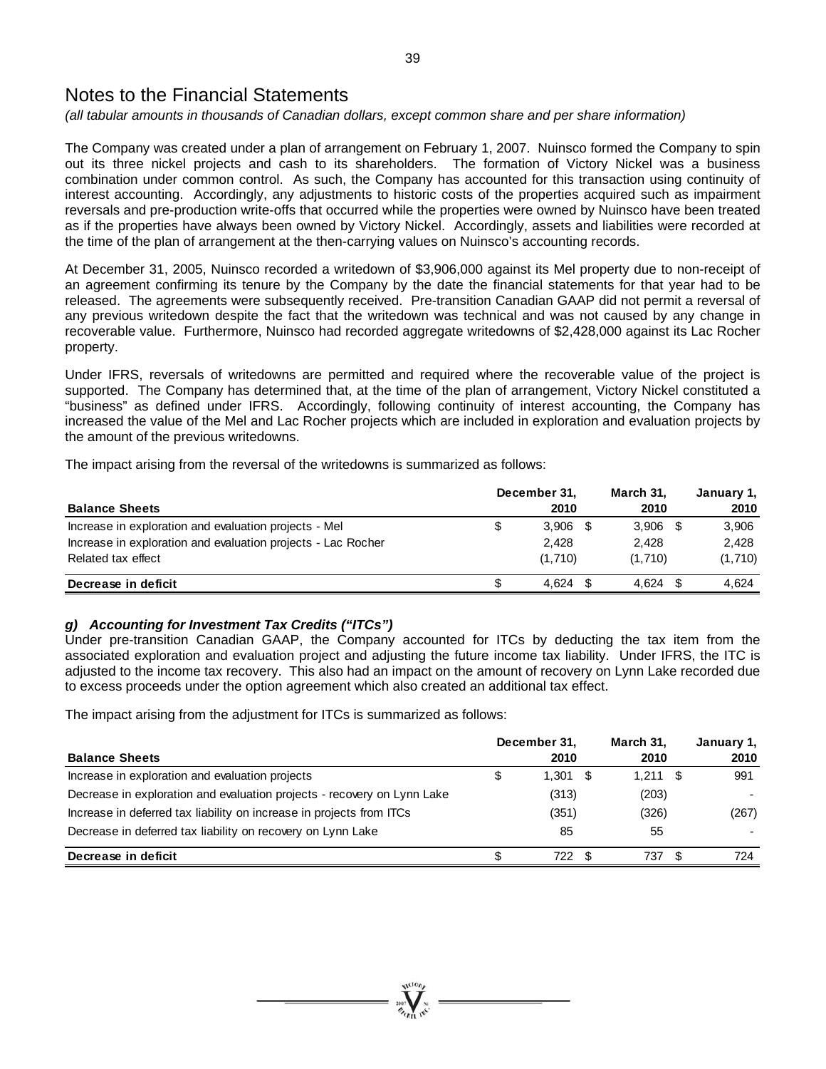# Notes to the Financial Statements

*(all tabular amounts in thousands of Canadian dollars, except common share and per share information)*

The Company was created under a plan of arrangement on February 1, 2007. Nuinsco formed the Company to spin out its three nickel projects and cash to its shareholders. The formation of Victory Nickel was a business combination under common control. As such, the Company has accounted for this transaction using continuity of interest accounting. Accordingly, any adjustments to historic costs of the properties acquired such as impairment reversals and pre-production write-offs that occurred while the properties were owned by Nuinsco have been treated as if the properties have always been owned by Victory Nickel. Accordingly, assets and liabilities were recorded at the time of the plan of arrangement at the then-carrying values on Nuinsco's accounting records.

At December 31, 2005, Nuinsco recorded a writedown of $3,906,000 against its Mel property due to non-receipt of an agreement confirming its tenure by the Company by the date the financial statements for that year had to be released. The agreements were subsequently received. Pre-transition Canadian GAAP did not permit a reversal of any previous writedown despite the fact that the writedown was technical and was not caused by any change in recoverable value. Furthermore, Nuinsco had recorded aggregate writedowns of $2,428,000 against its Lac Rocher property.

Under IFRS, reversals of writedowns are permitted and required where the recoverable value of the project is supported. The Company has determined that, at the time of the plan of arrangement, Victory Nickel constituted a "business" as defined under IFRS. Accordingly, following continuity of interest accounting, the Company has increased the value of the Mel and Lac Rocher projects which are included in exploration and evaluation projects by the amount of the previous writedowns.

The impact arising from the reversal of the writedowns is summarized as follows:

| Balance Sheets | December 31, 2010 | March 31, 2010 | January 1, 2010 |
|---|---|---|---|
| Increase in exploration and evaluation projects - Mel | $ 3,906 | $ 3,906 | $ 3,906 |
| Increase in exploration and evaluation projects - Lac Rocher | 2,428 | 2,428 | 2,428 |
| Related tax effect | (1,710) | (1,710) | (1,710) |
| **Decrease in deficit** | $ 4,624 | $ 4,624 | $ 4,624 |

### g) *Accounting for Investment Tax Credits ("ITCs")*

Under pre-transition Canadian GAAP, the Company accounted for ITCs by deducting the tax item from the associated exploration and evaluation project and adjusting the future income tax liability. Under IFRS, the ITC is adjusted to the income tax recovery. This also had an impact on the amount of recovery on Lynn Lake recorded due to excess proceeds under the option agreement which also created an additional tax effect.

The impact arising from the adjustment for ITCs is summarized as follows:

| Balance Sheets | December 31, 2010 | March 31, 2010 | January 1, 2010 |
|---|---|---|---|
| Increase in exploration and evaluation projects | $ 1,301 | $ 1,211 | $ 991 |
| Decrease in exploration and evaluation projects - recovery on Lynn Lake | (313) | (203) | - |
| Increase in deferred tax liability on increase in projects from ITCs | (351) | (326) | (267) |
| Decrease in deferred tax liability on recovery on Lynn Lake | 85 | 55 | - |
| **Decrease in deficit** | $ 722 | $ 737 | $ 724 |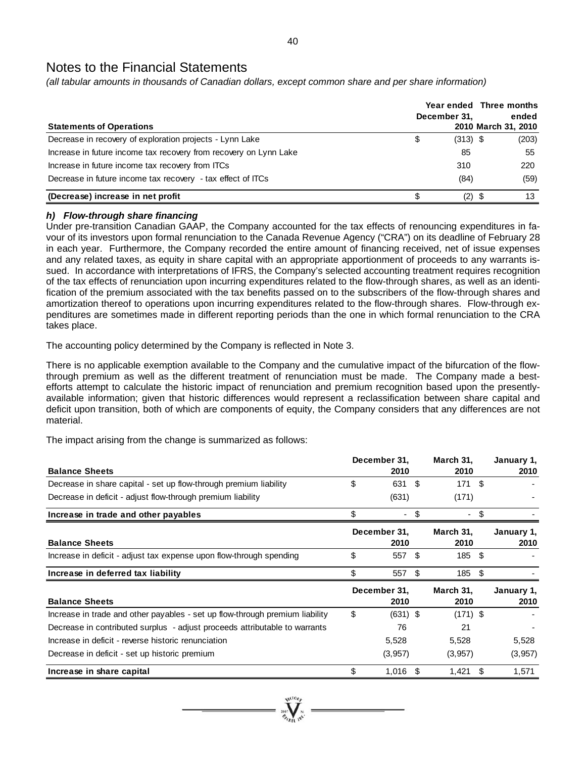# Notes to the Financial Statements

*(all tabular amounts in thousands of Canadian dollars, except common share and per share information)*

| Statements of Operations | Year ended December 31, 2010 | Three months ended March 31, 2010 |
|---|---|---|
| Decrease in recovery of exploration projects - Lynn Lake | $ (313) | $ (203) |
| Increase in future income tax recovery from recovery on Lynn Lake | 85 | 55 |
| Increase in future income tax recovery from ITCs | 310 | 220 |
| Decrease in future income tax recovery - tax effect of ITCs | (84) | (59) |
| **(Decrease) increase in net profit** | $ (2) | $ 13 |

### *h) Flow-through share financing*

Under pre-transition Canadian GAAP, the Company accounted for the tax effects of renouncing expenditures in favour of its investors upon formal renunciation to the Canada Revenue Agency ("CRA") on its deadline of February 28 in each year. Furthermore, the Company recorded the entire amount of financing received, net of issue expenses and any related taxes, as equity in share capital with an appropriate apportionment of proceeds to any warrants issued. In accordance with interpretations of IFRS, the Company's selected accounting treatment requires recognition of the tax effects of renunciation upon incurring expenditures related to the flow-through shares, as well as an identification of the premium associated with the tax benefits passed on to the subscribers of the flow-through shares and amortization thereof to operations upon incurring expenditures related to the flow-through shares. Flow-through expenditures are sometimes made in different reporting periods than the one in which formal renunciation to the CRA takes place.

The accounting policy determined by the Company is reflected in Note 3.

There is no applicable exemption available to the Company and the cumulative impact of the bifurcation of the flow-through premium as well as the different treatment of renunciation must be made. The Company made a best-efforts attempt to calculate the historic impact of renunciation and premium recognition based upon the presently-available information; given that historic differences would represent a reclassification between share capital and deficit upon transition, both of which are components of equity, the Company considers that any differences are not material.

The impact arising from the change is summarized as follows:

| Balance Sheets | December 31, 2010 | March 31, 2010 | January 1, 2010 |
|---|---|---|---|
| Decrease in share capital - set up flow-through premium liability | $ 631 | $ 171 | $ - |
| Decrease in deficit - adjust flow-through premium liability | (631) | (171) | - |
| **Increase in trade and other payables** | $ - | $ - | $ - |

| Balance Sheets | December 31, 2010 | March 31, 2010 | January 1, 2010 |
|---|---|---|---|
| Increase in deficit - adjust tax expense upon flow-through spending | $ 557 | $ 185 | $ - |
| **Increase in deferred tax liability** | $ 557 | $ 185 | $ - |

| Balance Sheets | December 31, 2010 | March 31, 2010 | January 1, 2010 |
|---|---|---|---|
| Increase in trade and other payables - set up flow-through premium liability | $ (631) | $ (171) | $ - |
| Decrease in contributed surplus - adjust proceeds attributable to warrants | 76 | 21 | - |
| Increase in deficit - reverse historic renunciation | 5,528 | 5,528 | 5,528 |
| Decrease in deficit - set up historic premium | (3,957) | (3,957) | (3,957) |
| **Increase in share capital** | $ 1,016 | $ 1,421 | $ 1,571 |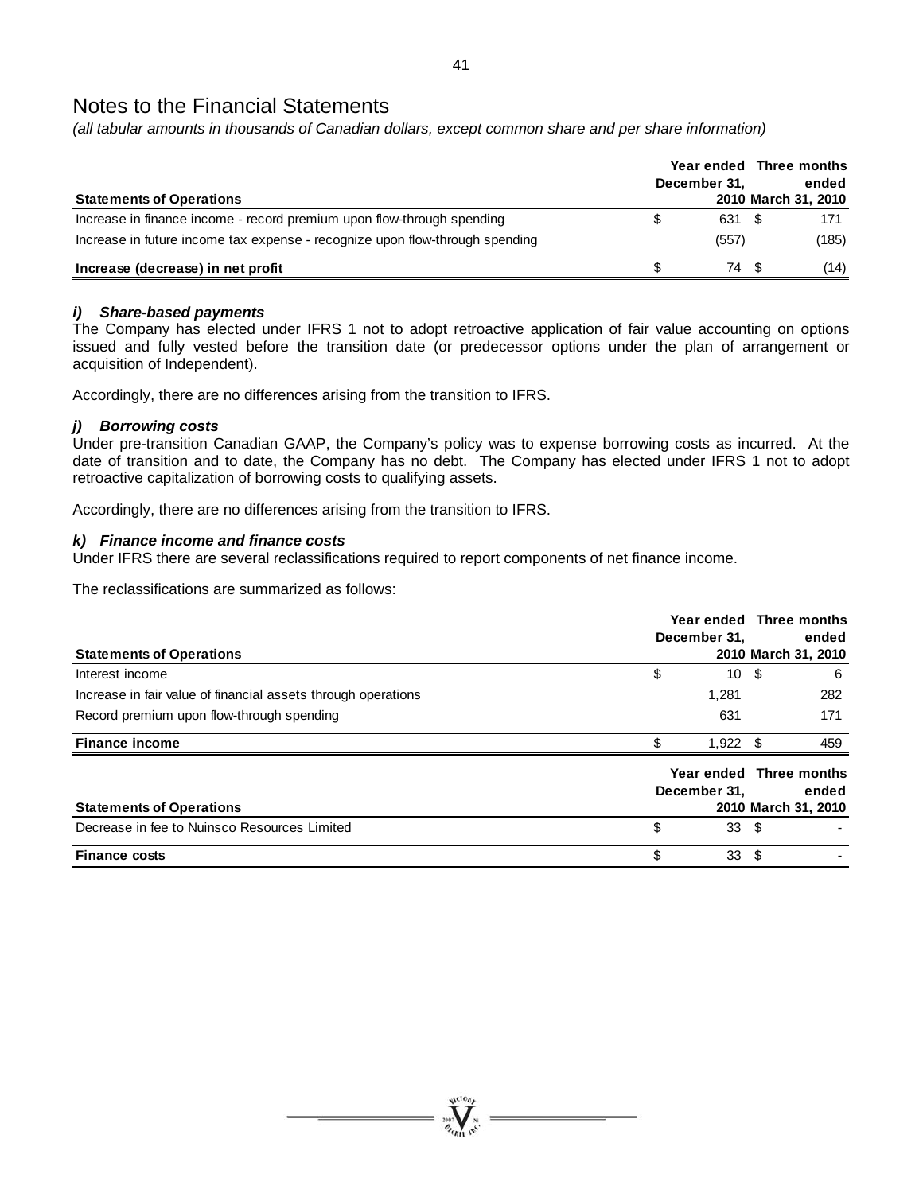# Notes to the Financial Statements

*(all tabular amounts in thousands of Canadian dollars, except common share and per share information)*

| Statements of Operations | Year ended December 31, 2010 | Three months ended March 31, 2010 |
|---|---|---|
| Increase in finance income - record premium upon flow-through spending | $ 631 | $ 171 |
| Increase in future income tax expense - recognize upon flow-through spending | (557) | (185) |
| **Increase (decrease) in net profit** | $ 74 | $ (14) |

### *i) Share-based payments*

The Company has elected under IFRS 1 not to adopt retroactive application of fair value accounting on options issued and fully vested before the transition date (or predecessor options under the plan of arrangement or acquisition of Independent).

Accordingly, there are no differences arising from the transition to IFRS.

### *j) Borrowing costs*

Under pre-transition Canadian GAAP, the Company's policy was to expense borrowing costs as incurred. At the date of transition and to date, the Company has no debt. The Company has elected under IFRS 1 not to adopt retroactive capitalization of borrowing costs to qualifying assets.

Accordingly, there are no differences arising from the transition to IFRS.

### *k) Finance income and finance costs*

Under IFRS there are several reclassifications required to report components of net finance income.

The reclassifications are summarized as follows:

| Statements of Operations | Year ended December 31, 2010 | Three months ended March 31, 2010 |
|---|---|---|
| Interest income | $ 10 | $ 6 |
| Increase in fair value of financial assets through operations | 1,281 | 282 |
| Record premium upon flow-through spending | 631 | 171 |
| **Finance income** | $ 1,922 | $ 459 |

| Statements of Operations | Year ended December 31, 2010 | Three months ended March 31, 2010 |
|---|---|---|
| Decrease in fee to Nuinsco Resources Limited | $ 33 | $ - |
| **Finance costs** | $ 33 | $ - |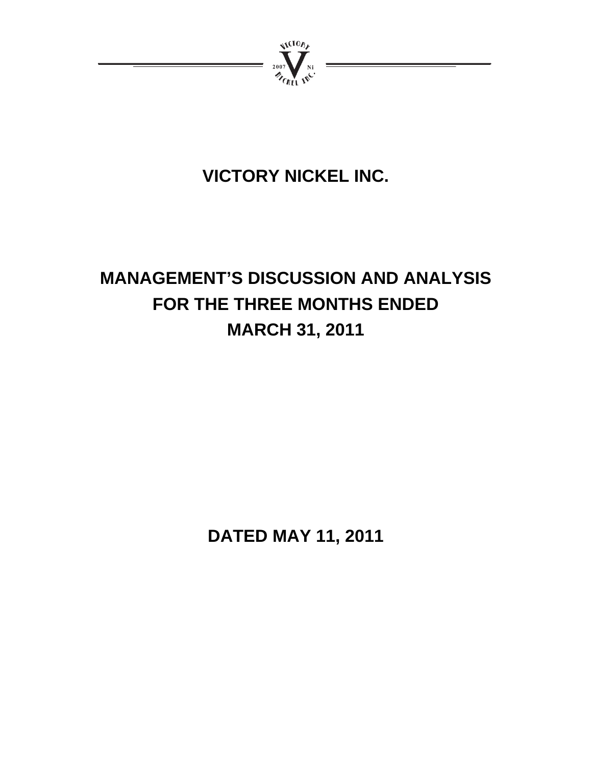# VICTORY NICKEL INC.

# MANAGEMENT'S DISCUSSION AND ANALYSIS FOR THE THREE MONTHS ENDED MARCH 31, 2011

## DATED MAY 11, 2011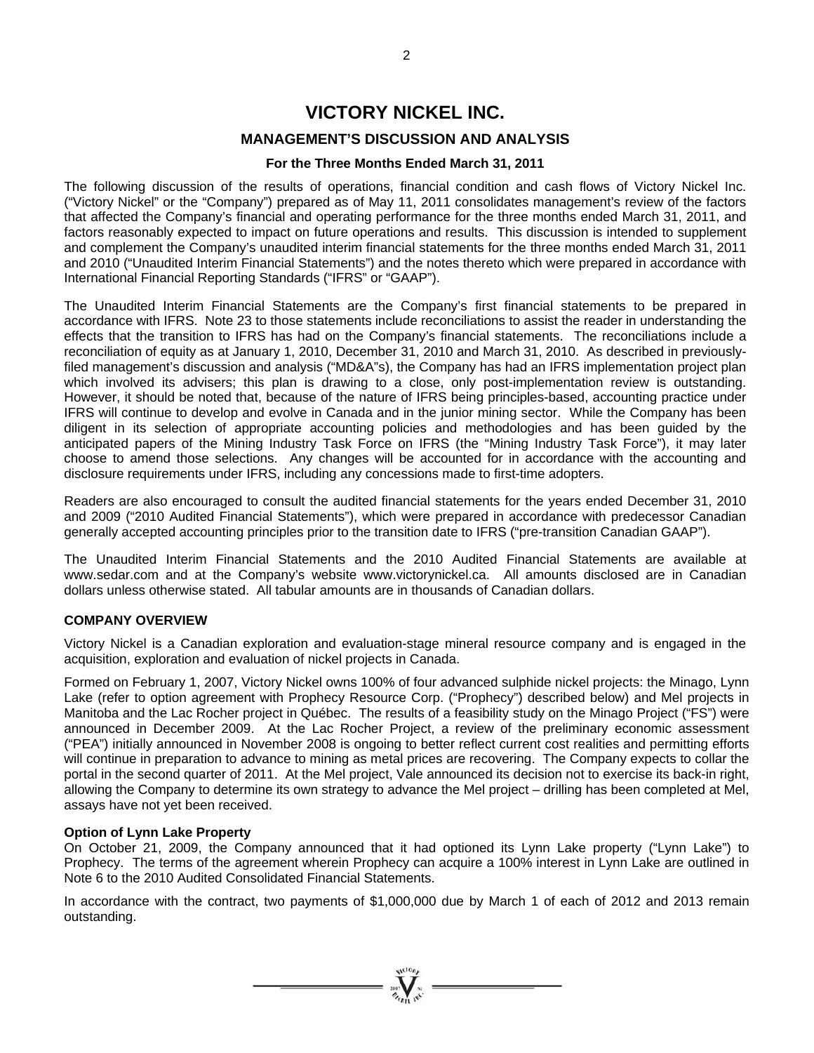# VICTORY NICKEL INC.

## MANAGEMENT'S DISCUSSION AND ANALYSIS

### For the Three Months Ended March 31, 2011

The following discussion of the results of operations, financial condition and cash flows of Victory Nickel Inc. ("Victory Nickel" or the "Company") prepared as of May 11, 2011 consolidates management's review of the factors that affected the Company's financial and operating performance for the three months ended March 31, 2011, and factors reasonably expected to impact on future operations and results. This discussion is intended to supplement and complement the Company's unaudited interim financial statements for the three months ended March 31, 2011 and 2010 ("Unaudited Interim Financial Statements") and the notes thereto which were prepared in accordance with International Financial Reporting Standards ("IFRS" or "GAAP").

The Unaudited Interim Financial Statements are the Company's first financial statements to be prepared in accordance with IFRS. Note 23 to those statements include reconciliations to assist the reader in understanding the effects that the transition to IFRS has had on the Company's financial statements. The reconciliations include a reconciliation of equity as at January 1, 2010, December 31, 2010 and March 31, 2010. As described in previously-filed management's discussion and analysis ("MD&A"s), the Company has had an IFRS implementation project plan which involved its advisers; this plan is drawing to a close, only post-implementation review is outstanding. However, it should be noted that, because of the nature of IFRS being principles-based, accounting practice under IFRS will continue to develop and evolve in Canada and in the junior mining sector. While the Company has been diligent in its selection of appropriate accounting policies and methodologies and has been guided by the anticipated papers of the Mining Industry Task Force on IFRS (the "Mining Industry Task Force"), it may later choose to amend those selections. Any changes will be accounted for in accordance with the accounting and disclosure requirements under IFRS, including any concessions made to first-time adopters.

Readers are also encouraged to consult the audited financial statements for the years ended December 31, 2010 and 2009 ("2010 Audited Financial Statements"), which were prepared in accordance with predecessor Canadian generally accepted accounting principles prior to the transition date to IFRS ("pre-transition Canadian GAAP").

The Unaudited Interim Financial Statements and the 2010 Audited Financial Statements are available at www.sedar.com and at the Company's website www.victorynickel.ca. All amounts disclosed are in Canadian dollars unless otherwise stated. All tabular amounts are in thousands of Canadian dollars.

**COMPANY OVERVIEW**

Victory Nickel is a Canadian exploration and evaluation-stage mineral resource company and is engaged in the acquisition, exploration and evaluation of nickel projects in Canada.

Formed on February 1, 2007, Victory Nickel owns 100% of four advanced sulphide nickel projects: the Minago, Lynn Lake (refer to option agreement with Prophecy Resource Corp. ("Prophecy") described below) and Mel projects in Manitoba and the Lac Rocher project in Québec. The results of a feasibility study on the Minago Project ("FS") were announced in December 2009. At the Lac Rocher Project, a review of the preliminary economic assessment ("PEA") initially announced in November 2008 is ongoing to better reflect current cost realities and permitting efforts will continue in preparation to advance to mining as metal prices are recovering. The Company expects to collar the portal in the second quarter of 2011. At the Mel project, Vale announced its decision not to exercise its back-in right, allowing the Company to determine its own strategy to advance the Mel project – drilling has been completed at Mel, assays have not yet been received.

**Option of Lynn Lake Property**

On October 21, 2009, the Company announced that it had optioned its Lynn Lake property ("Lynn Lake") to Prophecy. The terms of the agreement wherein Prophecy can acquire a 100% interest in Lynn Lake are outlined in Note 6 to the 2010 Audited Consolidated Financial Statements.

In accordance with the contract, two payments of $1,000,000 due by March 1 of each of 2012 and 2013 remain outstanding.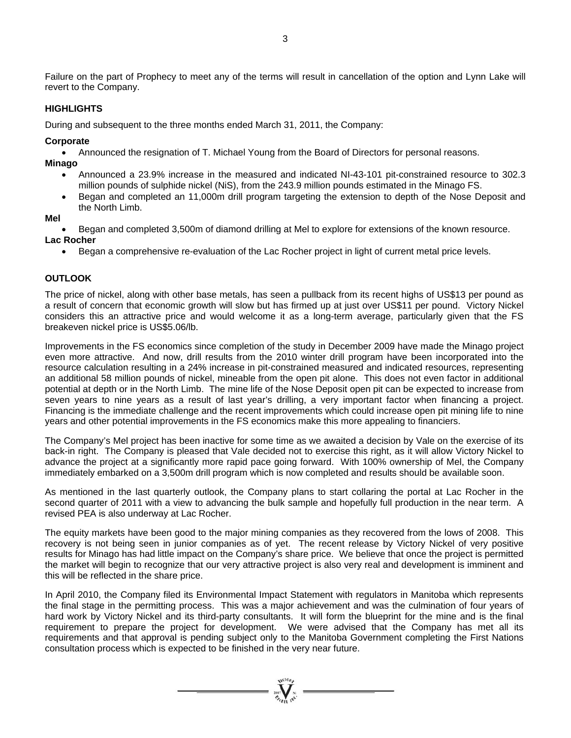Failure on the part of Prophecy to meet any of the terms will result in cancellation of the option and Lynn Lake will revert to the Company.

## HIGHLIGHTS

During and subsequent to the three months ended March 31, 2011, the Company:

**Corporate**

- Announced the resignation of T. Michael Young from the Board of Directors for personal reasons.

**Minago**

- Announced a 23.9% increase in the measured and indicated NI-43-101 pit-constrained resource to 302.3 million pounds of sulphide nickel (NiS), from the 243.9 million pounds estimated in the Minago FS.
- Began and completed an 11,000m drill program targeting the extension to depth of the Nose Deposit and the North Limb.

**Mel**

- Began and completed 3,500m of diamond drilling at Mel to explore for extensions of the known resource.

**Lac Rocher**

- Began a comprehensive re-evaluation of the Lac Rocher project in light of current metal price levels.

## OUTLOOK

The price of nickel, along with other base metals, has seen a pullback from its recent highs of US$13 per pound as a result of concern that economic growth will slow but has firmed up at just over US$11 per pound. Victory Nickel considers this an attractive price and would welcome it as a long-term average, particularly given that the FS breakeven nickel price is US$5.06/lb.

Improvements in the FS economics since completion of the study in December 2009 have made the Minago project even more attractive. And now, drill results from the 2010 winter drill program have been incorporated into the resource calculation resulting in a 24% increase in pit-constrained measured and indicated resources, representing an additional 58 million pounds of nickel, mineable from the open pit alone. This does not even factor in additional potential at depth or in the North Limb. The mine life of the Nose Deposit open pit can be expected to increase from seven years to nine years as a result of last year's drilling, a very important factor when financing a project. Financing is the immediate challenge and the recent improvements which could increase open pit mining life to nine years and other potential improvements in the FS economics make this more appealing to financiers.

The Company's Mel project has been inactive for some time as we awaited a decision by Vale on the exercise of its back-in right. The Company is pleased that Vale decided not to exercise this right, as it will allow Victory Nickel to advance the project at a significantly more rapid pace going forward. With 100% ownership of Mel, the Company immediately embarked on a 3,500m drill program which is now completed and results should be available soon.

As mentioned in the last quarterly outlook, the Company plans to start collaring the portal at Lac Rocher in the second quarter of 2011 with a view to advancing the bulk sample and hopefully full production in the near term. A revised PEA is also underway at Lac Rocher.

The equity markets have been good to the major mining companies as they recovered from the lows of 2008. This recovery is not being seen in junior companies as of yet. The recent release by Victory Nickel of very positive results for Minago has had little impact on the Company's share price. We believe that once the project is permitted the market will begin to recognize that our very attractive project is also very real and development is imminent and this will be reflected in the share price.

In April 2010, the Company filed its Environmental Impact Statement with regulators in Manitoba which represents the final stage in the permitting process. This was a major achievement and was the culmination of four years of hard work by Victory Nickel and its third-party consultants. It will form the blueprint for the mine and is the final requirement to prepare the project for development. We were advised that the Company has met all its requirements and that approval is pending subject only to the Manitoba Government completing the First Nations consultation process which is expected to be finished in the very near future.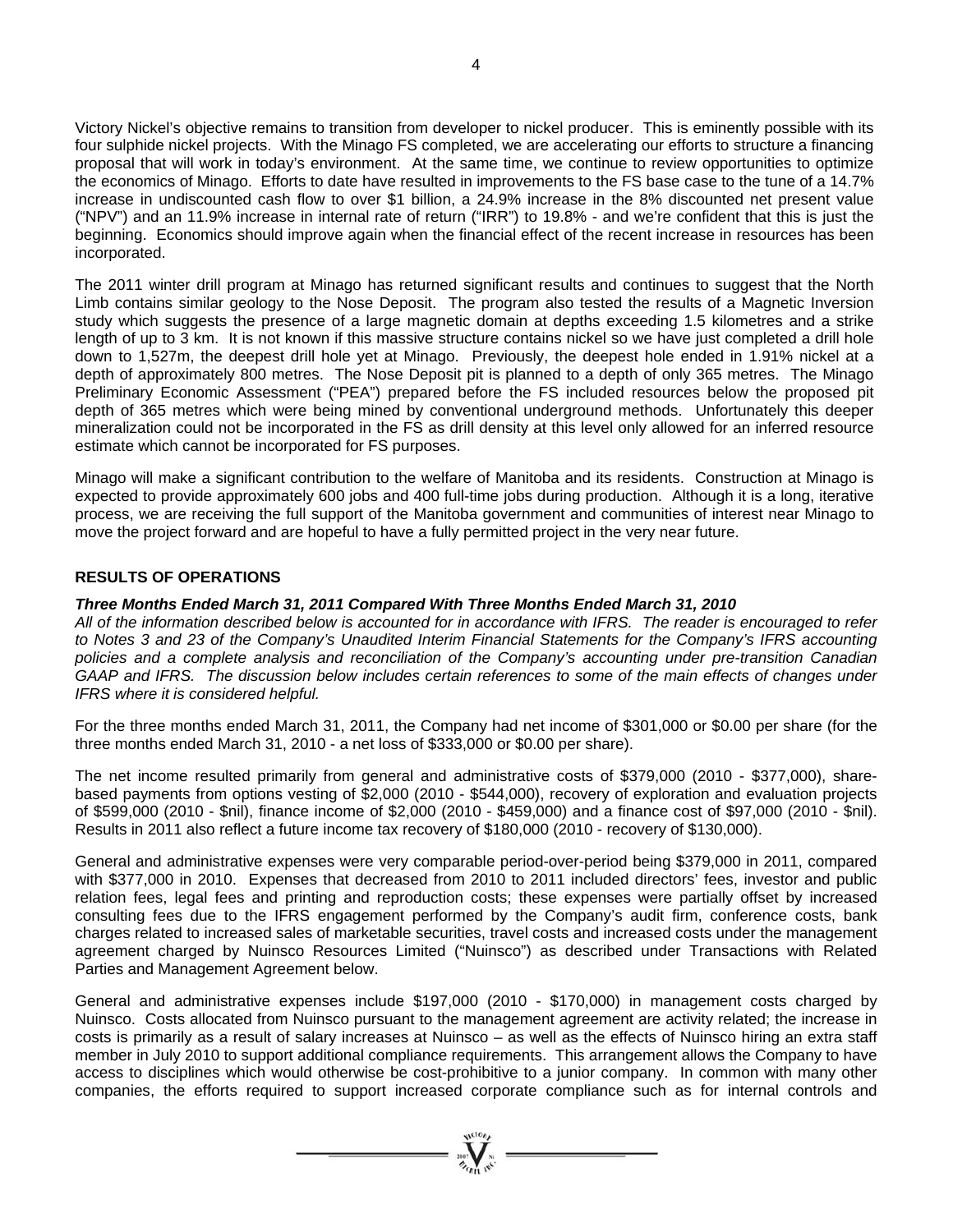Victory Nickel's objective remains to transition from developer to nickel producer. This is eminently possible with its four sulphide nickel projects. With the Minago FS completed, we are accelerating our efforts to structure a financing proposal that will work in today's environment. At the same time, we continue to review opportunities to optimize the economics of Minago. Efforts to date have resulted in improvements to the FS base case to the tune of a 14.7% increase in undiscounted cash flow to over $1 billion, a 24.9% increase in the 8% discounted net present value ("NPV") and an 11.9% increase in internal rate of return ("IRR") to 19.8% - and we're confident that this is just the beginning. Economics should improve again when the financial effect of the recent increase in resources has been incorporated.

The 2011 winter drill program at Minago has returned significant results and continues to suggest that the North Limb contains similar geology to the Nose Deposit. The program also tested the results of a Magnetic Inversion study which suggests the presence of a large magnetic domain at depths exceeding 1.5 kilometres and a strike length of up to 3 km. It is not known if this massive structure contains nickel so we have just completed a drill hole down to 1,527m, the deepest drill hole yet at Minago. Previously, the deepest hole ended in 1.91% nickel at a depth of approximately 800 metres. The Nose Deposit pit is planned to a depth of only 365 metres. The Minago Preliminary Economic Assessment ("PEA") prepared before the FS included resources below the proposed pit depth of 365 metres which were being mined by conventional underground methods. Unfortunately this deeper mineralization could not be incorporated in the FS as drill density at this level only allowed for an inferred resource estimate which cannot be incorporated for FS purposes.

Minago will make a significant contribution to the welfare of Manitoba and its residents. Construction at Minago is expected to provide approximately 600 jobs and 400 full-time jobs during production. Although it is a long, iterative process, we are receiving the full support of the Manitoba government and communities of interest near Minago to move the project forward and are hopeful to have a fully permitted project in the very near future.

## RESULTS OF OPERATIONS

### *Three Months Ended March 31, 2011 Compared With Three Months Ended March 31, 2010*

*All of the information described below is accounted for in accordance with IFRS. The reader is encouraged to refer to Notes 3 and 23 of the Company's Unaudited Interim Financial Statements for the Company's IFRS accounting policies and a complete analysis and reconciliation of the Company's accounting under pre-transition Canadian GAAP and IFRS. The discussion below includes certain references to some of the main effects of changes under IFRS where it is considered helpful.*

For the three months ended March 31, 2011, the Company had net income of $301,000 or $0.00 per share (for the three months ended March 31, 2010 - a net loss of $333,000 or $0.00 per share).

The net income resulted primarily from general and administrative costs of $379,000 (2010 - $377,000), share-based payments from options vesting of $2,000 (2010 - $544,000), recovery of exploration and evaluation projects of $599,000 (2010 - $nil), finance income of $2,000 (2010 - $459,000) and a finance cost of $97,000 (2010 - $nil). Results in 2011 also reflect a future income tax recovery of $180,000 (2010 - recovery of $130,000).

General and administrative expenses were very comparable period-over-period being $379,000 in 2011, compared with $377,000 in 2010. Expenses that decreased from 2010 to 2011 included directors' fees, investor and public relation fees, legal fees and printing and reproduction costs; these expenses were partially offset by increased consulting fees due to the IFRS engagement performed by the Company's audit firm, conference costs, bank charges related to increased sales of marketable securities, travel costs and increased costs under the management agreement charged by Nuinsco Resources Limited ("Nuinsco") as described under Transactions with Related Parties and Management Agreement below.

General and administrative expenses include $197,000 (2010 - $170,000) in management costs charged by Nuinsco. Costs allocated from Nuinsco pursuant to the management agreement are activity related; the increase in costs is primarily as a result of salary increases at Nuinsco – as well as the effects of Nuinsco hiring an extra staff member in July 2010 to support additional compliance requirements. This arrangement allows the Company to have access to disciplines which would otherwise be cost-prohibitive to a junior company. In common with many other companies, the efforts required to support increased corporate compliance such as for internal controls and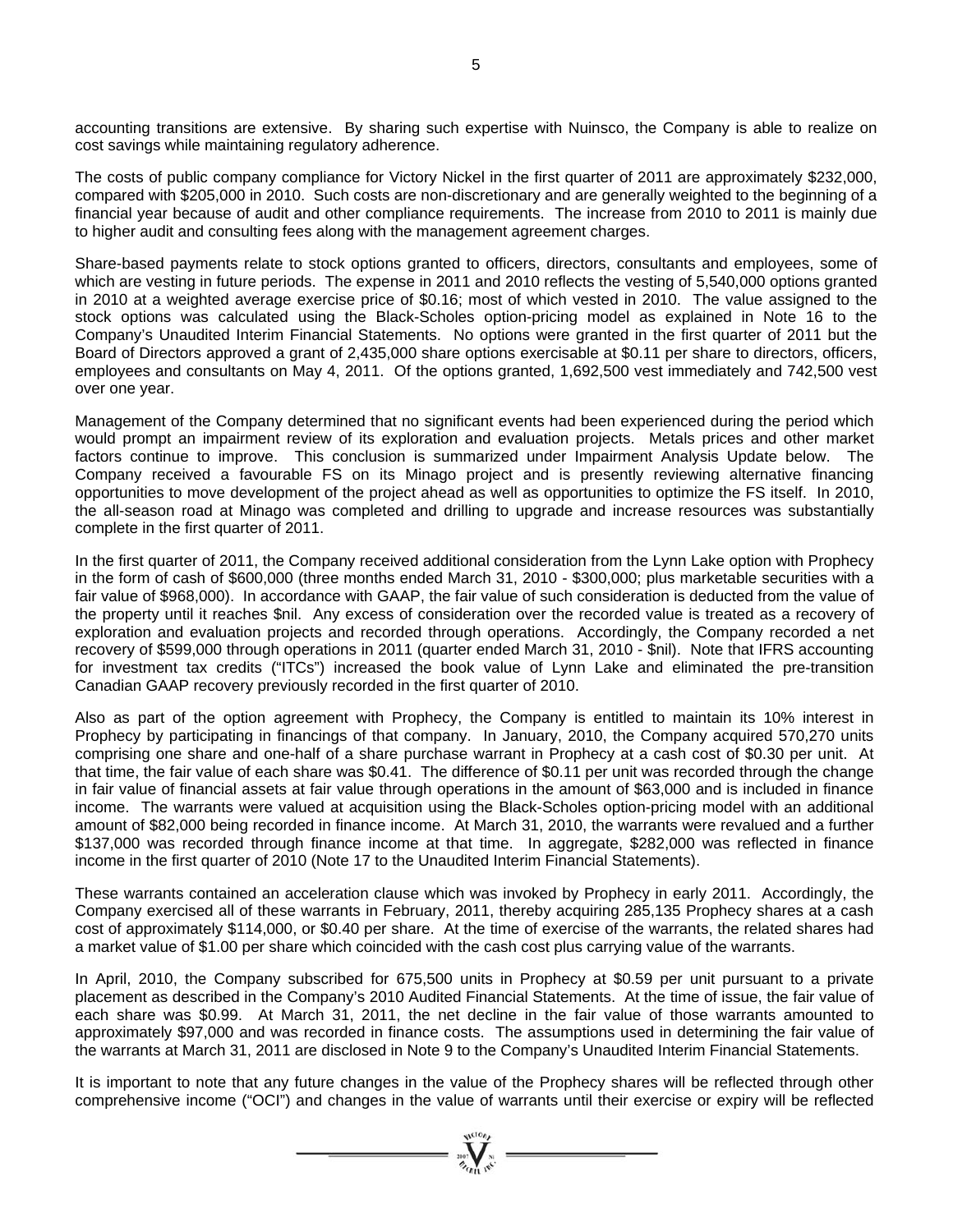accounting transitions are extensive. By sharing such expertise with Nuinsco, the Company is able to realize on cost savings while maintaining regulatory adherence.

The costs of public company compliance for Victory Nickel in the first quarter of 2011 are approximately \$232,000, compared with \$205,000 in 2010. Such costs are non-discretionary and are generally weighted to the beginning of a financial year because of audit and other compliance requirements. The increase from 2010 to 2011 is mainly due to higher audit and consulting fees along with the management agreement charges.

Share-based payments relate to stock options granted to officers, directors, consultants and employees, some of which are vesting in future periods. The expense in 2011 and 2010 reflects the vesting of 5,540,000 options granted in 2010 at a weighted average exercise price of \$0.16; most of which vested in 2010. The value assigned to the stock options was calculated using the Black-Scholes option-pricing model as explained in Note 16 to the Company's Unaudited Interim Financial Statements. No options were granted in the first quarter of 2011 but the Board of Directors approved a grant of 2,435,000 share options exercisable at \$0.11 per share to directors, officers, employees and consultants on May 4, 2011. Of the options granted, 1,692,500 vest immediately and 742,500 vest over one year.

Management of the Company determined that no significant events had been experienced during the period which would prompt an impairment review of its exploration and evaluation projects. Metals prices and other market factors continue to improve. This conclusion is summarized under Impairment Analysis Update below. The Company received a favourable FS on its Minago project and is presently reviewing alternative financing opportunities to move development of the project ahead as well as opportunities to optimize the FS itself. In 2010, the all-season road at Minago was completed and drilling to upgrade and increase resources was substantially complete in the first quarter of 2011.

In the first quarter of 2011, the Company received additional consideration from the Lynn Lake option with Prophecy in the form of cash of \$600,000 (three months ended March 31, 2010 - \$300,000; plus marketable securities with a fair value of \$968,000). In accordance with GAAP, the fair value of such consideration is deducted from the value of the property until it reaches \$nil. Any excess of consideration over the recorded value is treated as a recovery of exploration and evaluation projects and recorded through operations. Accordingly, the Company recorded a net recovery of \$599,000 through operations in 2011 (quarter ended March 31, 2010 - \$nil). Note that IFRS accounting for investment tax credits ("ITCs") increased the book value of Lynn Lake and eliminated the pre-transition Canadian GAAP recovery previously recorded in the first quarter of 2010.

Also as part of the option agreement with Prophecy, the Company is entitled to maintain its 10% interest in Prophecy by participating in financings of that company. In January, 2010, the Company acquired 570,270 units comprising one share and one-half of a share purchase warrant in Prophecy at a cash cost of \$0.30 per unit. At that time, the fair value of each share was \$0.41. The difference of \$0.11 per unit was recorded through the change in fair value of financial assets at fair value through operations in the amount of \$63,000 and is included in finance income. The warrants were valued at acquisition using the Black-Scholes option-pricing model with an additional amount of \$82,000 being recorded in finance income. At March 31, 2010, the warrants were revalued and a further \$137,000 was recorded through finance income at that time. In aggregate, \$282,000 was reflected in finance income in the first quarter of 2010 (Note 17 to the Unaudited Interim Financial Statements).

These warrants contained an acceleration clause which was invoked by Prophecy in early 2011. Accordingly, the Company exercised all of these warrants in February, 2011, thereby acquiring 285,135 Prophecy shares at a cash cost of approximately \$114,000, or \$0.40 per share. At the time of exercise of the warrants, the related shares had a market value of \$1.00 per share which coincided with the cash cost plus carrying value of the warrants.

In April, 2010, the Company subscribed for 675,500 units in Prophecy at \$0.59 per unit pursuant to a private placement as described in the Company's 2010 Audited Financial Statements. At the time of issue, the fair value of each share was \$0.99. At March 31, 2011, the net decline in the fair value of those warrants amounted to approximately \$97,000 and was recorded in finance costs. The assumptions used in determining the fair value of the warrants at March 31, 2011 are disclosed in Note 9 to the Company's Unaudited Interim Financial Statements.

It is important to note that any future changes in the value of the Prophecy shares will be reflected through other comprehensive income ("OCI") and changes in the value of warrants until their exercise or expiry will be reflected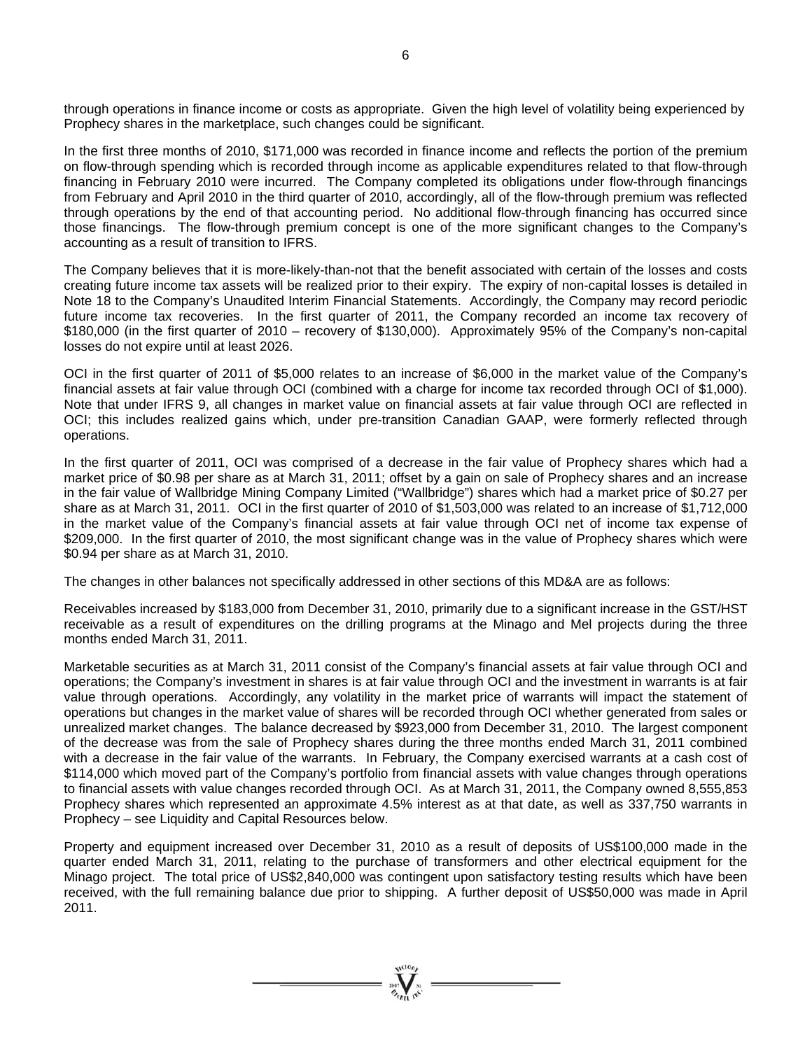through operations in finance income or costs as appropriate. Given the high level of volatility being experienced by Prophecy shares in the marketplace, such changes could be significant.

In the first three months of 2010, $171,000 was recorded in finance income and reflects the portion of the premium on flow-through spending which is recorded through income as applicable expenditures related to that flow-through financing in February 2010 were incurred. The Company completed its obligations under flow-through financings from February and April 2010 in the third quarter of 2010, accordingly, all of the flow-through premium was reflected through operations by the end of that accounting period. No additional flow-through financing has occurred since those financings. The flow-through premium concept is one of the more significant changes to the Company's accounting as a result of transition to IFRS.

The Company believes that it is more-likely-than-not that the benefit associated with certain of the losses and costs creating future income tax assets will be realized prior to their expiry. The expiry of non-capital losses is detailed in Note 18 to the Company's Unaudited Interim Financial Statements. Accordingly, the Company may record periodic future income tax recoveries. In the first quarter of 2011, the Company recorded an income tax recovery of $180,000 (in the first quarter of 2010 – recovery of $130,000). Approximately 95% of the Company's non-capital losses do not expire until at least 2026.

OCI in the first quarter of 2011 of $5,000 relates to an increase of $6,000 in the market value of the Company's financial assets at fair value through OCI (combined with a charge for income tax recorded through OCI of $1,000). Note that under IFRS 9, all changes in market value on financial assets at fair value through OCI are reflected in OCI; this includes realized gains which, under pre-transition Canadian GAAP, were formerly reflected through operations.

In the first quarter of 2011, OCI was comprised of a decrease in the fair value of Prophecy shares which had a market price of $0.98 per share as at March 31, 2011; offset by a gain on sale of Prophecy shares and an increase in the fair value of Wallbridge Mining Company Limited ("Wallbridge") shares which had a market price of $0.27 per share as at March 31, 2011. OCI in the first quarter of 2010 of $1,503,000 was related to an increase of $1,712,000 in the market value of the Company's financial assets at fair value through OCI net of income tax expense of $209,000. In the first quarter of 2010, the most significant change was in the value of Prophecy shares which were $0.94 per share as at March 31, 2010.

The changes in other balances not specifically addressed in other sections of this MD&A are as follows:

Receivables increased by $183,000 from December 31, 2010, primarily due to a significant increase in the GST/HST receivable as a result of expenditures on the drilling programs at the Minago and Mel projects during the three months ended March 31, 2011.

Marketable securities as at March 31, 2011 consist of the Company's financial assets at fair value through OCI and operations; the Company's investment in shares is at fair value through OCI and the investment in warrants is at fair value through operations. Accordingly, any volatility in the market price of warrants will impact the statement of operations but changes in the market value of shares will be recorded through OCI whether generated from sales or unrealized market changes. The balance decreased by $923,000 from December 31, 2010. The largest component of the decrease was from the sale of Prophecy shares during the three months ended March 31, 2011 combined with a decrease in the fair value of the warrants. In February, the Company exercised warrants at a cash cost of $114,000 which moved part of the Company's portfolio from financial assets with value changes through operations to financial assets with value changes recorded through OCI. As at March 31, 2011, the Company owned 8,555,853 Prophecy shares which represented an approximate 4.5% interest as at that date, as well as 337,750 warrants in Prophecy – see Liquidity and Capital Resources below.

Property and equipment increased over December 31, 2010 as a result of deposits of US$100,000 made in the quarter ended March 31, 2011, relating to the purchase of transformers and other electrical equipment for the Minago project. The total price of US$2,840,000 was contingent upon satisfactory testing results which have been received, with the full remaining balance due prior to shipping. A further deposit of US$50,000 was made in April 2011.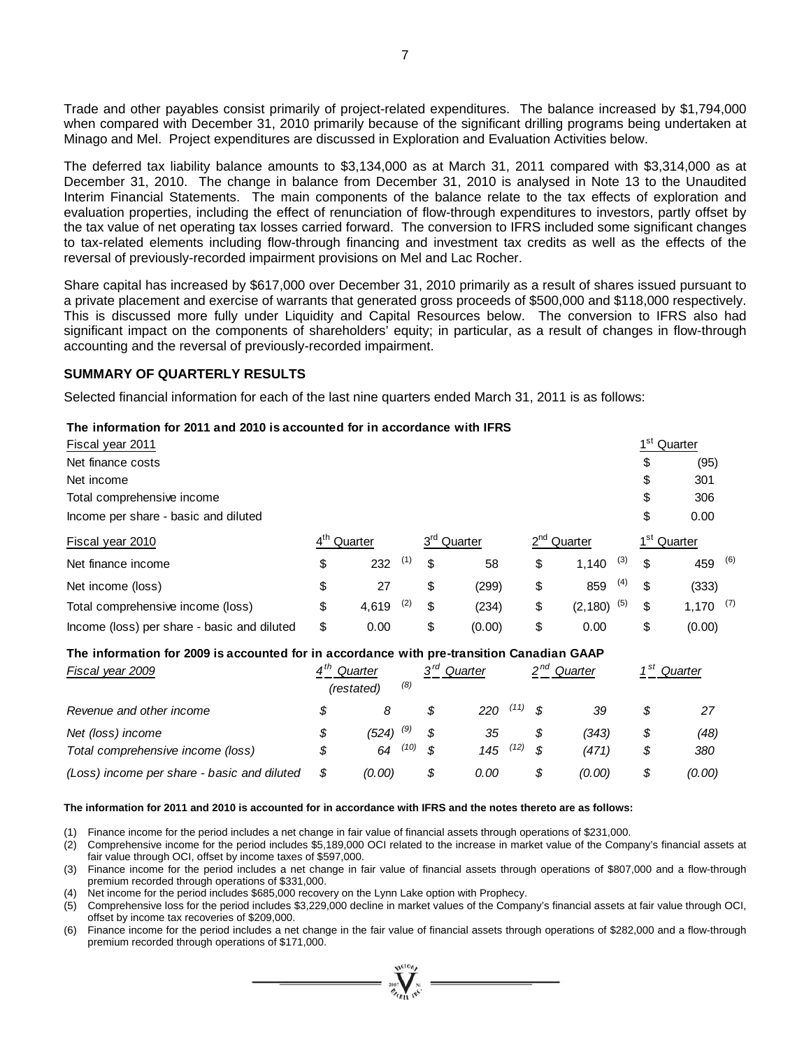Trade and other payables consist primarily of project-related expenditures. The balance increased by $1,794,000 when compared with December 31, 2010 primarily because of the significant drilling programs being undertaken at Minago and Mel. Project expenditures are discussed in Exploration and Evaluation Activities below.

The deferred tax liability balance amounts to $3,134,000 as at March 31, 2011 compared with $3,314,000 as at December 31, 2010. The change in balance from December 31, 2010 is analysed in Note 13 to the Unaudited Interim Financial Statements. The main components of the balance relate to the tax effects of exploration and evaluation properties, including the effect of renunciation of flow-through expenditures to investors, partly offset by the tax value of net operating tax losses carried forward. The conversion to IFRS included some significant changes to tax-related elements including flow-through financing and investment tax credits as well as the effects of the reversal of previously-recorded impairment provisions on Mel and Lac Rocher.

Share capital has increased by $617,000 over December 31, 2010 primarily as a result of shares issued pursuant to a private placement and exercise of warrants that generated gross proceeds of $500,000 and $118,000 respectively. This is discussed more fully under Liquidity and Capital Resources below. The conversion to IFRS also had significant impact on the components of shareholders' equity; in particular, as a result of changes in flow-through accounting and the reversal of previously-recorded impairment.

## SUMMARY OF QUARTERLY RESULTS

Selected financial information for each of the last nine quarters ended March 31, 2011 is as follows:

**The information for 2011 and 2010 is accounted for in accordance with IFRS**

| Fiscal year 2011 | | | | 1st Quarter |
|---|---|---|---|---|
| Net finance costs | | | | $ (95) |
| Net income | | | | $ 301 |
| Total comprehensive income | | | | $ 306 |
| Income per share - basic and diluted | | | | $ 0.00 |

| Fiscal year 2010 | 4th Quarter | 3rd Quarter | 2nd Quarter | 1st Quarter |
|---|---|---|---|---|
| Net finance income | $ 232 (1) | $ 58 | $ 1,140 (3) | $ 459 (6) |
| Net income (loss) | $ 27 | $ (299) | $ 859 (4) | $ (333) |
| Total comprehensive income (loss) | $ 4,619 (2) | $ (234) | $ (2,180) (5) | $ 1,170 (7) |
| Income (loss) per share - basic and diluted | $ 0.00 | $ (0.00) | $ 0.00 | $ (0.00) |

**The information for 2009 is accounted for in accordance with pre-transition Canadian GAAP**

| *Fiscal year 2009* | *4th Quarter (restated) (8)* | *3rd Quarter* | *2nd Quarter* | *1st Quarter* |
|---|---|---|---|---|
| *Revenue and other income* | *$ 8* | *$ 220 (11)* | *$ 39* | *$ 27* |
| *Net (loss) income* | *$ (524) (9)* | *$ 35* | *$ (343)* | *$ (48)* |
| *Total comprehensive income (loss)* | *$ 64 (10)* | *$ 145 (12)* | *$ (471)* | *$ 380* |
| *(Loss) income per share - basic and diluted* | *$ (0.00)* | *$ 0.00* | *$ (0.00)* | *$ (0.00)* |

**The information for 2011 and 2010 is accounted for in accordance with IFRS and the notes thereto are as follows:**

(1) Finance income for the period includes a net change in fair value of financial assets through operations of $231,000.

(2) Comprehensive income for the period includes $5,189,000 OCI related to the increase in market value of the Company's financial assets at fair value through OCI, offset by income taxes of $597,000.

(3) Finance income for the period includes a net change in fair value of financial assets through operations of $807,000 and a flow-through premium recorded through operations of $331,000.

(4) Net income for the period includes $685,000 recovery on the Lynn Lake option with Prophecy.

(5) Comprehensive loss for the period includes $3,229,000 decline in market values of the Company's financial assets at fair value through OCI, offset by income tax recoveries of $209,000.

(6) Finance income for the period includes a net change in the fair value of financial assets through operations of $282,000 and a flow-through premium recorded through operations of $171,000.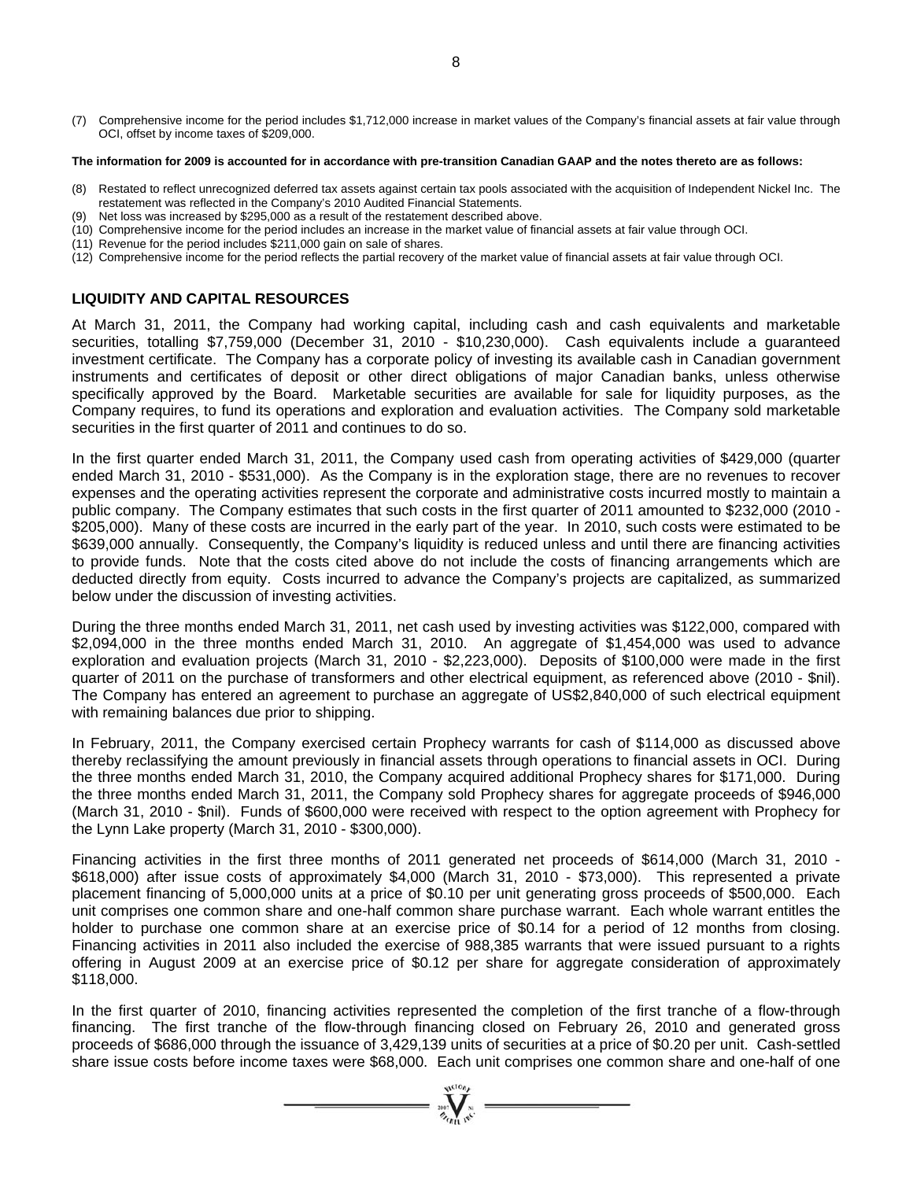(7) Comprehensive income for the period includes \$1,712,000 increase in market values of the Company's financial assets at fair value through OCI, offset by income taxes of \$209,000.

**The information for 2009 is accounted for in accordance with pre-transition Canadian GAAP and the notes thereto are as follows:**

(8) Restated to reflect unrecognized deferred tax assets against certain tax pools associated with the acquisition of Independent Nickel Inc. The restatement was reflected in the Company's 2010 Audited Financial Statements.
(9) Net loss was increased by \$295,000 as a result of the restatement described above.
(10) Comprehensive income for the period includes an increase in the market value of financial assets at fair value through OCI.
(11) Revenue for the period includes \$211,000 gain on sale of shares.
(12) Comprehensive income for the period reflects the partial recovery of the market value of financial assets at fair value through OCI.

## LIQUIDITY AND CAPITAL RESOURCES

At March 31, 2011, the Company had working capital, including cash and cash equivalents and marketable securities, totalling \$7,759,000 (December 31, 2010 - \$10,230,000). Cash equivalents include a guaranteed investment certificate. The Company has a corporate policy of investing its available cash in Canadian government instruments and certificates of deposit or other direct obligations of major Canadian banks, unless otherwise specifically approved by the Board. Marketable securities are available for sale for liquidity purposes, as the Company requires, to fund its operations and exploration and evaluation activities. The Company sold marketable securities in the first quarter of 2011 and continues to do so.

In the first quarter ended March 31, 2011, the Company used cash from operating activities of \$429,000 (quarter ended March 31, 2010 - \$531,000). As the Company is in the exploration stage, there are no revenues to recover expenses and the operating activities represent the corporate and administrative costs incurred mostly to maintain a public company. The Company estimates that such costs in the first quarter of 2011 amounted to \$232,000 (2010 - \$205,000). Many of these costs are incurred in the early part of the year. In 2010, such costs were estimated to be \$639,000 annually. Consequently, the Company's liquidity is reduced unless and until there are financing activities to provide funds. Note that the costs cited above do not include the costs of financing arrangements which are deducted directly from equity. Costs incurred to advance the Company's projects are capitalized, as summarized below under the discussion of investing activities.

During the three months ended March 31, 2011, net cash used by investing activities was \$122,000, compared with \$2,094,000 in the three months ended March 31, 2010. An aggregate of \$1,454,000 was used to advance exploration and evaluation projects (March 31, 2010 - \$2,223,000). Deposits of \$100,000 were made in the first quarter of 2011 on the purchase of transformers and other electrical equipment, as referenced above (2010 - \$nil). The Company has entered an agreement to purchase an aggregate of US\$2,840,000 of such electrical equipment with remaining balances due prior to shipping.

In February, 2011, the Company exercised certain Prophecy warrants for cash of \$114,000 as discussed above thereby reclassifying the amount previously in financial assets through operations to financial assets in OCI. During the three months ended March 31, 2010, the Company acquired additional Prophecy shares for \$171,000. During the three months ended March 31, 2011, the Company sold Prophecy shares for aggregate proceeds of \$946,000 (March 31, 2010 - \$nil). Funds of \$600,000 were received with respect to the option agreement with Prophecy for the Lynn Lake property (March 31, 2010 - \$300,000).

Financing activities in the first three months of 2011 generated net proceeds of \$614,000 (March 31, 2010 - \$618,000) after issue costs of approximately \$4,000 (March 31, 2010 - \$73,000). This represented a private placement financing of 5,000,000 units at a price of \$0.10 per unit generating gross proceeds of \$500,000. Each unit comprises one common share and one-half common share purchase warrant. Each whole warrant entitles the holder to purchase one common share at an exercise price of \$0.14 for a period of 12 months from closing. Financing activities in 2011 also included the exercise of 988,385 warrants that were issued pursuant to a rights offering in August 2009 at an exercise price of \$0.12 per share for aggregate consideration of approximately \$118,000.

In the first quarter of 2010, financing activities represented the completion of the first tranche of a flow-through financing. The first tranche of the flow-through financing closed on February 26, 2010 and generated gross proceeds of \$686,000 through the issuance of 3,429,139 units of securities at a price of \$0.20 per unit. Cash-settled share issue costs before income taxes were \$68,000. Each unit comprises one common share and one-half of one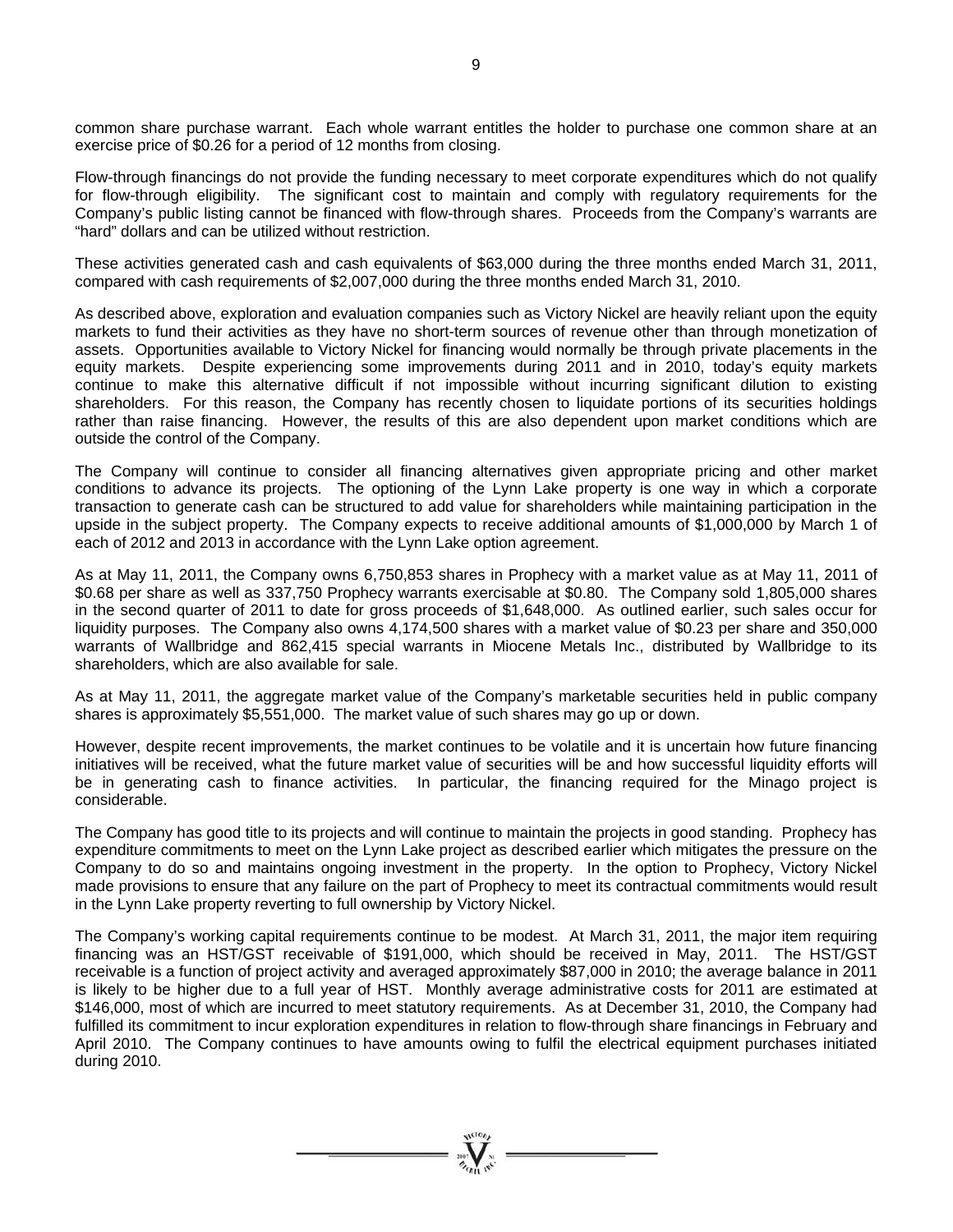common share purchase warrant. Each whole warrant entitles the holder to purchase one common share at an exercise price of $0.26 for a period of 12 months from closing.

Flow-through financings do not provide the funding necessary to meet corporate expenditures which do not qualify for flow-through eligibility. The significant cost to maintain and comply with regulatory requirements for the Company's public listing cannot be financed with flow-through shares. Proceeds from the Company's warrants are "hard" dollars and can be utilized without restriction.

These activities generated cash and cash equivalents of $63,000 during the three months ended March 31, 2011, compared with cash requirements of $2,007,000 during the three months ended March 31, 2010.

As described above, exploration and evaluation companies such as Victory Nickel are heavily reliant upon the equity markets to fund their activities as they have no short-term sources of revenue other than through monetization of assets. Opportunities available to Victory Nickel for financing would normally be through private placements in the equity markets. Despite experiencing some improvements during 2011 and in 2010, today's equity markets continue to make this alternative difficult if not impossible without incurring significant dilution to existing shareholders. For this reason, the Company has recently chosen to liquidate portions of its securities holdings rather than raise financing. However, the results of this are also dependent upon market conditions which are outside the control of the Company.

The Company will continue to consider all financing alternatives given appropriate pricing and other market conditions to advance its projects. The optioning of the Lynn Lake property is one way in which a corporate transaction to generate cash can be structured to add value for shareholders while maintaining participation in the upside in the subject property. The Company expects to receive additional amounts of $1,000,000 by March 1 of each of 2012 and 2013 in accordance with the Lynn Lake option agreement.

As at May 11, 2011, the Company owns 6,750,853 shares in Prophecy with a market value as at May 11, 2011 of $0.68 per share as well as 337,750 Prophecy warrants exercisable at $0.80. The Company sold 1,805,000 shares in the second quarter of 2011 to date for gross proceeds of $1,648,000. As outlined earlier, such sales occur for liquidity purposes. The Company also owns 4,174,500 shares with a market value of $0.23 per share and 350,000 warrants of Wallbridge and 862,415 special warrants in Miocene Metals Inc., distributed by Wallbridge to its shareholders, which are also available for sale.

As at May 11, 2011, the aggregate market value of the Company's marketable securities held in public company shares is approximately $5,551,000. The market value of such shares may go up or down.

However, despite recent improvements, the market continues to be volatile and it is uncertain how future financing initiatives will be received, what the future market value of securities will be and how successful liquidity efforts will be in generating cash to finance activities. In particular, the financing required for the Minago project is considerable.

The Company has good title to its projects and will continue to maintain the projects in good standing. Prophecy has expenditure commitments to meet on the Lynn Lake project as described earlier which mitigates the pressure on the Company to do so and maintains ongoing investment in the property. In the option to Prophecy, Victory Nickel made provisions to ensure that any failure on the part of Prophecy to meet its contractual commitments would result in the Lynn Lake property reverting to full ownership by Victory Nickel.

The Company's working capital requirements continue to be modest. At March 31, 2011, the major item requiring financing was an HST/GST receivable of $191,000, which should be received in May, 2011. The HST/GST receivable is a function of project activity and averaged approximately $87,000 in 2010; the average balance in 2011 is likely to be higher due to a full year of HST. Monthly average administrative costs for 2011 are estimated at $146,000, most of which are incurred to meet statutory requirements. As at December 31, 2010, the Company had fulfilled its commitment to incur exploration expenditures in relation to flow-through share financings in February and April 2010. The Company continues to have amounts owing to fulfil the electrical equipment purchases initiated during 2010.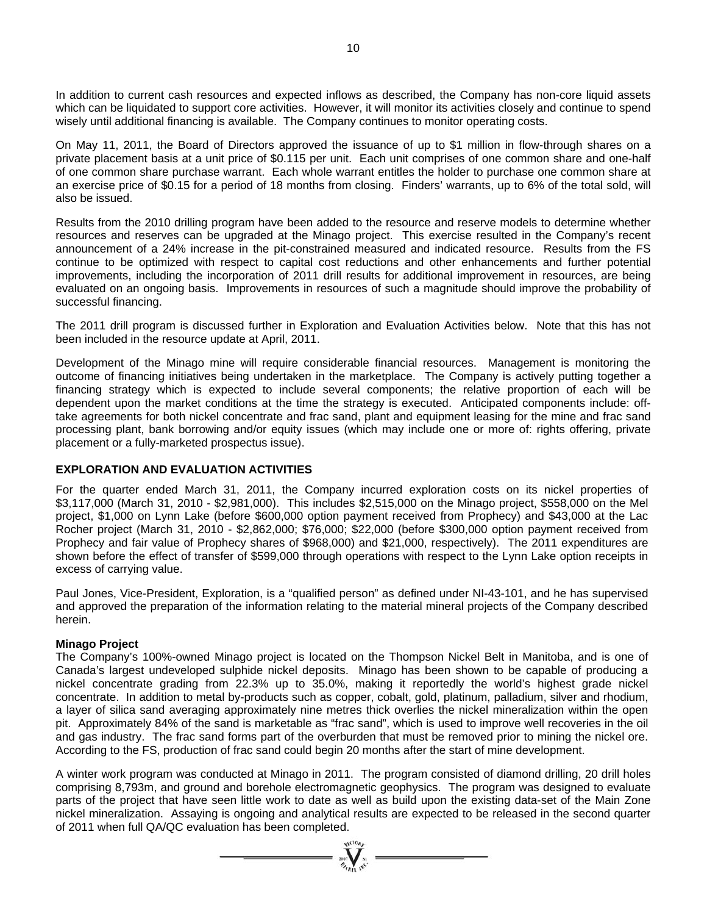In addition to current cash resources and expected inflows as described, the Company has non-core liquid assets which can be liquidated to support core activities. However, it will monitor its activities closely and continue to spend wisely until additional financing is available. The Company continues to monitor operating costs.

On May 11, 2011, the Board of Directors approved the issuance of up to $1 million in flow-through shares on a private placement basis at a unit price of $0.115 per unit. Each unit comprises of one common share and one-half of one common share purchase warrant. Each whole warrant entitles the holder to purchase one common share at an exercise price of $0.15 for a period of 18 months from closing. Finders' warrants, up to 6% of the total sold, will also be issued.

Results from the 2010 drilling program have been added to the resource and reserve models to determine whether resources and reserves can be upgraded at the Minago project. This exercise resulted in the Company's recent announcement of a 24% increase in the pit-constrained measured and indicated resource. Results from the FS continue to be optimized with respect to capital cost reductions and other enhancements and further potential improvements, including the incorporation of 2011 drill results for additional improvement in resources, are being evaluated on an ongoing basis. Improvements in resources of such a magnitude should improve the probability of successful financing.

The 2011 drill program is discussed further in Exploration and Evaluation Activities below. Note that this has not been included in the resource update at April, 2011.

Development of the Minago mine will require considerable financial resources. Management is monitoring the outcome of financing initiatives being undertaken in the marketplace. The Company is actively putting together a financing strategy which is expected to include several components; the relative proportion of each will be dependent upon the market conditions at the time the strategy is executed. Anticipated components include: off-take agreements for both nickel concentrate and frac sand, plant and equipment leasing for the mine and frac sand processing plant, bank borrowing and/or equity issues (which may include one or more of: rights offering, private placement or a fully-marketed prospectus issue).

## EXPLORATION AND EVALUATION ACTIVITIES

For the quarter ended March 31, 2011, the Company incurred exploration costs on its nickel properties of $3,117,000 (March 31, 2010 - $2,981,000). This includes $2,515,000 on the Minago project, $558,000 on the Mel project, $1,000 on Lynn Lake (before $600,000 option payment received from Prophecy) and $43,000 at the Lac Rocher project (March 31, 2010 - $2,862,000; $76,000; $22,000 (before $300,000 option payment received from Prophecy and fair value of Prophecy shares of $968,000) and $21,000, respectively). The 2011 expenditures are shown before the effect of transfer of $599,000 through operations with respect to the Lynn Lake option receipts in excess of carrying value.

Paul Jones, Vice-President, Exploration, is a "qualified person" as defined under NI-43-101, and he has supervised and approved the preparation of the information relating to the material mineral projects of the Company described herein.

### Minago Project

The Company's 100%-owned Minago project is located on the Thompson Nickel Belt in Manitoba, and is one of Canada's largest undeveloped sulphide nickel deposits. Minago has been shown to be capable of producing a nickel concentrate grading from 22.3% up to 35.0%, making it reportedly the world's highest grade nickel concentrate. In addition to metal by-products such as copper, cobalt, gold, platinum, palladium, silver and rhodium, a layer of silica sand averaging approximately nine metres thick overlies the nickel mineralization within the open pit. Approximately 84% of the sand is marketable as "frac sand", which is used to improve well recoveries in the oil and gas industry. The frac sand forms part of the overburden that must be removed prior to mining the nickel ore. According to the FS, production of frac sand could begin 20 months after the start of mine development.

A winter work program was conducted at Minago in 2011. The program consisted of diamond drilling, 20 drill holes comprising 8,793m, and ground and borehole electromagnetic geophysics. The program was designed to evaluate parts of the project that have seen little work to date as well as build upon the existing data-set of the Main Zone nickel mineralization. Assaying is ongoing and analytical results are expected to be released in the second quarter of 2011 when full QA/QC evaluation has been completed.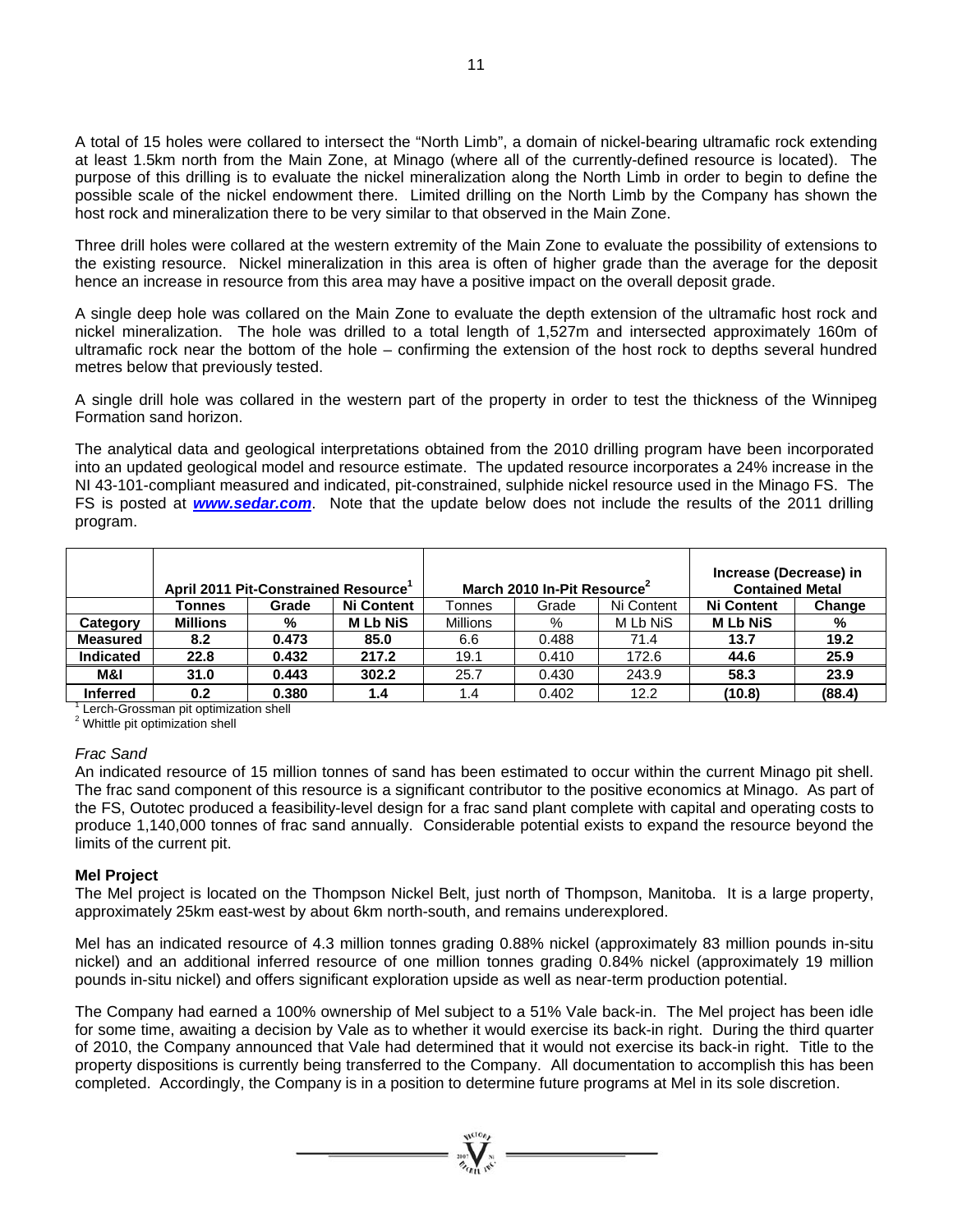A total of 15 holes were collared to intersect the "North Limb", a domain of nickel-bearing ultramafic rock extending at least 1.5km north from the Main Zone, at Minago (where all of the currently-defined resource is located). The purpose of this drilling is to evaluate the nickel mineralization along the North Limb in order to begin to define the possible scale of the nickel endowment there. Limited drilling on the North Limb by the Company has shown the host rock and mineralization there to be very similar to that observed in the Main Zone.

Three drill holes were collared at the western extremity of the Main Zone to evaluate the possibility of extensions to the existing resource. Nickel mineralization in this area is often of higher grade than the average for the deposit hence an increase in resource from this area may have a positive impact on the overall deposit grade.

A single deep hole was collared on the Main Zone to evaluate the depth extension of the ultramafic host rock and nickel mineralization. The hole was drilled to a total length of 1,527m and intersected approximately 160m of ultramafic rock near the bottom of the hole – confirming the extension of the host rock to depths several hundred metres below that previously tested.

A single drill hole was collared in the western part of the property in order to test the thickness of the Winnipeg Formation sand horizon.

The analytical data and geological interpretations obtained from the 2010 drilling program have been incorporated into an updated geological model and resource estimate. The updated resource incorporates a 24% increase in the NI 43-101-compliant measured and indicated, pit-constrained, sulphide nickel resource used in the Minago FS. The FS is posted at ***www.sedar.com***. Note that the update below does not include the results of the 2011 drilling program.

| | April 2011 Pit-Constrained Resource[1] | | | March 2010 In-Pit Resource[2] | | | Increase (Decrease) in Contained Metal | |
|---|---|---|---|---|---|---|---|---|
| | **Tonnes** | **Grade** | **Ni Content** | Tonnes | Grade | Ni Content | **Ni Content** | **Change** |
| **Category** | **Millions** | **%** | **M Lb NiS** | Millions | % | M Lb NiS | **M Lb NiS** | **%** |
| **Measured** | **8.2** | **0.473** | **85.0** | 6.6 | 0.488 | 71.4 | **13.7** | **19.2** |
| **Indicated** | **22.8** | **0.432** | **217.2** | 19.1 | 0.410 | 172.6 | **44.6** | **25.9** |
| **M&I** | **31.0** | **0.443** | **302.2** | 25.7 | 0.430 | 243.9 | **58.3** | **23.9** |
| **Inferred** | **0.2** | **0.380** | **1.4** | 1.4 | 0.402 | 12.2 | **(10.8)** | **(88.4)** |

[1] Lerch-Grossman pit optimization shell
[2] Whittle pit optimization shell

*Frac Sand*

An indicated resource of 15 million tonnes of sand has been estimated to occur within the current Minago pit shell. The frac sand component of this resource is a significant contributor to the positive economics at Minago. As part of the FS, Outotec produced a feasibility-level design for a frac sand plant complete with capital and operating costs to produce 1,140,000 tonnes of frac sand annually. Considerable potential exists to expand the resource beyond the limits of the current pit.

**Mel Project**

The Mel project is located on the Thompson Nickel Belt, just north of Thompson, Manitoba. It is a large property, approximately 25km east-west by about 6km north-south, and remains underexplored.

Mel has an indicated resource of 4.3 million tonnes grading 0.88% nickel (approximately 83 million pounds in-situ nickel) and an additional inferred resource of one million tonnes grading 0.84% nickel (approximately 19 million pounds in-situ nickel) and offers significant exploration upside as well as near-term production potential.

The Company had earned a 100% ownership of Mel subject to a 51% Vale back-in. The Mel project has been idle for some time, awaiting a decision by Vale as to whether it would exercise its back-in right. During the third quarter of 2010, the Company announced that Vale had determined that it would not exercise its back-in right. Title to the property dispositions is currently being transferred to the Company. All documentation to accomplish this has been completed. Accordingly, the Company is in a position to determine future programs at Mel in its sole discretion.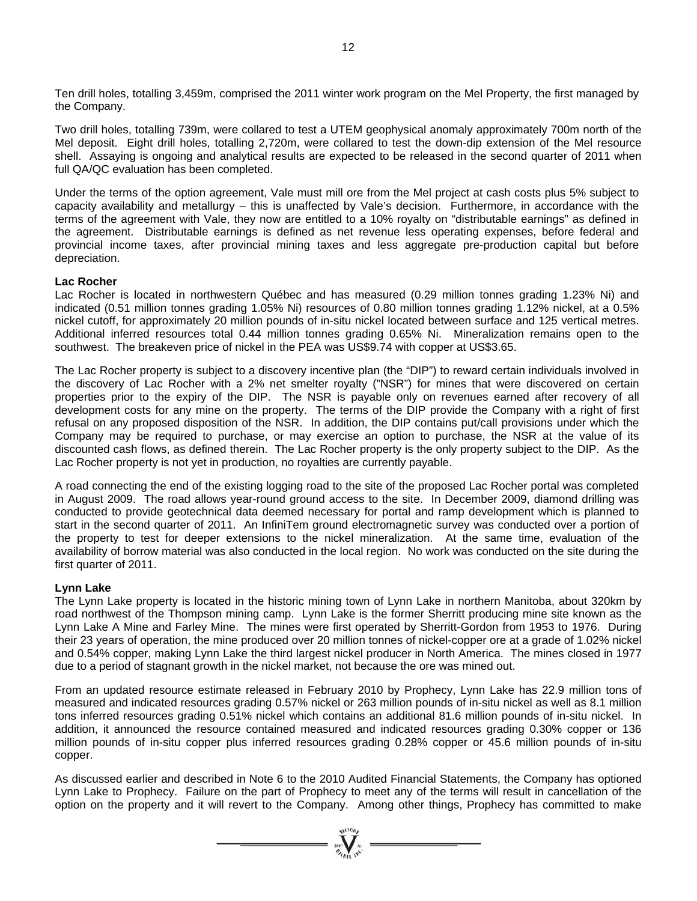Ten drill holes, totalling 3,459m, comprised the 2011 winter work program on the Mel Property, the first managed by the Company.

Two drill holes, totalling 739m, were collared to test a UTEM geophysical anomaly approximately 700m north of the Mel deposit. Eight drill holes, totalling 2,720m, were collared to test the down-dip extension of the Mel resource shell. Assaying is ongoing and analytical results are expected to be released in the second quarter of 2011 when full QA/QC evaluation has been completed.

Under the terms of the option agreement, Vale must mill ore from the Mel project at cash costs plus 5% subject to capacity availability and metallurgy – this is unaffected by Vale's decision. Furthermore, in accordance with the terms of the agreement with Vale, they now are entitled to a 10% royalty on "distributable earnings" as defined in the agreement. Distributable earnings is defined as net revenue less operating expenses, before federal and provincial income taxes, after provincial mining taxes and less aggregate pre-production capital but before depreciation.

**Lac Rocher**

Lac Rocher is located in northwestern Québec and has measured (0.29 million tonnes grading 1.23% Ni) and indicated (0.51 million tonnes grading 1.05% Ni) resources of 0.80 million tonnes grading 1.12% nickel, at a 0.5% nickel cutoff, for approximately 20 million pounds of in-situ nickel located between surface and 125 vertical metres. Additional inferred resources total 0.44 million tonnes grading 0.65% Ni. Mineralization remains open to the southwest. The breakeven price of nickel in the PEA was US$9.74 with copper at US$3.65.

The Lac Rocher property is subject to a discovery incentive plan (the "DIP") to reward certain individuals involved in the discovery of Lac Rocher with a 2% net smelter royalty ("NSR") for mines that were discovered on certain properties prior to the expiry of the DIP. The NSR is payable only on revenues earned after recovery of all development costs for any mine on the property. The terms of the DIP provide the Company with a right of first refusal on any proposed disposition of the NSR. In addition, the DIP contains put/call provisions under which the Company may be required to purchase, or may exercise an option to purchase, the NSR at the value of its discounted cash flows, as defined therein. The Lac Rocher property is the only property subject to the DIP. As the Lac Rocher property is not yet in production, no royalties are currently payable.

A road connecting the end of the existing logging road to the site of the proposed Lac Rocher portal was completed in August 2009. The road allows year-round ground access to the site. In December 2009, diamond drilling was conducted to provide geotechnical data deemed necessary for portal and ramp development which is planned to start in the second quarter of 2011. An InfiniTem ground electromagnetic survey was conducted over a portion of the property to test for deeper extensions to the nickel mineralization. At the same time, evaluation of the availability of borrow material was also conducted in the local region. No work was conducted on the site during the first quarter of 2011.

**Lynn Lake**

The Lynn Lake property is located in the historic mining town of Lynn Lake in northern Manitoba, about 320km by road northwest of the Thompson mining camp. Lynn Lake is the former Sherritt producing mine site known as the Lynn Lake A Mine and Farley Mine. The mines were first operated by Sherritt-Gordon from 1953 to 1976. During their 23 years of operation, the mine produced over 20 million tonnes of nickel-copper ore at a grade of 1.02% nickel and 0.54% copper, making Lynn Lake the third largest nickel producer in North America. The mines closed in 1977 due to a period of stagnant growth in the nickel market, not because the ore was mined out.

From an updated resource estimate released in February 2010 by Prophecy, Lynn Lake has 22.9 million tons of measured and indicated resources grading 0.57% nickel or 263 million pounds of in-situ nickel as well as 8.1 million tons inferred resources grading 0.51% nickel which contains an additional 81.6 million pounds of in-situ nickel. In addition, it announced the resource contained measured and indicated resources grading 0.30% copper or 136 million pounds of in-situ copper plus inferred resources grading 0.28% copper or 45.6 million pounds of in-situ copper.

As discussed earlier and described in Note 6 to the 2010 Audited Financial Statements, the Company has optioned Lynn Lake to Prophecy. Failure on the part of Prophecy to meet any of the terms will result in cancellation of the option on the property and it will revert to the Company. Among other things, Prophecy has committed to make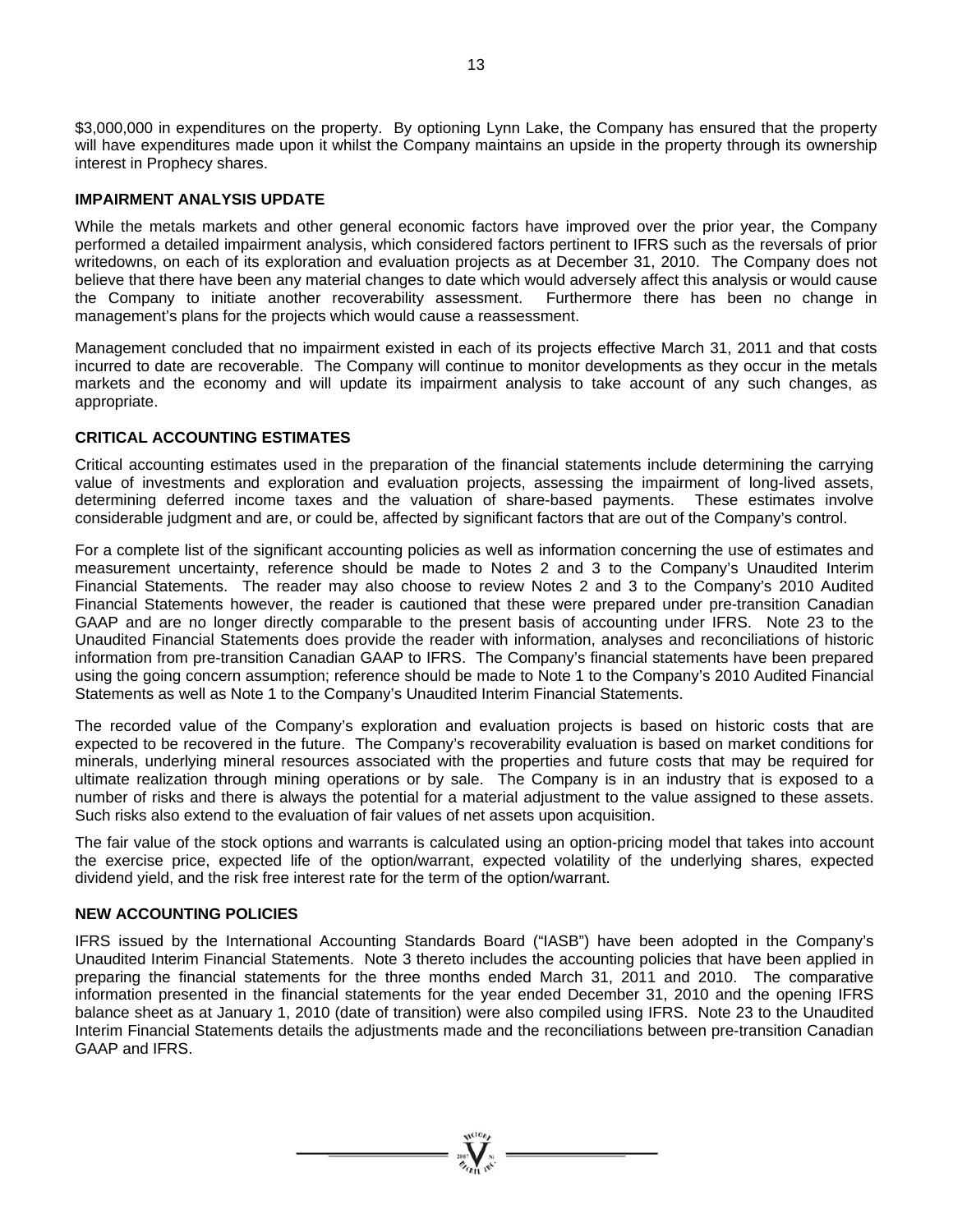$3,000,000 in expenditures on the property. By optioning Lynn Lake, the Company has ensured that the property will have expenditures made upon it whilst the Company maintains an upside in the property through its ownership interest in Prophecy shares.

## IMPAIRMENT ANALYSIS UPDATE

While the metals markets and other general economic factors have improved over the prior year, the Company performed a detailed impairment analysis, which considered factors pertinent to IFRS such as the reversals of prior writedowns, on each of its exploration and evaluation projects as at December 31, 2010. The Company does not believe that there have been any material changes to date which would adversely affect this analysis or would cause the Company to initiate another recoverability assessment. Furthermore there has been no change in management's plans for the projects which would cause a reassessment.

Management concluded that no impairment existed in each of its projects effective March 31, 2011 and that costs incurred to date are recoverable. The Company will continue to monitor developments as they occur in the metals markets and the economy and will update its impairment analysis to take account of any such changes, as appropriate.

## CRITICAL ACCOUNTING ESTIMATES

Critical accounting estimates used in the preparation of the financial statements include determining the carrying value of investments and exploration and evaluation projects, assessing the impairment of long-lived assets, determining deferred income taxes and the valuation of share-based payments. These estimates involve considerable judgment and are, or could be, affected by significant factors that are out of the Company's control.

For a complete list of the significant accounting policies as well as information concerning the use of estimates and measurement uncertainty, reference should be made to Notes 2 and 3 to the Company's Unaudited Interim Financial Statements. The reader may also choose to review Notes 2 and 3 to the Company's 2010 Audited Financial Statements however, the reader is cautioned that these were prepared under pre-transition Canadian GAAP and are no longer directly comparable to the present basis of accounting under IFRS. Note 23 to the Unaudited Financial Statements does provide the reader with information, analyses and reconciliations of historic information from pre-transition Canadian GAAP to IFRS. The Company's financial statements have been prepared using the going concern assumption; reference should be made to Note 1 to the Company's 2010 Audited Financial Statements as well as Note 1 to the Company's Unaudited Interim Financial Statements.

The recorded value of the Company's exploration and evaluation projects is based on historic costs that are expected to be recovered in the future. The Company's recoverability evaluation is based on market conditions for minerals, underlying mineral resources associated with the properties and future costs that may be required for ultimate realization through mining operations or by sale. The Company is in an industry that is exposed to a number of risks and there is always the potential for a material adjustment to the value assigned to these assets. Such risks also extend to the evaluation of fair values of net assets upon acquisition.

The fair value of the stock options and warrants is calculated using an option-pricing model that takes into account the exercise price, expected life of the option/warrant, expected volatility of the underlying shares, expected dividend yield, and the risk free interest rate for the term of the option/warrant.

## NEW ACCOUNTING POLICIES

IFRS issued by the International Accounting Standards Board ("IASB") have been adopted in the Company's Unaudited Interim Financial Statements. Note 3 thereto includes the accounting policies that have been applied in preparing the financial statements for the three months ended March 31, 2011 and 2010. The comparative information presented in the financial statements for the year ended December 31, 2010 and the opening IFRS balance sheet as at January 1, 2010 (date of transition) were also compiled using IFRS. Note 23 to the Unaudited Interim Financial Statements details the adjustments made and the reconciliations between pre-transition Canadian GAAP and IFRS.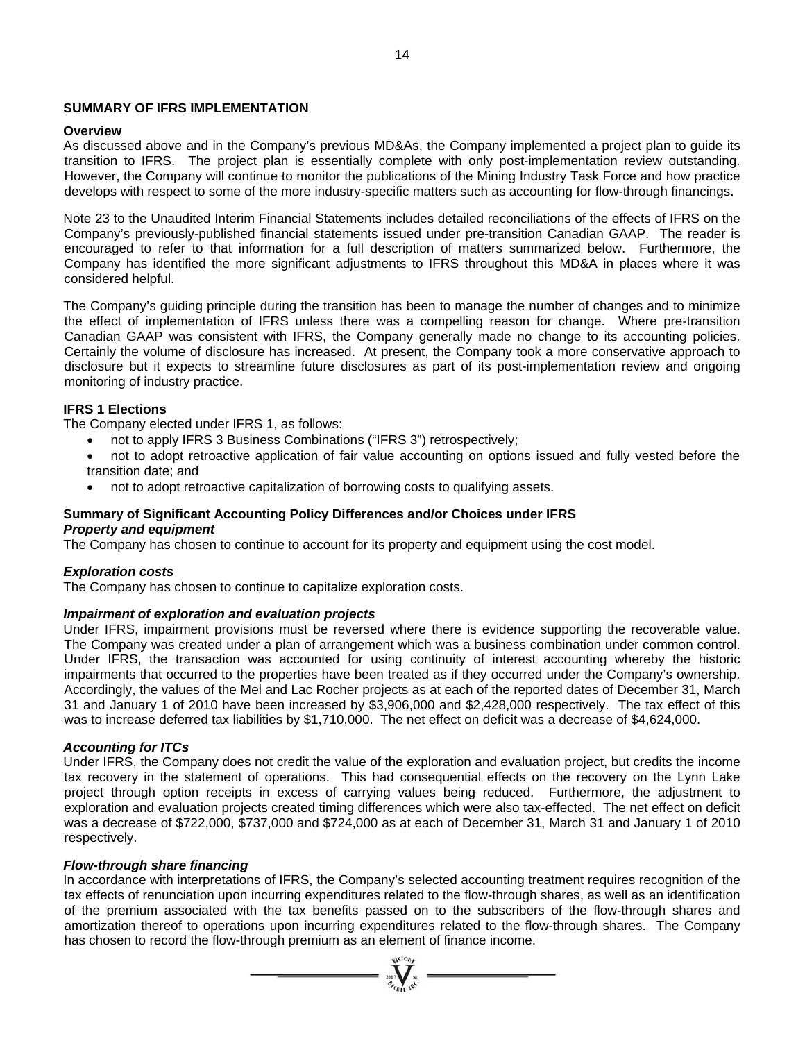## SUMMARY OF IFRS IMPLEMENTATION

### Overview

As discussed above and in the Company's previous MD&As, the Company implemented a project plan to guide its transition to IFRS. The project plan is essentially complete with only post-implementation review outstanding. However, the Company will continue to monitor the publications of the Mining Industry Task Force and how practice develops with respect to some of the more industry-specific matters such as accounting for flow-through financings.

Note 23 to the Unaudited Interim Financial Statements includes detailed reconciliations of the effects of IFRS on the Company's previously-published financial statements issued under pre-transition Canadian GAAP. The reader is encouraged to refer to that information for a full description of matters summarized below. Furthermore, the Company has identified the more significant adjustments to IFRS throughout this MD&A in places where it was considered helpful.

The Company's guiding principle during the transition has been to manage the number of changes and to minimize the effect of implementation of IFRS unless there was a compelling reason for change. Where pre-transition Canadian GAAP was consistent with IFRS, the Company generally made no change to its accounting policies. Certainly the volume of disclosure has increased. At present, the Company took a more conservative approach to disclosure but it expects to streamline future disclosures as part of its post-implementation review and ongoing monitoring of industry practice.

### IFRS 1 Elections

The Company elected under IFRS 1, as follows:

- not to apply IFRS 3 Business Combinations ("IFRS 3") retrospectively;
- not to adopt retroactive application of fair value accounting on options issued and fully vested before the transition date; and
- not to adopt retroactive capitalization of borrowing costs to qualifying assets.

### Summary of Significant Accounting Policy Differences and/or Choices under IFRS

***Property and equipment***

The Company has chosen to continue to account for its property and equipment using the cost model.

***Exploration costs***

The Company has chosen to continue to capitalize exploration costs.

***Impairment of exploration and evaluation projects***

Under IFRS, impairment provisions must be reversed where there is evidence supporting the recoverable value. The Company was created under a plan of arrangement which was a business combination under common control. Under IFRS, the transaction was accounted for using continuity of interest accounting whereby the historic impairments that occurred to the properties have been treated as if they occurred under the Company's ownership. Accordingly, the values of the Mel and Lac Rocher projects as at each of the reported dates of December 31, March 31 and January 1 of 2010 have been increased by $3,906,000 and $2,428,000 respectively. The tax effect of this was to increase deferred tax liabilities by $1,710,000. The net effect on deficit was a decrease of $4,624,000.

***Accounting for ITCs***

Under IFRS, the Company does not credit the value of the exploration and evaluation project, but credits the income tax recovery in the statement of operations. This had consequential effects on the recovery on the Lynn Lake project through option receipts in excess of carrying values being reduced. Furthermore, the adjustment to exploration and evaluation projects created timing differences which were also tax-effected. The net effect on deficit was a decrease of $722,000, $737,000 and $724,000 as at each of December 31, March 31 and January 1 of 2010 respectively.

***Flow-through share financing***

In accordance with interpretations of IFRS, the Company's selected accounting treatment requires recognition of the tax effects of renunciation upon incurring expenditures related to the flow-through shares, as well as an identification of the premium associated with the tax benefits passed on to the subscribers of the flow-through shares and amortization thereof to operations upon incurring expenditures related to the flow-through shares. The Company has chosen to record the flow-through premium as an element of finance income.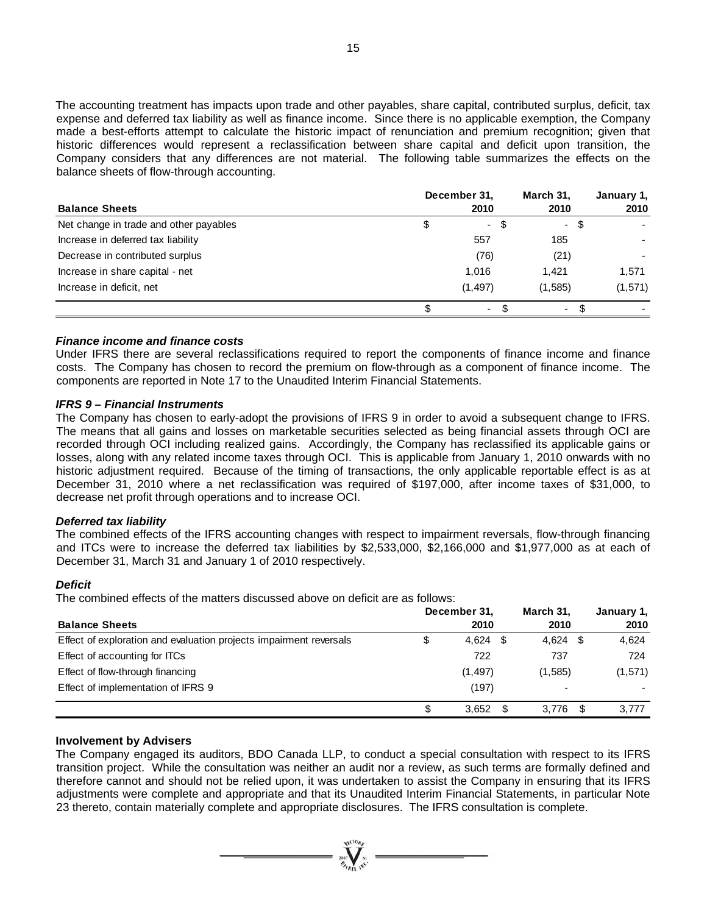The accounting treatment has impacts upon trade and other payables, share capital, contributed surplus, deficit, tax expense and deferred tax liability as well as finance income. Since there is no applicable exemption, the Company made a best-efforts attempt to calculate the historic impact of renunciation and premium recognition; given that historic differences would represent a reclassification between share capital and deficit upon transition, the Company considers that any differences are not material. The following table summarizes the effects on the balance sheets of flow-through accounting.

| Balance Sheets | December 31, 2010 | March 31, 2010 | January 1, 2010 |
|---|---|---|---|
| Net change in trade and other payables | $ - | $ - | $ - |
| Increase in deferred tax liability | 557 | 185 | - |
| Decrease in contributed surplus | (76) | (21) | - |
| Increase in share capital - net | 1,016 | 1,421 | 1,571 |
| Increase in deficit, net | (1,497) | (1,585) | (1,571) |
| | $ - | $ - | $ - |

***Finance income and finance costs***

Under IFRS there are several reclassifications required to report the components of finance income and finance costs. The Company has chosen to record the premium on flow-through as a component of finance income. The components are reported in Note 17 to the Unaudited Interim Financial Statements.

***IFRS 9 – Financial Instruments***

The Company has chosen to early-adopt the provisions of IFRS 9 in order to avoid a subsequent change to IFRS. The means that all gains and losses on marketable securities selected as being financial assets through OCI are recorded through OCI including realized gains. Accordingly, the Company has reclassified its applicable gains or losses, along with any related income taxes through OCI. This is applicable from January 1, 2010 onwards with no historic adjustment required. Because of the timing of transactions, the only applicable reportable effect is as at December 31, 2010 where a net reclassification was required of $197,000, after income taxes of $31,000, to decrease net profit through operations and to increase OCI.

***Deferred tax liability***

The combined effects of the IFRS accounting changes with respect to impairment reversals, flow-through financing and ITCs were to increase the deferred tax liabilities by $2,533,000, $2,166,000 and $1,977,000 as at each of December 31, March 31 and January 1 of 2010 respectively.

***Deficit***

The combined effects of the matters discussed above on deficit are as follows:

| Balance Sheets | December 31, 2010 | March 31, 2010 | January 1, 2010 |
|---|---|---|---|
| Effect of exploration and evaluation projects impairment reversals | $ 4,624 | $ 4,624 | $ 4,624 |
| Effect of accounting for ITCs | 722 | 737 | 724 |
| Effect of flow-through financing | (1,497) | (1,585) | (1,571) |
| Effect of implementation of IFRS 9 | (197) | - | - |
| | $ 3,652 | $ 3,776 | $ 3,777 |

**Involvement by Advisers**

The Company engaged its auditors, BDO Canada LLP, to conduct a special consultation with respect to its IFRS transition project. While the consultation was neither an audit nor a review, as such terms are formally defined and therefore cannot and should not be relied upon, it was undertaken to assist the Company in ensuring that its IFRS adjustments were complete and appropriate and that its Unaudited Interim Financial Statements, in particular Note 23 thereto, contain materially complete and appropriate disclosures. The IFRS consultation is complete.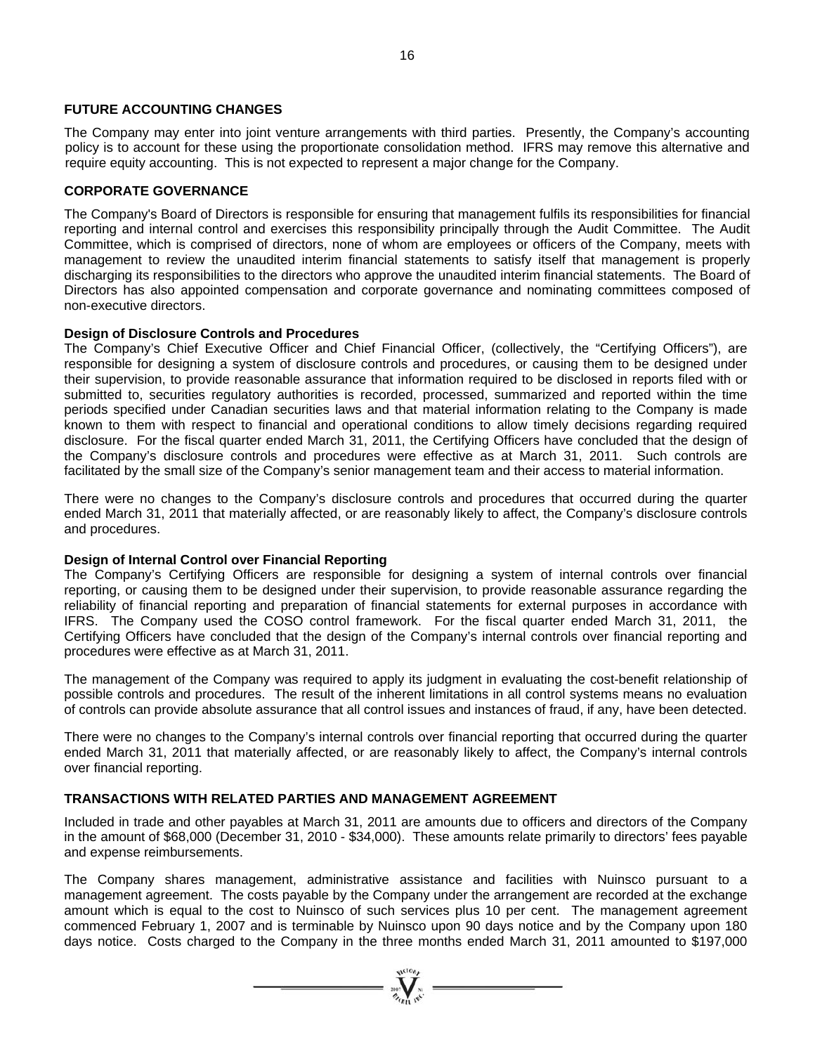## FUTURE ACCOUNTING CHANGES

The Company may enter into joint venture arrangements with third parties. Presently, the Company's accounting policy is to account for these using the proportionate consolidation method. IFRS may remove this alternative and require equity accounting. This is not expected to represent a major change for the Company.

## CORPORATE GOVERNANCE

The Company's Board of Directors is responsible for ensuring that management fulfils its responsibilities for financial reporting and internal control and exercises this responsibility principally through the Audit Committee. The Audit Committee, which is comprised of directors, none of whom are employees or officers of the Company, meets with management to review the unaudited interim financial statements to satisfy itself that management is properly discharging its responsibilities to the directors who approve the unaudited interim financial statements. The Board of Directors has also appointed compensation and corporate governance and nominating committees composed of non-executive directors.

### Design of Disclosure Controls and Procedures

The Company's Chief Executive Officer and Chief Financial Officer, (collectively, the "Certifying Officers"), are responsible for designing a system of disclosure controls and procedures, or causing them to be designed under their supervision, to provide reasonable assurance that information required to be disclosed in reports filed with or submitted to, securities regulatory authorities is recorded, processed, summarized and reported within the time periods specified under Canadian securities laws and that material information relating to the Company is made known to them with respect to financial and operational conditions to allow timely decisions regarding required disclosure. For the fiscal quarter ended March 31, 2011, the Certifying Officers have concluded that the design of the Company's disclosure controls and procedures were effective as at March 31, 2011. Such controls are facilitated by the small size of the Company's senior management team and their access to material information.

There were no changes to the Company's disclosure controls and procedures that occurred during the quarter ended March 31, 2011 that materially affected, or are reasonably likely to affect, the Company's disclosure controls and procedures.

### Design of Internal Control over Financial Reporting

The Company's Certifying Officers are responsible for designing a system of internal controls over financial reporting, or causing them to be designed under their supervision, to provide reasonable assurance regarding the reliability of financial reporting and preparation of financial statements for external purposes in accordance with IFRS. The Company used the COSO control framework. For the fiscal quarter ended March 31, 2011, the Certifying Officers have concluded that the design of the Company's internal controls over financial reporting and procedures were effective as at March 31, 2011.

The management of the Company was required to apply its judgment in evaluating the cost-benefit relationship of possible controls and procedures. The result of the inherent limitations in all control systems means no evaluation of controls can provide absolute assurance that all control issues and instances of fraud, if any, have been detected.

There were no changes to the Company's internal controls over financial reporting that occurred during the quarter ended March 31, 2011 that materially affected, or are reasonably likely to affect, the Company's internal controls over financial reporting.

## TRANSACTIONS WITH RELATED PARTIES AND MANAGEMENT AGREEMENT

Included in trade and other payables at March 31, 2011 are amounts due to officers and directors of the Company in the amount of $68,000 (December 31, 2010 - $34,000). These amounts relate primarily to directors' fees payable and expense reimbursements.

The Company shares management, administrative assistance and facilities with Nuinsco pursuant to a management agreement. The costs payable by the Company under the arrangement are recorded at the exchange amount which is equal to the cost to Nuinsco of such services plus 10 per cent. The management agreement commenced February 1, 2007 and is terminable by Nuinsco upon 90 days notice and by the Company upon 180 days notice. Costs charged to the Company in the three months ended March 31, 2011 amounted to $197,000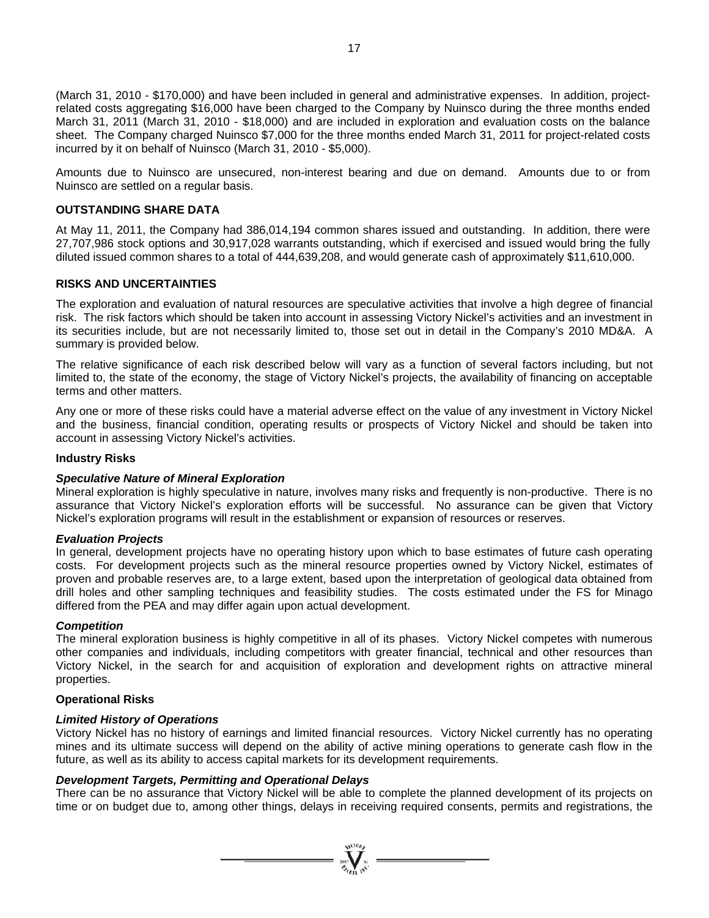(March 31, 2010 - $170,000) and have been included in general and administrative expenses. In addition, project-related costs aggregating $16,000 have been charged to the Company by Nuinsco during the three months ended March 31, 2011 (March 31, 2010 - $18,000) and are included in exploration and evaluation costs on the balance sheet. The Company charged Nuinsco $7,000 for the three months ended March 31, 2011 for project-related costs incurred by it on behalf of Nuinsco (March 31, 2010 - $5,000).

Amounts due to Nuinsco are unsecured, non-interest bearing and due on demand. Amounts due to or from Nuinsco are settled on a regular basis.

## OUTSTANDING SHARE DATA

At May 11, 2011, the Company had 386,014,194 common shares issued and outstanding. In addition, there were 27,707,986 stock options and 30,917,028 warrants outstanding, which if exercised and issued would bring the fully diluted issued common shares to a total of 444,639,208, and would generate cash of approximately $11,610,000.

## RISKS AND UNCERTAINTIES

The exploration and evaluation of natural resources are speculative activities that involve a high degree of financial risk. The risk factors which should be taken into account in assessing Victory Nickel's activities and an investment in its securities include, but are not necessarily limited to, those set out in detail in the Company's 2010 MD&A. A summary is provided below.

The relative significance of each risk described below will vary as a function of several factors including, but not limited to, the state of the economy, the stage of Victory Nickel's projects, the availability of financing on acceptable terms and other matters.

Any one or more of these risks could have a material adverse effect on the value of any investment in Victory Nickel and the business, financial condition, operating results or prospects of Victory Nickel and should be taken into account in assessing Victory Nickel's activities.

### Industry Risks

***Speculative Nature of Mineral Exploration***

Mineral exploration is highly speculative in nature, involves many risks and frequently is non-productive. There is no assurance that Victory Nickel's exploration efforts will be successful. No assurance can be given that Victory Nickel's exploration programs will result in the establishment or expansion of resources or reserves.

***Evaluation Projects***

In general, development projects have no operating history upon which to base estimates of future cash operating costs. For development projects such as the mineral resource properties owned by Victory Nickel, estimates of proven and probable reserves are, to a large extent, based upon the interpretation of geological data obtained from drill holes and other sampling techniques and feasibility studies. The costs estimated under the FS for Minago differed from the PEA and may differ again upon actual development.

***Competition***

The mineral exploration business is highly competitive in all of its phases. Victory Nickel competes with numerous other companies and individuals, including competitors with greater financial, technical and other resources than Victory Nickel, in the search for and acquisition of exploration and development rights on attractive mineral properties.

### Operational Risks

***Limited History of Operations***

Victory Nickel has no history of earnings and limited financial resources. Victory Nickel currently has no operating mines and its ultimate success will depend on the ability of active mining operations to generate cash flow in the future, as well as its ability to access capital markets for its development requirements.

***Development Targets, Permitting and Operational Delays***

There can be no assurance that Victory Nickel will be able to complete the planned development of its projects on time or on budget due to, among other things, delays in receiving required consents, permits and registrations, the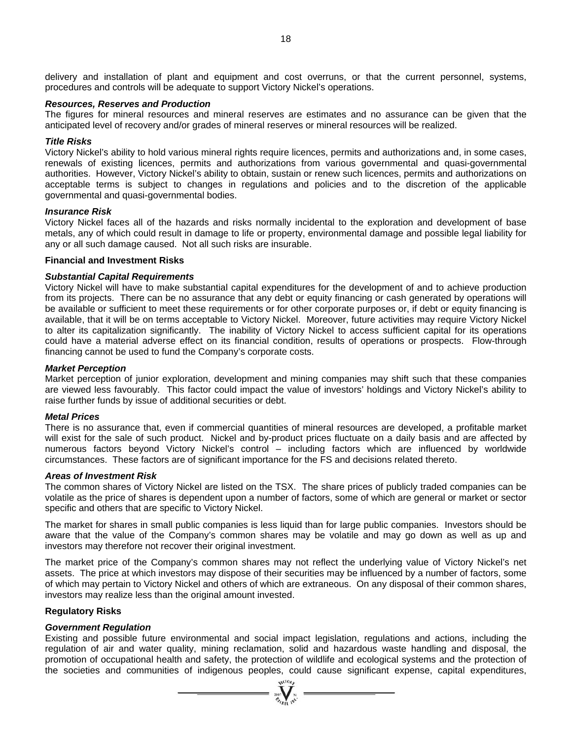delivery and installation of plant and equipment and cost overruns, or that the current personnel, systems, procedures and controls will be adequate to support Victory Nickel's operations.

***Resources, Reserves and Production***

The figures for mineral resources and mineral reserves are estimates and no assurance can be given that the anticipated level of recovery and/or grades of mineral reserves or mineral resources will be realized.

***Title Risks***

Victory Nickel's ability to hold various mineral rights require licences, permits and authorizations and, in some cases, renewals of existing licences, permits and authorizations from various governmental and quasi-governmental authorities. However, Victory Nickel's ability to obtain, sustain or renew such licences, permits and authorizations on acceptable terms is subject to changes in regulations and policies and to the discretion of the applicable governmental and quasi-governmental bodies.

***Insurance Risk***

Victory Nickel faces all of the hazards and risks normally incidental to the exploration and development of base metals, any of which could result in damage to life or property, environmental damage and possible legal liability for any or all such damage caused. Not all such risks are insurable.

**Financial and Investment Risks**

***Substantial Capital Requirements***

Victory Nickel will have to make substantial capital expenditures for the development of and to achieve production from its projects. There can be no assurance that any debt or equity financing or cash generated by operations will be available or sufficient to meet these requirements or for other corporate purposes or, if debt or equity financing is available, that it will be on terms acceptable to Victory Nickel. Moreover, future activities may require Victory Nickel to alter its capitalization significantly. The inability of Victory Nickel to access sufficient capital for its operations could have a material adverse effect on its financial condition, results of operations or prospects. Flow-through financing cannot be used to fund the Company's corporate costs.

***Market Perception***

Market perception of junior exploration, development and mining companies may shift such that these companies are viewed less favourably. This factor could impact the value of investors' holdings and Victory Nickel's ability to raise further funds by issue of additional securities or debt.

***Metal Prices***

There is no assurance that, even if commercial quantities of mineral resources are developed, a profitable market will exist for the sale of such product. Nickel and by-product prices fluctuate on a daily basis and are affected by numerous factors beyond Victory Nickel's control – including factors which are influenced by worldwide circumstances. These factors are of significant importance for the FS and decisions related thereto.

***Areas of Investment Risk***

The common shares of Victory Nickel are listed on the TSX. The share prices of publicly traded companies can be volatile as the price of shares is dependent upon a number of factors, some of which are general or market or sector specific and others that are specific to Victory Nickel.

The market for shares in small public companies is less liquid than for large public companies. Investors should be aware that the value of the Company's common shares may be volatile and may go down as well as up and investors may therefore not recover their original investment.

The market price of the Company's common shares may not reflect the underlying value of Victory Nickel's net assets. The price at which investors may dispose of their securities may be influenced by a number of factors, some of which may pertain to Victory Nickel and others of which are extraneous. On any disposal of their common shares, investors may realize less than the original amount invested.

**Regulatory Risks**

***Government Regulation***

Existing and possible future environmental and social impact legislation, regulations and actions, including the regulation of air and water quality, mining reclamation, solid and hazardous waste handling and disposal, the promotion of occupational health and safety, the protection of wildlife and ecological systems and the protection of the societies and communities of indigenous peoples, could cause significant expense, capital expenditures,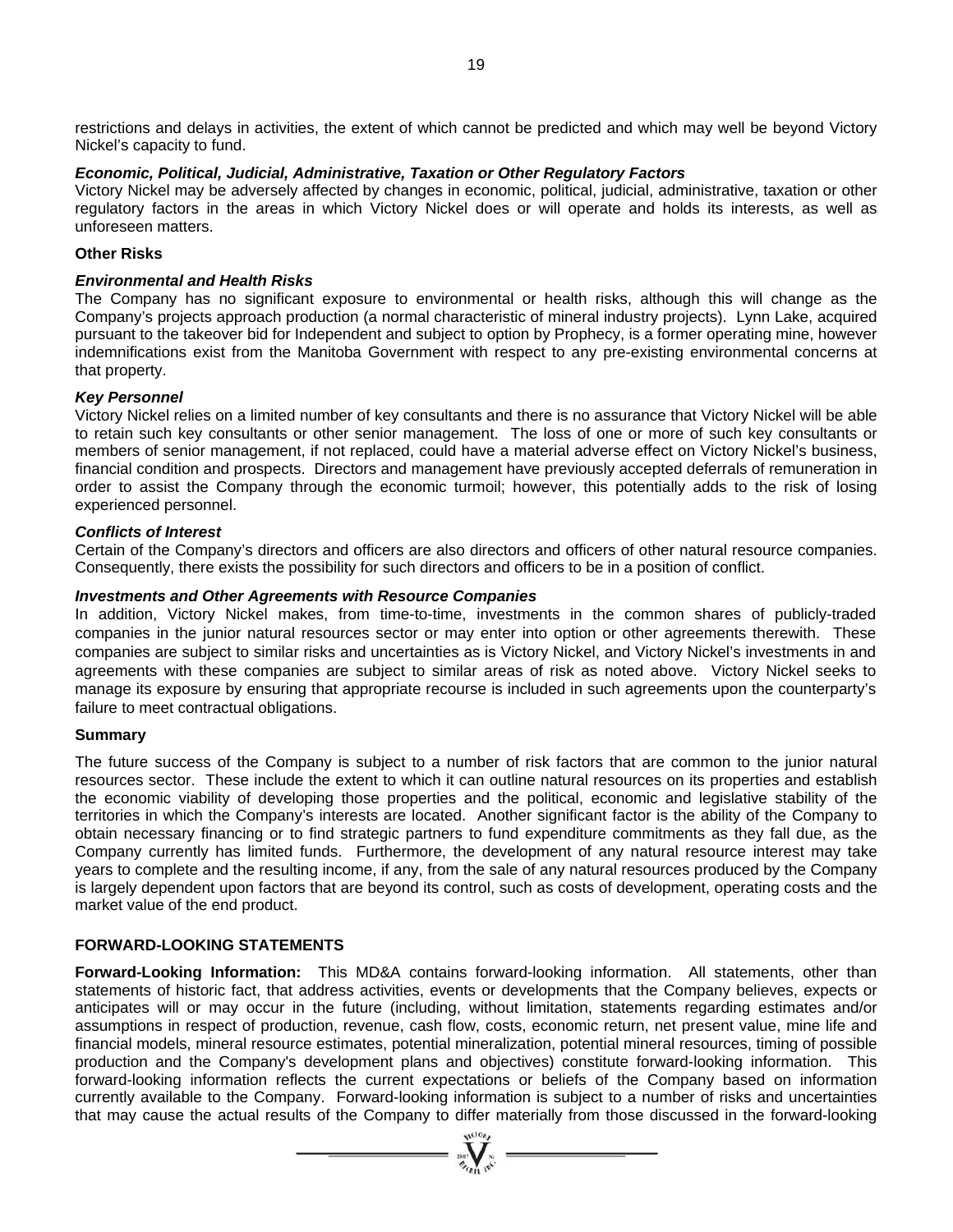restrictions and delays in activities, the extent of which cannot be predicted and which may well be beyond Victory Nickel's capacity to fund.

***Economic, Political, Judicial, Administrative, Taxation or Other Regulatory Factors***

Victory Nickel may be adversely affected by changes in economic, political, judicial, administrative, taxation or other regulatory factors in the areas in which Victory Nickel does or will operate and holds its interests, as well as unforeseen matters.

**Other Risks**

***Environmental and Health Risks***

The Company has no significant exposure to environmental or health risks, although this will change as the Company's projects approach production (a normal characteristic of mineral industry projects). Lynn Lake, acquired pursuant to the takeover bid for Independent and subject to option by Prophecy, is a former operating mine, however indemnifications exist from the Manitoba Government with respect to any pre-existing environmental concerns at that property.

***Key Personnel***

Victory Nickel relies on a limited number of key consultants and there is no assurance that Victory Nickel will be able to retain such key consultants or other senior management. The loss of one or more of such key consultants or members of senior management, if not replaced, could have a material adverse effect on Victory Nickel's business, financial condition and prospects. Directors and management have previously accepted deferrals of remuneration in order to assist the Company through the economic turmoil; however, this potentially adds to the risk of losing experienced personnel.

***Conflicts of Interest***

Certain of the Company's directors and officers are also directors and officers of other natural resource companies. Consequently, there exists the possibility for such directors and officers to be in a position of conflict.

***Investments and Other Agreements with Resource Companies***

In addition, Victory Nickel makes, from time-to-time, investments in the common shares of publicly-traded companies in the junior natural resources sector or may enter into option or other agreements therewith. These companies are subject to similar risks and uncertainties as is Victory Nickel, and Victory Nickel's investments in and agreements with these companies are subject to similar areas of risk as noted above. Victory Nickel seeks to manage its exposure by ensuring that appropriate recourse is included in such agreements upon the counterparty's failure to meet contractual obligations.

**Summary**

The future success of the Company is subject to a number of risk factors that are common to the junior natural resources sector. These include the extent to which it can outline natural resources on its properties and establish the economic viability of developing those properties and the political, economic and legislative stability of the territories in which the Company's interests are located. Another significant factor is the ability of the Company to obtain necessary financing or to find strategic partners to fund expenditure commitments as they fall due, as the Company currently has limited funds. Furthermore, the development of any natural resource interest may take years to complete and the resulting income, if any, from the sale of any natural resources produced by the Company is largely dependent upon factors that are beyond its control, such as costs of development, operating costs and the market value of the end product.

## FORWARD-LOOKING STATEMENTS

**Forward-Looking Information:** This MD&A contains forward-looking information. All statements, other than statements of historic fact, that address activities, events or developments that the Company believes, expects or anticipates will or may occur in the future (including, without limitation, statements regarding estimates and/or assumptions in respect of production, revenue, cash flow, costs, economic return, net present value, mine life and financial models, mineral resource estimates, potential mineralization, potential mineral resources, timing of possible production and the Company's development plans and objectives) constitute forward-looking information. This forward-looking information reflects the current expectations or beliefs of the Company based on information currently available to the Company. Forward-looking information is subject to a number of risks and uncertainties that may cause the actual results of the Company to differ materially from those discussed in the forward-looking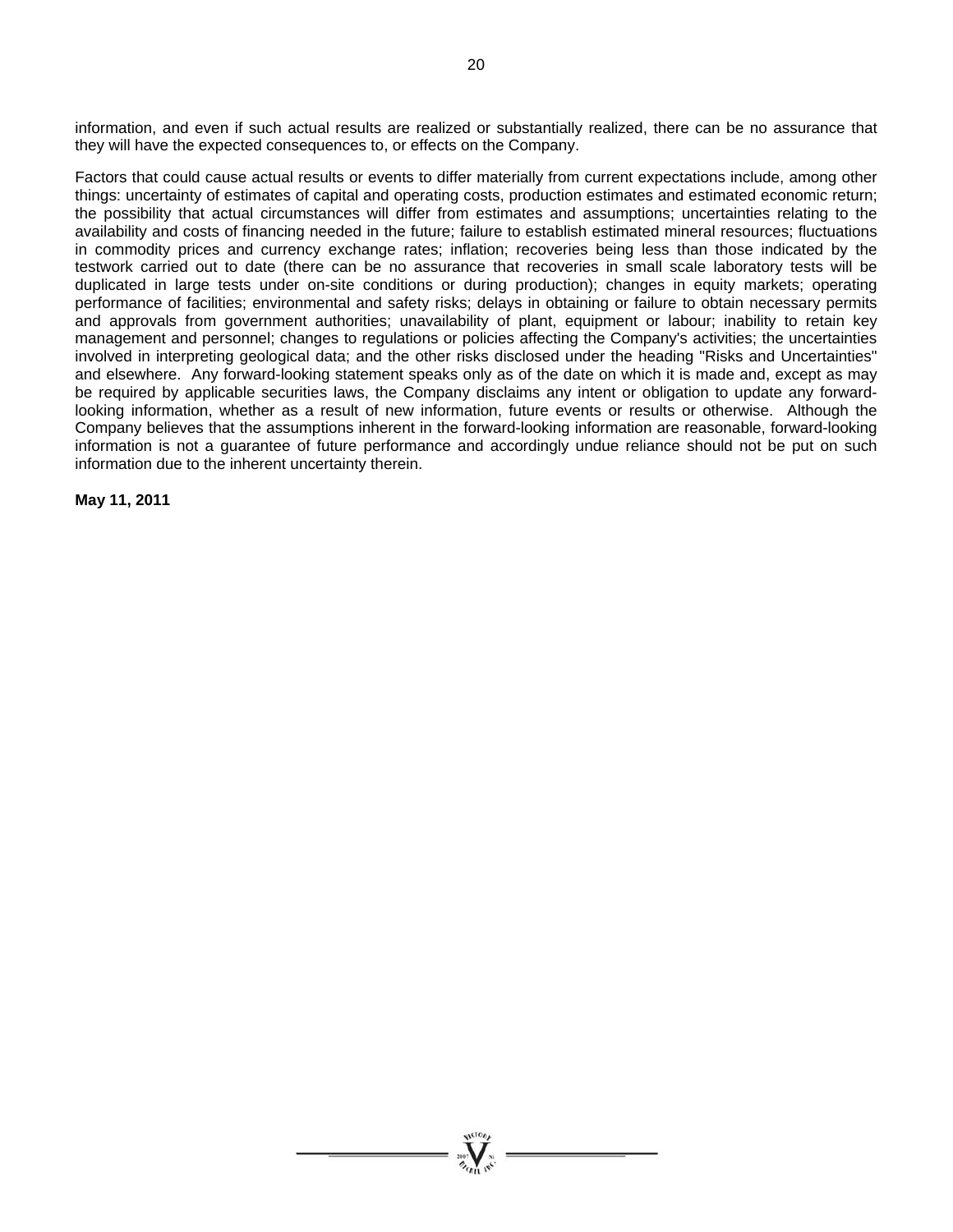information, and even if such actual results are realized or substantially realized, there can be no assurance that they will have the expected consequences to, or effects on the Company.

Factors that could cause actual results or events to differ materially from current expectations include, among other things: uncertainty of estimates of capital and operating costs, production estimates and estimated economic return; the possibility that actual circumstances will differ from estimates and assumptions; uncertainties relating to the availability and costs of financing needed in the future; failure to establish estimated mineral resources; fluctuations in commodity prices and currency exchange rates; inflation; recoveries being less than those indicated by the testwork carried out to date (there can be no assurance that recoveries in small scale laboratory tests will be duplicated in large tests under on-site conditions or during production); changes in equity markets; operating performance of facilities; environmental and safety risks; delays in obtaining or failure to obtain necessary permits and approvals from government authorities; unavailability of plant, equipment or labour; inability to retain key management and personnel; changes to regulations or policies affecting the Company's activities; the uncertainties involved in interpreting geological data; and the other risks disclosed under the heading "Risks and Uncertainties" and elsewhere. Any forward-looking statement speaks only as of the date on which it is made and, except as may be required by applicable securities laws, the Company disclaims any intent or obligation to update any forward-looking information, whether as a result of new information, future events or results or otherwise. Although the Company believes that the assumptions inherent in the forward-looking information are reasonable, forward-looking information is not a guarantee of future performance and accordingly undue reliance should not be put on such information due to the inherent uncertainty therein.

**May 11, 2011**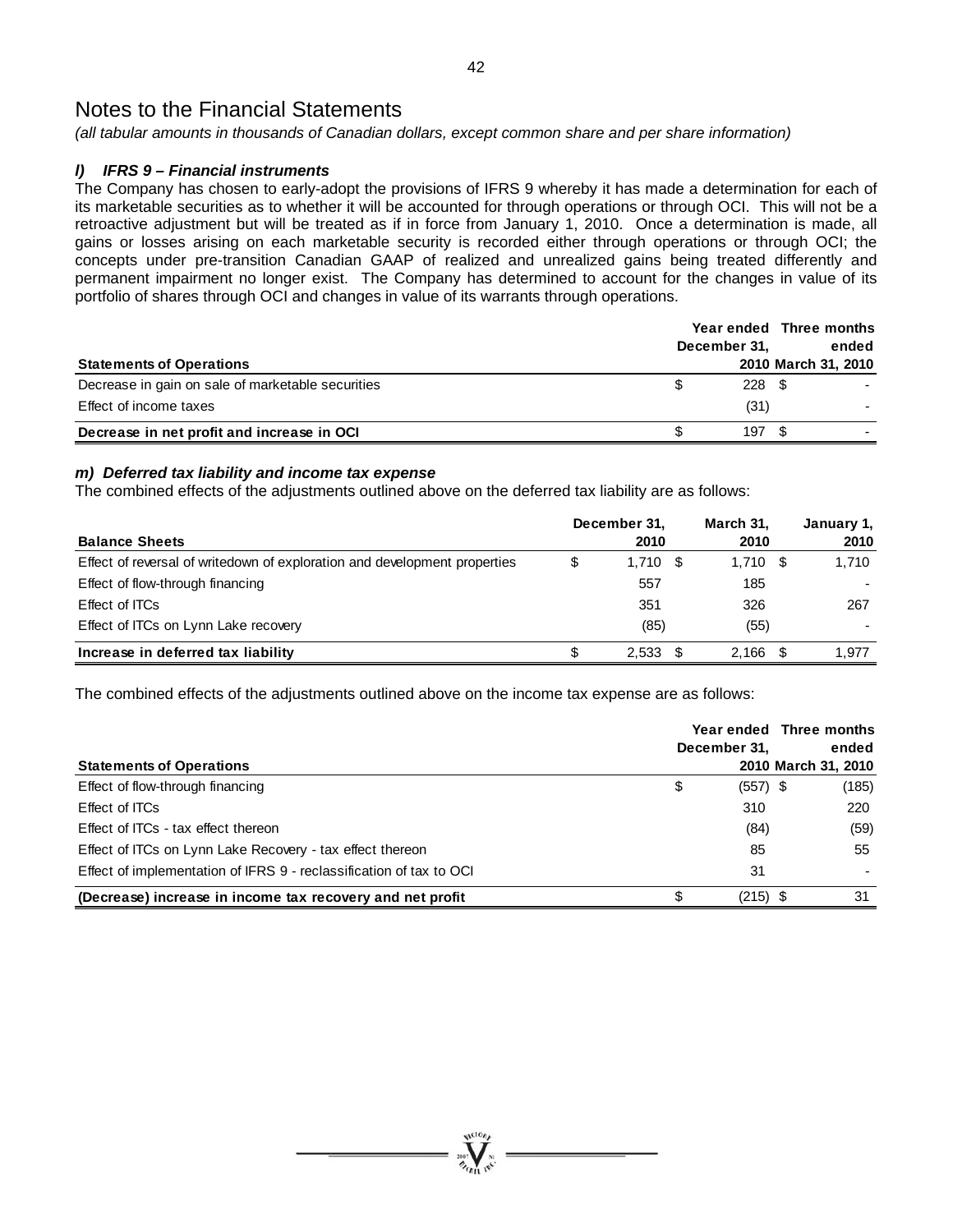# Notes to the Financial Statements

*(all tabular amounts in thousands of Canadian dollars, except common share and per share information)*

### *l) IFRS 9 – Financial instruments*

The Company has chosen to early-adopt the provisions of IFRS 9 whereby it has made a determination for each of its marketable securities as to whether it will be accounted for through operations or through OCI. This will not be a retroactive adjustment but will be treated as if in force from January 1, 2010. Once a determination is made, all gains or losses arising on each marketable security is recorded either through operations or through OCI; the concepts under pre-transition Canadian GAAP of realized and unrealized gains being treated differently and permanent impairment no longer exist. The Company has determined to account for the changes in value of its portfolio of shares through OCI and changes in value of its warrants through operations.

| **Statements of Operations** | **Year ended December 31, 2010** | **Three months ended March 31, 2010** |
|---|---|---|
| Decrease in gain on sale of marketable securities | $ 228 | $ - |
| Effect of income taxes | (31) | - |
| **Decrease in net profit and increase in OCI** | $ 197 | $ - |

### *m) Deferred tax liability and income tax expense*

The combined effects of the adjustments outlined above on the deferred tax liability are as follows:

| **Balance Sheets** | **December 31, 2010** | **March 31, 2010** | **January 1, 2010** |
|---|---|---|---|
| Effect of reversal of writedown of exploration and development properties | $ 1,710 | $ 1,710 | $ 1,710 |
| Effect of flow-through financing | 557 | 185 | - |
| Effect of ITCs | 351 | 326 | 267 |
| Effect of ITCs on Lynn Lake recovery | (85) | (55) | - |
| **Increase in deferred tax liability** | $ 2,533 | $ 2,166 | $ 1,977 |

The combined effects of the adjustments outlined above on the income tax expense are as follows:

| **Statements of Operations** | **Year ended December 31, 2010** | **Three months ended March 31, 2010** |
|---|---|---|
| Effect of flow-through financing | $ (557) | $ (185) |
| Effect of ITCs | 310 | 220 |
| Effect of ITCs - tax effect thereon | (84) | (59) |
| Effect of ITCs on Lynn Lake Recovery - tax effect thereon | 85 | 55 |
| Effect of implementation of IFRS 9 - reclassification of tax to OCI | 31 | - |
| **(Decrease) increase in income tax recovery and net profit** | $ (215) | $ 31 |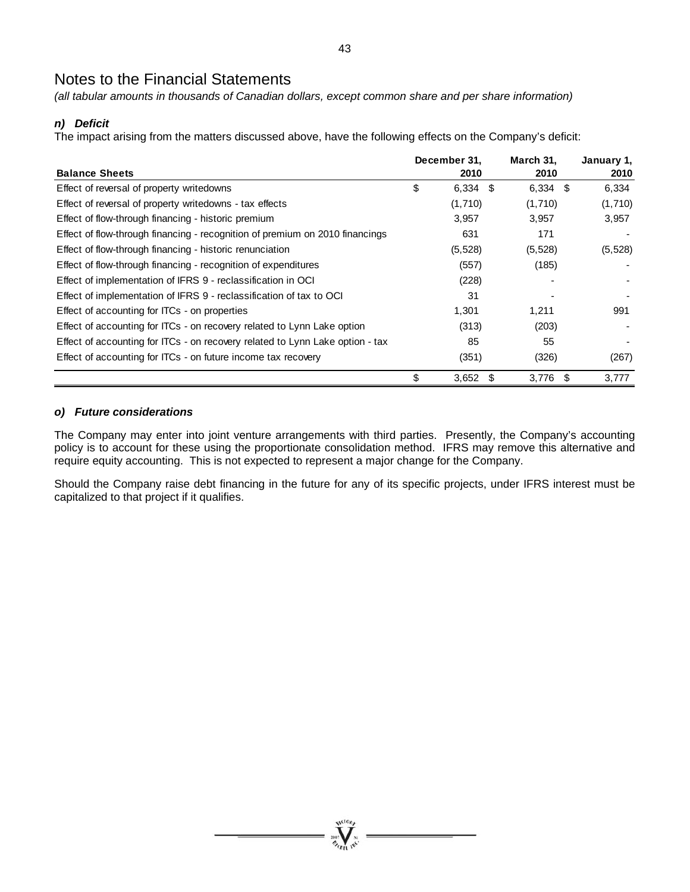# Notes to the Financial Statements

*(all tabular amounts in thousands of Canadian dollars, except common share and per share information)*

### *n) Deficit*

The impact arising from the matters discussed above, have the following effects on the Company's deficit:

| Balance Sheets | December 31, 2010 | March 31, 2010 | January 1, 2010 |
|---|---|---|---|
| Effect of reversal of property writedowns | $ 6,334 | $ 6,334 | $ 6,334 |
| Effect of reversal of property writedowns - tax effects | (1,710) | (1,710) | (1,710) |
| Effect of flow-through financing - historic premium | 3,957 | 3,957 | 3,957 |
| Effect of flow-through financing - recognition of premium on 2010 financings | 631 | 171 | - |
| Effect of flow-through financing - historic renunciation | (5,528) | (5,528) | (5,528) |
| Effect of flow-through financing - recognition of expenditures | (557) | (185) | - |
| Effect of implementation of IFRS 9 - reclassification in OCI | (228) | - | - |
| Effect of implementation of IFRS 9 - reclassification of tax to OCI | 31 | - | - |
| Effect of accounting for ITCs - on properties | 1,301 | 1,211 | 991 |
| Effect of accounting for ITCs - on recovery related to Lynn Lake option | (313) | (203) | - |
| Effect of accounting for ITCs - on recovery related to Lynn Lake option - tax | 85 | 55 | - |
| Effect of accounting for ITCs - on future income tax recovery | (351) | (326) | (267) |
| | $ 3,652 | $ 3,776 | $ 3,777 |

### *o) Future considerations*

The Company may enter into joint venture arrangements with third parties. Presently, the Company's accounting policy is to account for these using the proportionate consolidation method. IFRS may remove this alternative and require equity accounting. This is not expected to represent a major change for the Company.

Should the Company raise debt financing in the future for any of its specific projects, under IFRS interest must be capitalized to that project if it qualifies.